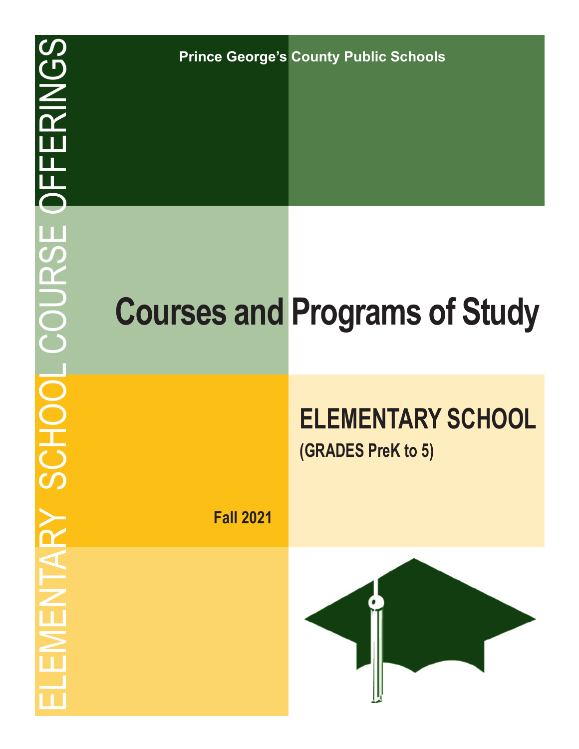ELEMENTARY SCHOOL COURSE OFFERINGS

Prince George's County Public Schools

# Courses and Programs of Study

## ELEMENTARY SCHOOL

**(GRADES PreK to 5)**

**Fall 2021**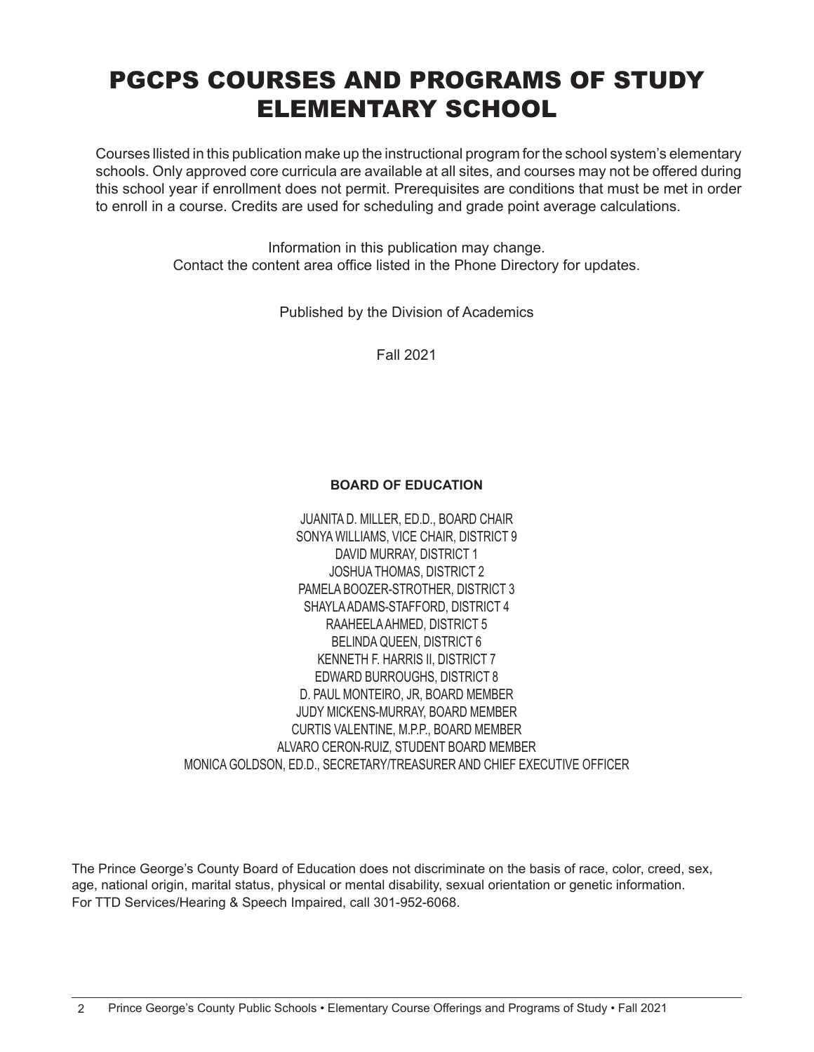# PGCPS COURSES AND PROGRAMS OF STUDY ELEMENTARY SCHOOL

Courses llisted in this publication make up the instructional program for the school system's elementary schools. Only approved core curricula are available at all sites, and courses may not be offered during this school year if enrollment does not permit. Prerequisites are conditions that must be met in order to enroll in a course. Credits are used for scheduling and grade point average calculations.

Information in this publication may change.
Contact the content area office listed in the Phone Directory for updates.

Published by the Division of Academics

Fall 2021

**BOARD OF EDUCATION**

JUANITA D. MILLER, ED.D., BOARD CHAIR
SONYA WILLIAMS, VICE CHAIR, DISTRICT 9
DAVID MURRAY, DISTRICT 1
JOSHUA THOMAS, DISTRICT 2
PAMELA BOOZER-STROTHER, DISTRICT 3
SHAYLA ADAMS-STAFFORD, DISTRICT 4
RAAHEELA AHMED, DISTRICT 5
BELINDA QUEEN, DISTRICT 6
KENNETH F. HARRIS II, DISTRICT 7
EDWARD BURROUGHS, DISTRICT 8
D. PAUL MONTEIRO, JR, BOARD MEMBER
JUDY MICKENS-MURRAY, BOARD MEMBER
CURTIS VALENTINE, M.P.P., BOARD MEMBER
ALVARO CERON-RUIZ, STUDENT BOARD MEMBER
MONICA GOLDSON, ED.D., SECRETARY/TREASURER AND CHIEF EXECUTIVE OFFICER

The Prince George's County Board of Education does not discriminate on the basis of race, color, creed, sex, age, national origin, marital status, physical or mental disability, sexual orientation or genetic information. For TTD Services/Hearing & Speech Impaired, call 301-952-6068.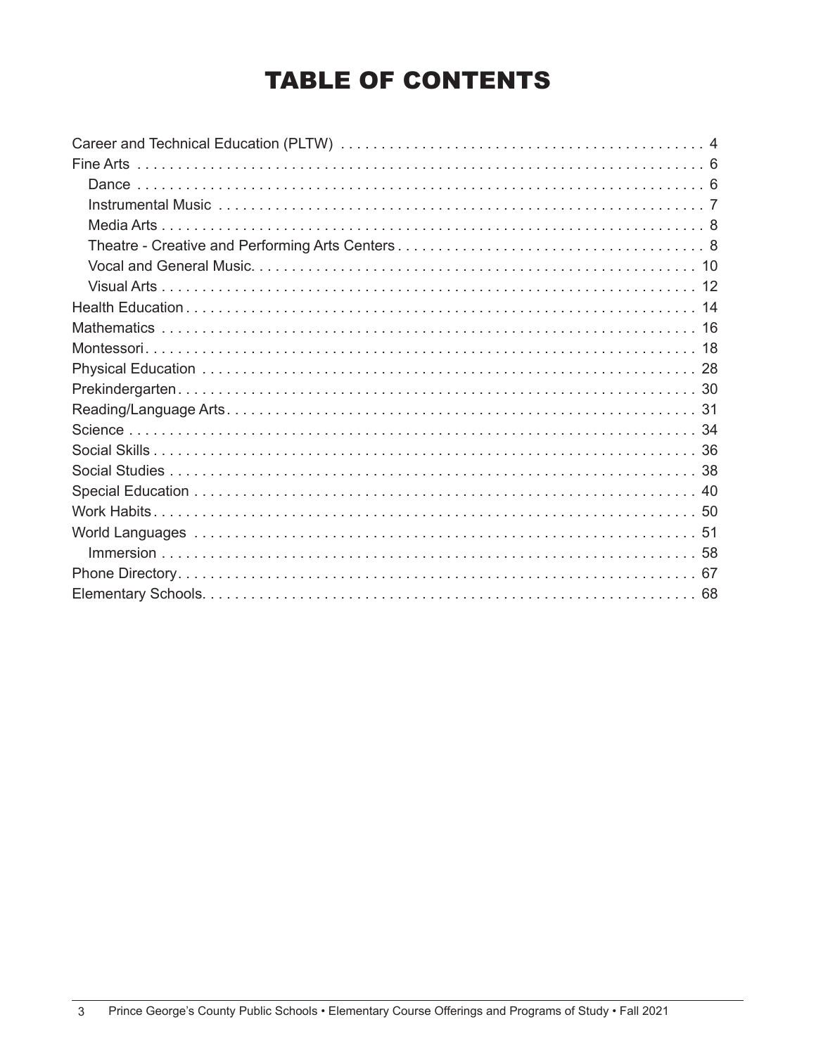# TABLE OF CONTENTS

- Career and Technical Education (PLTW) . . . . . . . . . . . . . . . . . . . . . . . . . . . . . . . . . . . . . . . . . . . . . . 4
- Fine Arts . . . . . . . . . . . . . . . . . . . . . . . . . . . . . . . . . . . . . . . . . . . . . . . . . . . . . . . . . . . . . . . . . . . 6
  - Dance . . . . . . . . . . . . . . . . . . . . . . . . . . . . . . . . . . . . . . . . . . . . . . . . . . . . . . . . . . . . . . . . . 6
  - Instrumental Music . . . . . . . . . . . . . . . . . . . . . . . . . . . . . . . . . . . . . . . . . . . . . . . . . . . . . . 7
  - Media Arts . . . . . . . . . . . . . . . . . . . . . . . . . . . . . . . . . . . . . . . . . . . . . . . . . . . . . . . . . . . . . 8
  - Theatre - Creative and Performing Arts Centers . . . . . . . . . . . . . . . . . . . . . . . . . . . . . . . . . . . 8
  - Vocal and General Music. . . . . . . . . . . . . . . . . . . . . . . . . . . . . . . . . . . . . . . . . . . . . . . . . 10
  - Visual Arts . . . . . . . . . . . . . . . . . . . . . . . . . . . . . . . . . . . . . . . . . . . . . . . . . . . . . . . . . . . . 12
- Health Education . . . . . . . . . . . . . . . . . . . . . . . . . . . . . . . . . . . . . . . . . . . . . . . . . . . . . . . . . . . 14
- Mathematics . . . . . . . . . . . . . . . . . . . . . . . . . . . . . . . . . . . . . . . . . . . . . . . . . . . . . . . . . . . . . . 16
- Montessori. . . . . . . . . . . . . . . . . . . . . . . . . . . . . . . . . . . . . . . . . . . . . . . . . . . . . . . . . . . . . . . . 18
- Physical Education . . . . . . . . . . . . . . . . . . . . . . . . . . . . . . . . . . . . . . . . . . . . . . . . . . . . . . . . . 28
- Prekindergarten. . . . . . . . . . . . . . . . . . . . . . . . . . . . . . . . . . . . . . . . . . . . . . . . . . . . . . . . . . . . 30
- Reading/Language Arts. . . . . . . . . . . . . . . . . . . . . . . . . . . . . . . . . . . . . . . . . . . . . . . . . . . . . . 31
- Science . . . . . . . . . . . . . . . . . . . . . . . . . . . . . . . . . . . . . . . . . . . . . . . . . . . . . . . . . . . . . . . . . . 34
- Social Skills . . . . . . . . . . . . . . . . . . . . . . . . . . . . . . . . . . . . . . . . . . . . . . . . . . . . . . . . . . . . . . . 36
- Social Studies . . . . . . . . . . . . . . . . . . . . . . . . . . . . . . . . . . . . . . . . . . . . . . . . . . . . . . . . . . . . . 38
- Special Education . . . . . . . . . . . . . . . . . . . . . . . . . . . . . . . . . . . . . . . . . . . . . . . . . . . . . . . . . . 40
- Work Habits. . . . . . . . . . . . . . . . . . . . . . . . . . . . . . . . . . . . . . . . . . . . . . . . . . . . . . . . . . . . . . . 50
- World Languages . . . . . . . . . . . . . . . . . . . . . . . . . . . . . . . . . . . . . . . . . . . . . . . . . . . . . . . . . . 51
  - Immersion . . . . . . . . . . . . . . . . . . . . . . . . . . . . . . . . . . . . . . . . . . . . . . . . . . . . . . . . . . . . . 58
- Phone Directory. . . . . . . . . . . . . . . . . . . . . . . . . . . . . . . . . . . . . . . . . . . . . . . . . . . . . . . . . . . . 67
- Elementary Schools. . . . . . . . . . . . . . . . . . . . . . . . . . . . . . . . . . . . . . . . . . . . . . . . . . . . . . . . . 68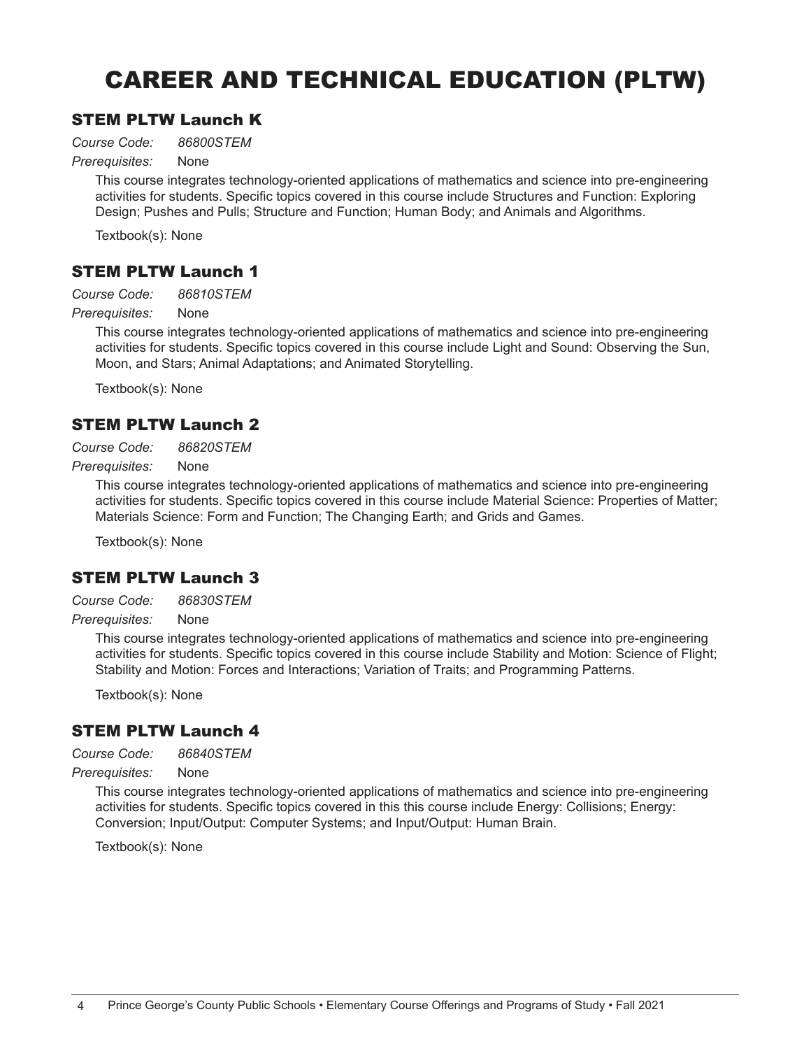# CAREER AND TECHNICAL EDUCATION (PLTW)

## STEM PLTW Launch K

*Course Code:* *86800STEM*

*Prerequisites:* None

This course integrates technology-oriented applications of mathematics and science into pre-engineering activities for students. Specific topics covered in this course include Structures and Function: Exploring Design; Pushes and Pulls; Structure and Function; Human Body; and Animals and Algorithms.

Textbook(s): None

## STEM PLTW Launch 1

*Course Code:* *86810STEM*

*Prerequisites:* None

This course integrates technology-oriented applications of mathematics and science into pre-engineering activities for students. Specific topics covered in this course include Light and Sound: Observing the Sun, Moon, and Stars; Animal Adaptations; and Animated Storytelling.

Textbook(s): None

## STEM PLTW Launch 2

*Course Code:* *86820STEM*

*Prerequisites:* None

This course integrates technology-oriented applications of mathematics and science into pre-engineering activities for students. Specific topics covered in this course include Material Science: Properties of Matter; Materials Science: Form and Function; The Changing Earth; and Grids and Games.

Textbook(s): None

## STEM PLTW Launch 3

*Course Code:* *86830STEM*

*Prerequisites:* None

This course integrates technology-oriented applications of mathematics and science into pre-engineering activities for students. Specific topics covered in this course include Stability and Motion: Science of Flight; Stability and Motion: Forces and Interactions; Variation of Traits; and Programming Patterns.

Textbook(s): None

## STEM PLTW Launch 4

*Course Code:* *86840STEM*

*Prerequisites:* None

This course integrates technology-oriented applications of mathematics and science into pre-engineering activities for students. Specific topics covered in this this course include Energy: Collisions; Energy: Conversion; Input/Output: Computer Systems; and Input/Output: Human Brain.

Textbook(s): None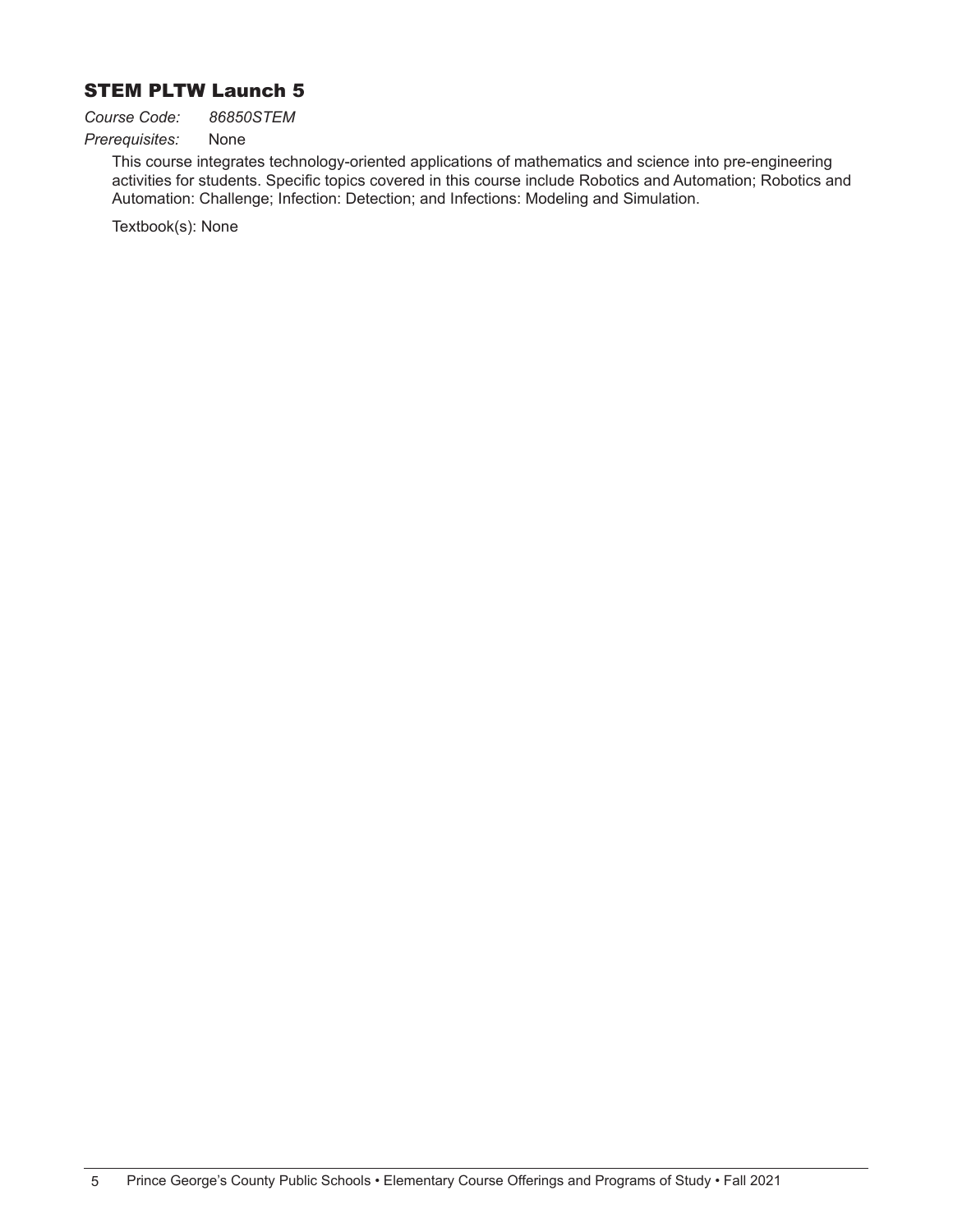## STEM PLTW Launch 5

*Course Code:* *86850STEM*

*Prerequisites:* None

This course integrates technology-oriented applications of mathematics and science into pre-engineering activities for students. Specific topics covered in this course include Robotics and Automation; Robotics and Automation: Challenge; Infection: Detection; and Infections: Modeling and Simulation.

Textbook(s): None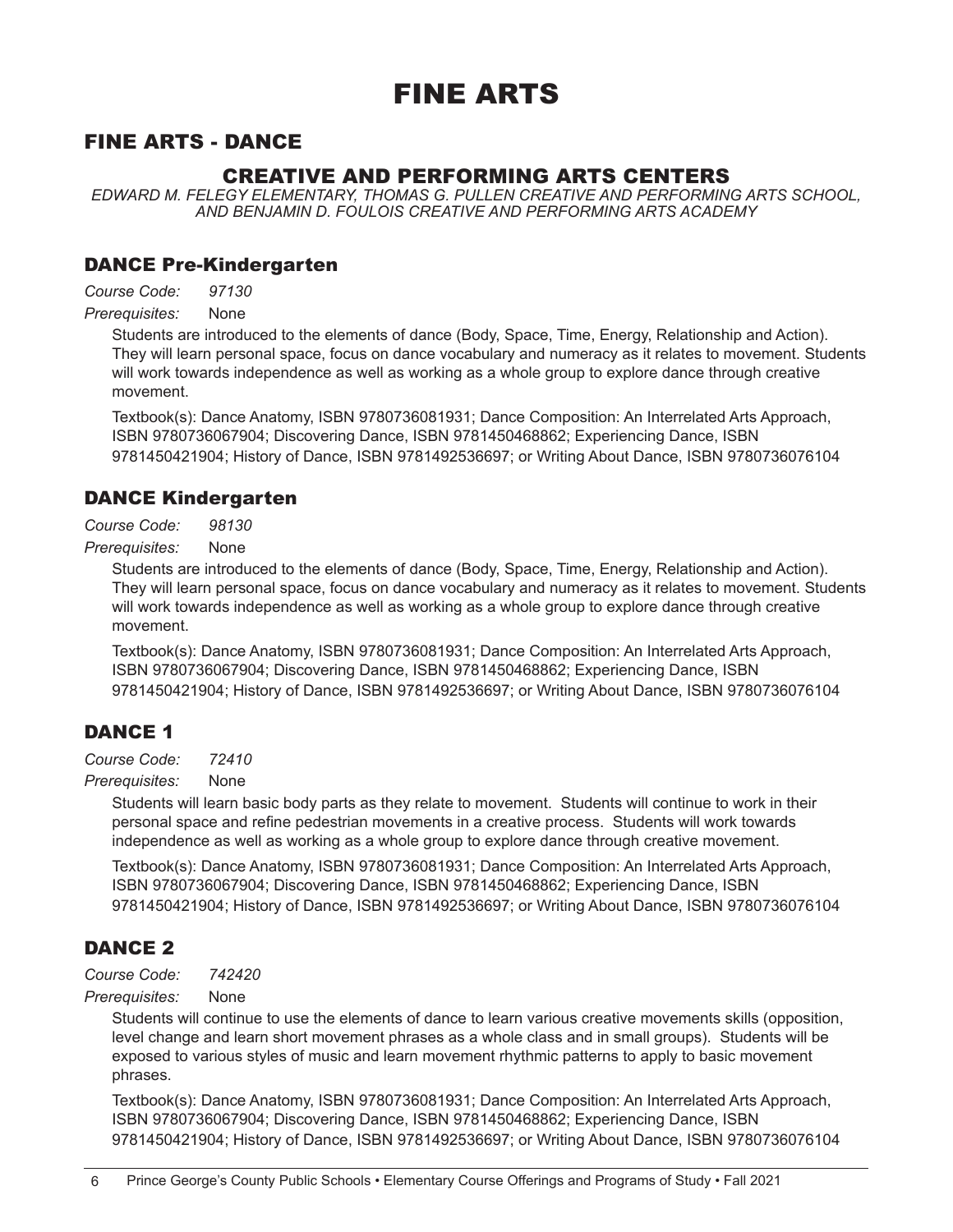# FINE ARTS

## FINE ARTS - DANCE

### CREATIVE AND PERFORMING ARTS CENTERS

*EDWARD M. FELEGY ELEMENTARY, THOMAS G. PULLEN CREATIVE AND PERFORMING ARTS SCHOOL, AND BENJAMIN D. FOULOIS CREATIVE AND PERFORMING ARTS ACADEMY*

### DANCE Pre-Kindergarten

*Course Code:* *97130*

*Prerequisites:* None

Students are introduced to the elements of dance (Body, Space, Time, Energy, Relationship and Action). They will learn personal space, focus on dance vocabulary and numeracy as it relates to movement. Students will work towards independence as well as working as a whole group to explore dance through creative movement.

Textbook(s): Dance Anatomy, ISBN 9780736081931; Dance Composition: An Interrelated Arts Approach, ISBN 9780736067904; Discovering Dance, ISBN 9781450468862; Experiencing Dance, ISBN 9781450421904; History of Dance, ISBN 9781492536697; or Writing About Dance, ISBN 9780736076104

### DANCE Kindergarten

*Course Code:* *98130*

*Prerequisites:* None

Students are introduced to the elements of dance (Body, Space, Time, Energy, Relationship and Action). They will learn personal space, focus on dance vocabulary and numeracy as it relates to movement. Students will work towards independence as well as working as a whole group to explore dance through creative movement.

Textbook(s): Dance Anatomy, ISBN 9780736081931; Dance Composition: An Interrelated Arts Approach, ISBN 9780736067904; Discovering Dance, ISBN 9781450468862; Experiencing Dance, ISBN 9781450421904; History of Dance, ISBN 9781492536697; or Writing About Dance, ISBN 9780736076104

### DANCE 1

*Course Code:* *72410*

*Prerequisites:* None

Students will learn basic body parts as they relate to movement. Students will continue to work in their personal space and refine pedestrian movements in a creative process. Students will work towards independence as well as working as a whole group to explore dance through creative movement.

Textbook(s): Dance Anatomy, ISBN 9780736081931; Dance Composition: An Interrelated Arts Approach, ISBN 9780736067904; Discovering Dance, ISBN 9781450468862; Experiencing Dance, ISBN 9781450421904; History of Dance, ISBN 9781492536697; or Writing About Dance, ISBN 9780736076104

### DANCE 2

*Course Code:* *742420*

*Prerequisites:* None

Students will continue to use the elements of dance to learn various creative movements skills (opposition, level change and learn short movement phrases as a whole class and in small groups). Students will be exposed to various styles of music and learn movement rhythmic patterns to apply to basic movement phrases.

Textbook(s): Dance Anatomy, ISBN 9780736081931; Dance Composition: An Interrelated Arts Approach, ISBN 9780736067904; Discovering Dance, ISBN 9781450468862; Experiencing Dance, ISBN 9781450421904; History of Dance, ISBN 9781492536697; or Writing About Dance, ISBN 9780736076104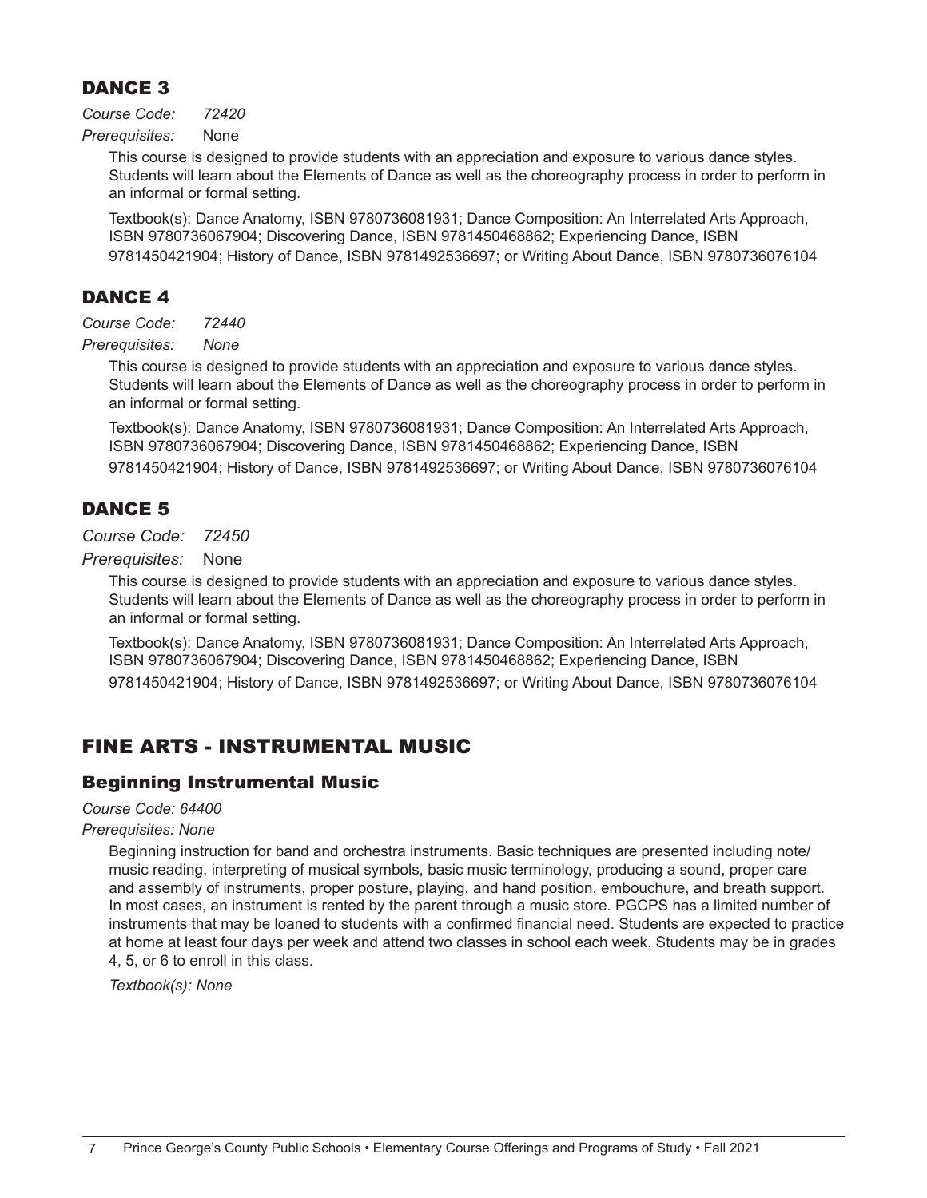## DANCE 3

*Course Code:* *72420*

*Prerequisites:* None

This course is designed to provide students with an appreciation and exposure to various dance styles. Students will learn about the Elements of Dance as well as the choreography process in order to perform in an informal or formal setting.

Textbook(s): Dance Anatomy, ISBN 9780736081931; Dance Composition: An Interrelated Arts Approach, ISBN 9780736067904; Discovering Dance, ISBN 9781450468862; Experiencing Dance, ISBN 9781450421904; History of Dance, ISBN 9781492536697; or Writing About Dance, ISBN 9780736076104

## DANCE 4

*Course Code:* *72440*

*Prerequisites:* *None*

This course is designed to provide students with an appreciation and exposure to various dance styles. Students will learn about the Elements of Dance as well as the choreography process in order to perform in an informal or formal setting.

Textbook(s): Dance Anatomy, ISBN 9780736081931; Dance Composition: An Interrelated Arts Approach, ISBN 9780736067904; Discovering Dance, ISBN 9781450468862; Experiencing Dance, ISBN 9781450421904; History of Dance, ISBN 9781492536697; or Writing About Dance, ISBN 9780736076104

## DANCE 5

*Course Code:* *72450*

*Prerequisites:* None

This course is designed to provide students with an appreciation and exposure to various dance styles. Students will learn about the Elements of Dance as well as the choreography process in order to perform in an informal or formal setting.

Textbook(s): Dance Anatomy, ISBN 9780736081931; Dance Composition: An Interrelated Arts Approach, ISBN 9780736067904; Discovering Dance, ISBN 9781450468862; Experiencing Dance, ISBN 9781450421904; History of Dance, ISBN 9781492536697; or Writing About Dance, ISBN 9780736076104

# FINE ARTS - INSTRUMENTAL MUSIC

### Beginning Instrumental Music

*Course Code: 64400*

*Prerequisites: None*

Beginning instruction for band and orchestra instruments. Basic techniques are presented including note/music reading, interpreting of musical symbols, basic music terminology, producing a sound, proper care and assembly of instruments, proper posture, playing, and hand position, embouchure, and breath support. In most cases, an instrument is rented by the parent through a music store. PGCPS has a limited number of instruments that may be loaned to students with a confirmed financial need. Students are expected to practice at home at least four days per week and attend two classes in school each week. Students may be in grades 4, 5, or 6 to enroll in this class.

*Textbook(s): None*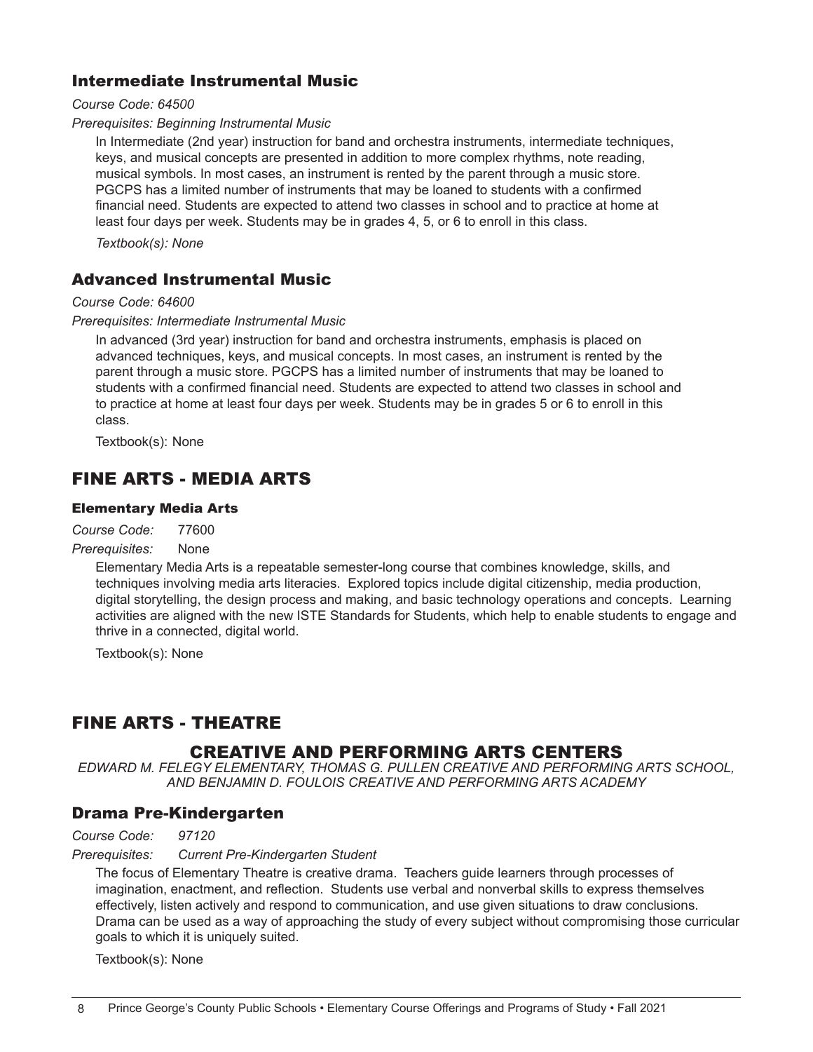### Intermediate Instrumental Music

*Course Code: 64500*

*Prerequisites: Beginning Instrumental Music*

In Intermediate (2nd year) instruction for band and orchestra instruments, intermediate techniques, keys, and musical concepts are presented in addition to more complex rhythms, note reading, musical symbols. In most cases, an instrument is rented by the parent through a music store. PGCPS has a limited number of instruments that may be loaned to students with a confirmed financial need. Students are expected to attend two classes in school and to practice at home at least four days per week. Students may be in grades 4, 5, or 6 to enroll in this class.

*Textbook(s): None*

### Advanced Instrumental Music

*Course Code: 64600*

*Prerequisites: Intermediate Instrumental Music*

In advanced (3rd year) instruction for band and orchestra instruments, emphasis is placed on advanced techniques, keys, and musical concepts. In most cases, an instrument is rented by the parent through a music store. PGCPS has a limited number of instruments that may be loaned to students with a confirmed financial need. Students are expected to attend two classes in school and to practice at home at least four days per week. Students may be in grades 5 or 6 to enroll in this class.

Textbook(s): None

## FINE ARTS - MEDIA ARTS

#### Elementary Media Arts

*Course Code:* 77600

*Prerequisites:* None

Elementary Media Arts is a repeatable semester-long course that combines knowledge, skills, and techniques involving media arts literacies. Explored topics include digital citizenship, media production, digital storytelling, the design process and making, and basic technology operations and concepts. Learning activities are aligned with the new ISTE Standards for Students, which help to enable students to engage and thrive in a connected, digital world.

Textbook(s): None

## FINE ARTS - THEATRE

### CREATIVE AND PERFORMING ARTS CENTERS

*EDWARD M. FELEGY ELEMENTARY, THOMAS G. PULLEN CREATIVE AND PERFORMING ARTS SCHOOL, AND BENJAMIN D. FOULOIS CREATIVE AND PERFORMING ARTS ACADEMY*

### Drama Pre-Kindergarten

*Course Code: 97120*

*Prerequisites: Current Pre-Kindergarten Student*

The focus of Elementary Theatre is creative drama. Teachers guide learners through processes of imagination, enactment, and reflection. Students use verbal and nonverbal skills to express themselves effectively, listen actively and respond to communication, and use given situations to draw conclusions. Drama can be used as a way of approaching the study of every subject without compromising those curricular goals to which it is uniquely suited.

Textbook(s): None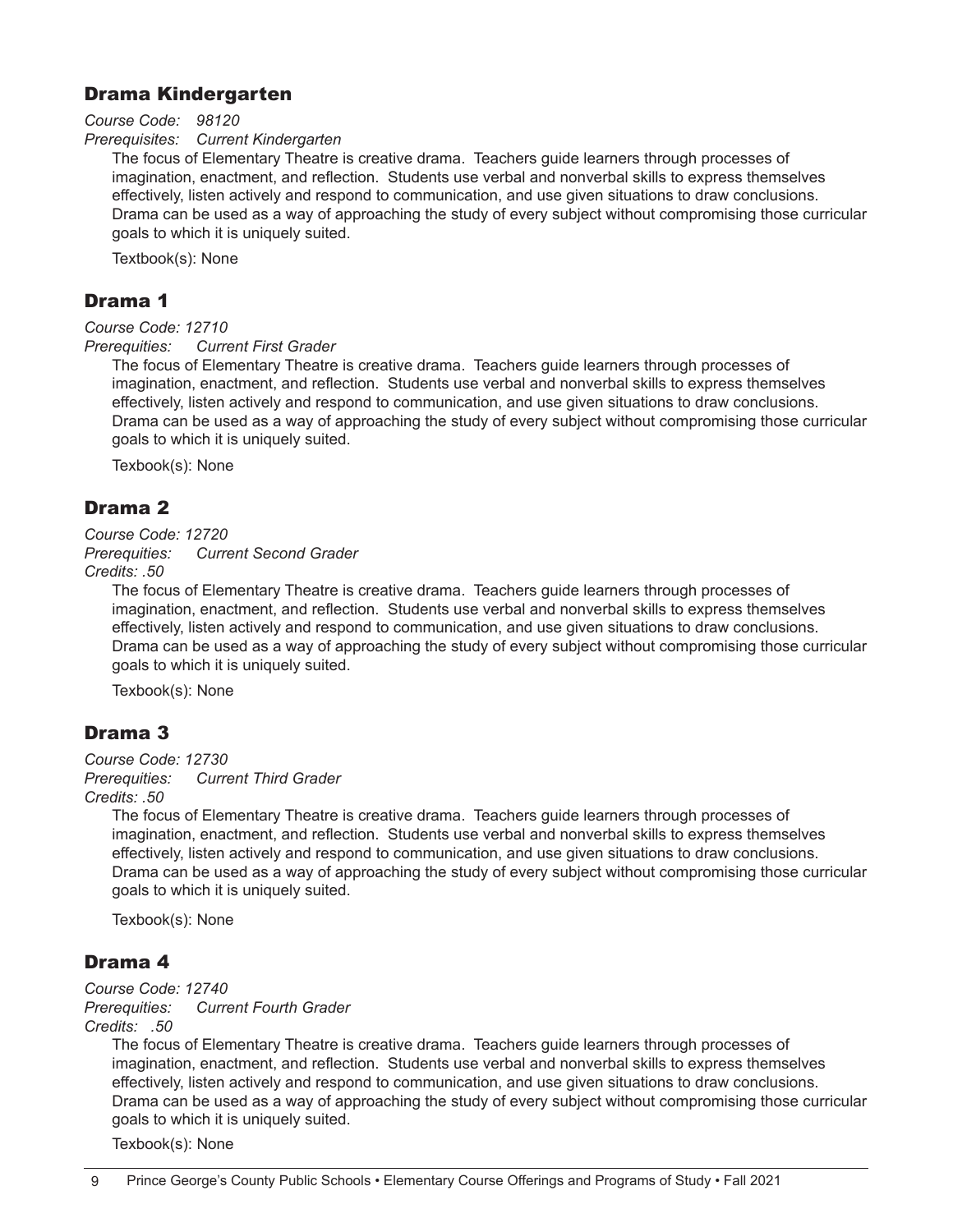## Drama Kindergarten

*Course Code: 98120*

*Prerequisites: Current Kindergarten*

The focus of Elementary Theatre is creative drama. Teachers guide learners through processes of imagination, enactment, and reflection. Students use verbal and nonverbal skills to express themselves effectively, listen actively and respond to communication, and use given situations to draw conclusions. Drama can be used as a way of approaching the study of every subject without compromising those curricular goals to which it is uniquely suited.

Textbook(s): None

## Drama 1

*Course Code: 12710*

*Prerequities: Current First Grader*

The focus of Elementary Theatre is creative drama. Teachers guide learners through processes of imagination, enactment, and reflection. Students use verbal and nonverbal skills to express themselves effectively, listen actively and respond to communication, and use given situations to draw conclusions. Drama can be used as a way of approaching the study of every subject without compromising those curricular goals to which it is uniquely suited.

Texbook(s): None

## Drama 2

*Course Code: 12720*

*Prerequities: Current Second Grader*

*Credits: .50*

The focus of Elementary Theatre is creative drama. Teachers guide learners through processes of imagination, enactment, and reflection. Students use verbal and nonverbal skills to express themselves effectively, listen actively and respond to communication, and use given situations to draw conclusions. Drama can be used as a way of approaching the study of every subject without compromising those curricular goals to which it is uniquely suited.

Texbook(s): None

## Drama 3

*Course Code: 12730*

*Prerequities: Current Third Grader*

*Credits: .50*

The focus of Elementary Theatre is creative drama. Teachers guide learners through processes of imagination, enactment, and reflection. Students use verbal and nonverbal skills to express themselves effectively, listen actively and respond to communication, and use given situations to draw conclusions. Drama can be used as a way of approaching the study of every subject without compromising those curricular goals to which it is uniquely suited.

Texbook(s): None

## Drama 4

*Course Code: 12740*

*Prerequities: Current Fourth Grader*

*Credits: .50*

The focus of Elementary Theatre is creative drama. Teachers guide learners through processes of imagination, enactment, and reflection. Students use verbal and nonverbal skills to express themselves effectively, listen actively and respond to communication, and use given situations to draw conclusions. Drama can be used as a way of approaching the study of every subject without compromising those curricular goals to which it is uniquely suited.

Texbook(s): None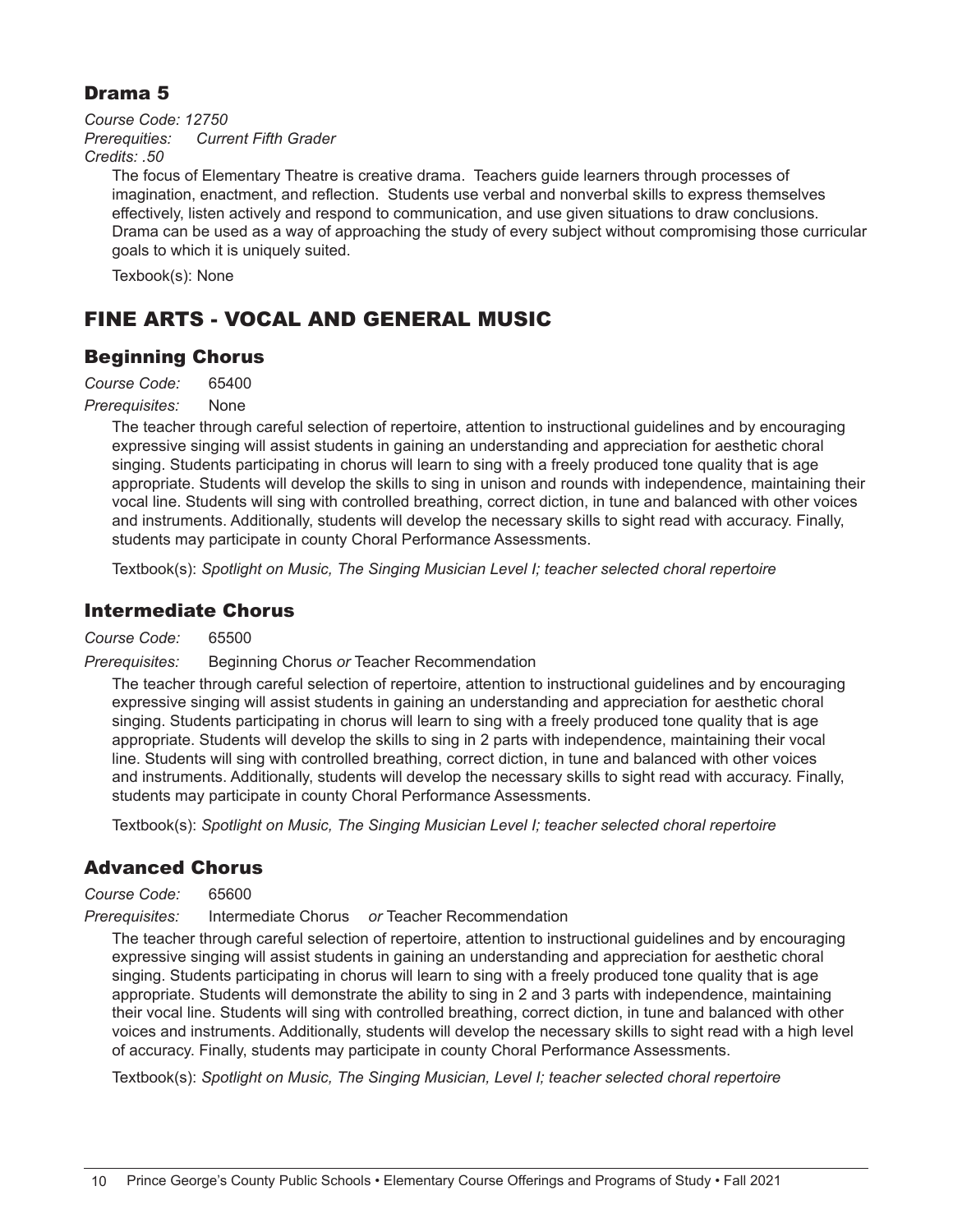## Drama 5

*Course Code: 12750*
*Prerequities: Current Fifth Grader*
*Credits: .50*

The focus of Elementary Theatre is creative drama. Teachers guide learners through processes of imagination, enactment, and reflection. Students use verbal and nonverbal skills to express themselves effectively, listen actively and respond to communication, and use given situations to draw conclusions. Drama can be used as a way of approaching the study of every subject without compromising those curricular goals to which it is uniquely suited.

Texbook(s): None

# FINE ARTS - VOCAL AND GENERAL MUSIC

## Beginning Chorus

*Course Code:* 65400
*Prerequisites:* None

The teacher through careful selection of repertoire, attention to instructional guidelines and by encouraging expressive singing will assist students in gaining an understanding and appreciation for aesthetic choral singing. Students participating in chorus will learn to sing with a freely produced tone quality that is age appropriate. Students will develop the skills to sing in unison and rounds with independence, maintaining their vocal line. Students will sing with controlled breathing, correct diction, in tune and balanced with other voices and instruments. Additionally, students will develop the necessary skills to sight read with accuracy. Finally, students may participate in county Choral Performance Assessments.

Textbook(s): *Spotlight on Music, The Singing Musician Level I; teacher selected choral repertoire*

## Intermediate Chorus

*Course Code:* 65500
*Prerequisites:* Beginning Chorus *or* Teacher Recommendation

The teacher through careful selection of repertoire, attention to instructional guidelines and by encouraging expressive singing will assist students in gaining an understanding and appreciation for aesthetic choral singing. Students participating in chorus will learn to sing with a freely produced tone quality that is age appropriate. Students will develop the skills to sing in 2 parts with independence, maintaining their vocal line. Students will sing with controlled breathing, correct diction, in tune and balanced with other voices and instruments. Additionally, students will develop the necessary skills to sight read with accuracy. Finally, students may participate in county Choral Performance Assessments.

Textbook(s): *Spotlight on Music, The Singing Musician Level I; teacher selected choral repertoire*

## Advanced Chorus

*Course Code:* 65600
*Prerequisites:* Intermediate Chorus *or* Teacher Recommendation

The teacher through careful selection of repertoire, attention to instructional guidelines and by encouraging expressive singing will assist students in gaining an understanding and appreciation for aesthetic choral singing. Students participating in chorus will learn to sing with a freely produced tone quality that is age appropriate. Students will demonstrate the ability to sing in 2 and 3 parts with independence, maintaining their vocal line. Students will sing with controlled breathing, correct diction, in tune and balanced with other voices and instruments. Additionally, students will develop the necessary skills to sight read with a high level of accuracy. Finally, students may participate in county Choral Performance Assessments.

Textbook(s): *Spotlight on Music, The Singing Musician, Level I; teacher selected choral repertoire*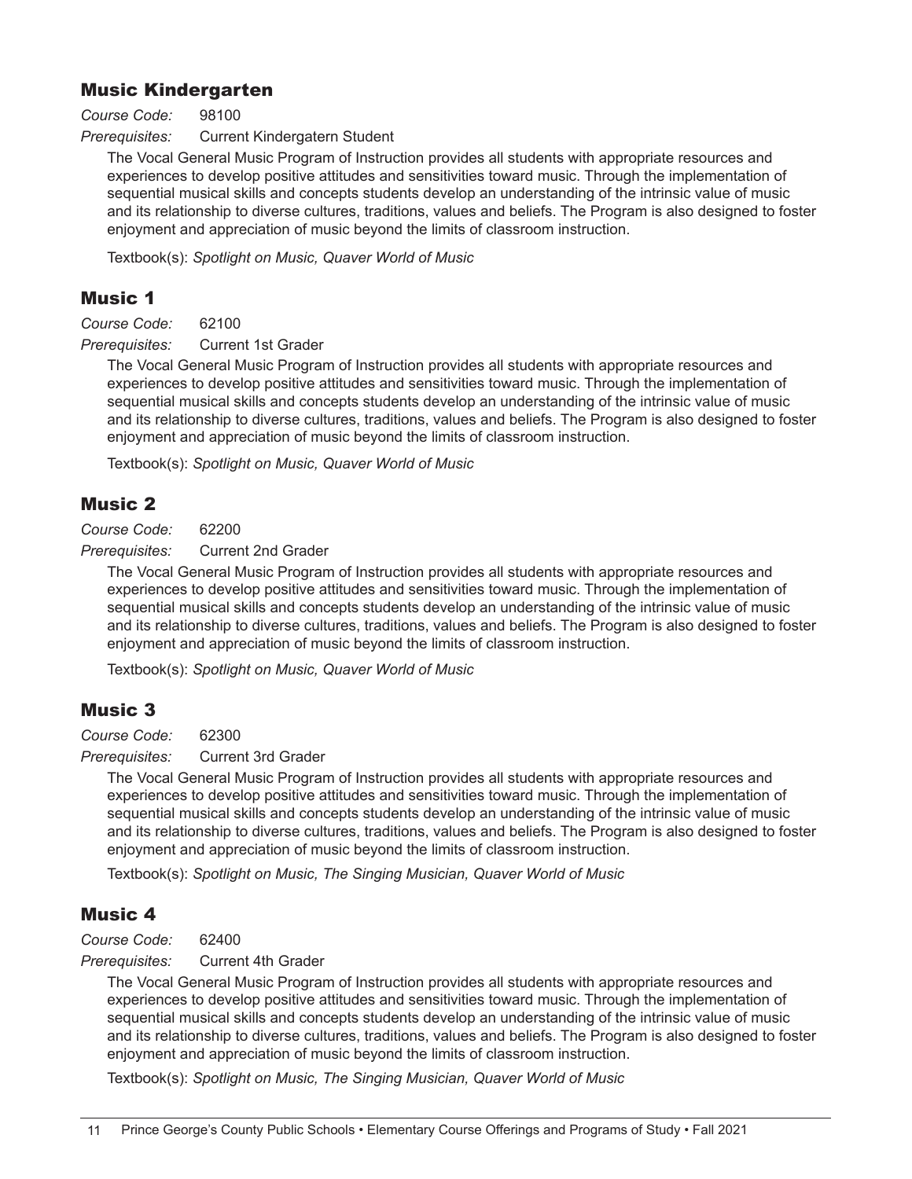## Music Kindergarten

*Course Code:* 98100

*Prerequisites:* Current Kindergatern Student

The Vocal General Music Program of Instruction provides all students with appropriate resources and experiences to develop positive attitudes and sensitivities toward music. Through the implementation of sequential musical skills and concepts students develop an understanding of the intrinsic value of music and its relationship to diverse cultures, traditions, values and beliefs. The Program is also designed to foster enjoyment and appreciation of music beyond the limits of classroom instruction.

Textbook(s): *Spotlight on Music, Quaver World of Music*

## Music 1

*Course Code:* 62100

*Prerequisites:* Current 1st Grader

The Vocal General Music Program of Instruction provides all students with appropriate resources and experiences to develop positive attitudes and sensitivities toward music. Through the implementation of sequential musical skills and concepts students develop an understanding of the intrinsic value of music and its relationship to diverse cultures, traditions, values and beliefs. The Program is also designed to foster enjoyment and appreciation of music beyond the limits of classroom instruction.

Textbook(s): *Spotlight on Music, Quaver World of Music*

## Music 2

*Course Code:* 62200

*Prerequisites:* Current 2nd Grader

The Vocal General Music Program of Instruction provides all students with appropriate resources and experiences to develop positive attitudes and sensitivities toward music. Through the implementation of sequential musical skills and concepts students develop an understanding of the intrinsic value of music and its relationship to diverse cultures, traditions, values and beliefs. The Program is also designed to foster enjoyment and appreciation of music beyond the limits of classroom instruction.

Textbook(s): *Spotlight on Music, Quaver World of Music*

## Music 3

*Course Code:* 62300

*Prerequisites:* Current 3rd Grader

The Vocal General Music Program of Instruction provides all students with appropriate resources and experiences to develop positive attitudes and sensitivities toward music. Through the implementation of sequential musical skills and concepts students develop an understanding of the intrinsic value of music and its relationship to diverse cultures, traditions, values and beliefs. The Program is also designed to foster enjoyment and appreciation of music beyond the limits of classroom instruction.

Textbook(s): *Spotlight on Music, The Singing Musician, Quaver World of Music*

## Music 4

*Course Code:* 62400

*Prerequisites:* Current 4th Grader

The Vocal General Music Program of Instruction provides all students with appropriate resources and experiences to develop positive attitudes and sensitivities toward music. Through the implementation of sequential musical skills and concepts students develop an understanding of the intrinsic value of music and its relationship to diverse cultures, traditions, values and beliefs. The Program is also designed to foster enjoyment and appreciation of music beyond the limits of classroom instruction.

Textbook(s): *Spotlight on Music, The Singing Musician, Quaver World of Music*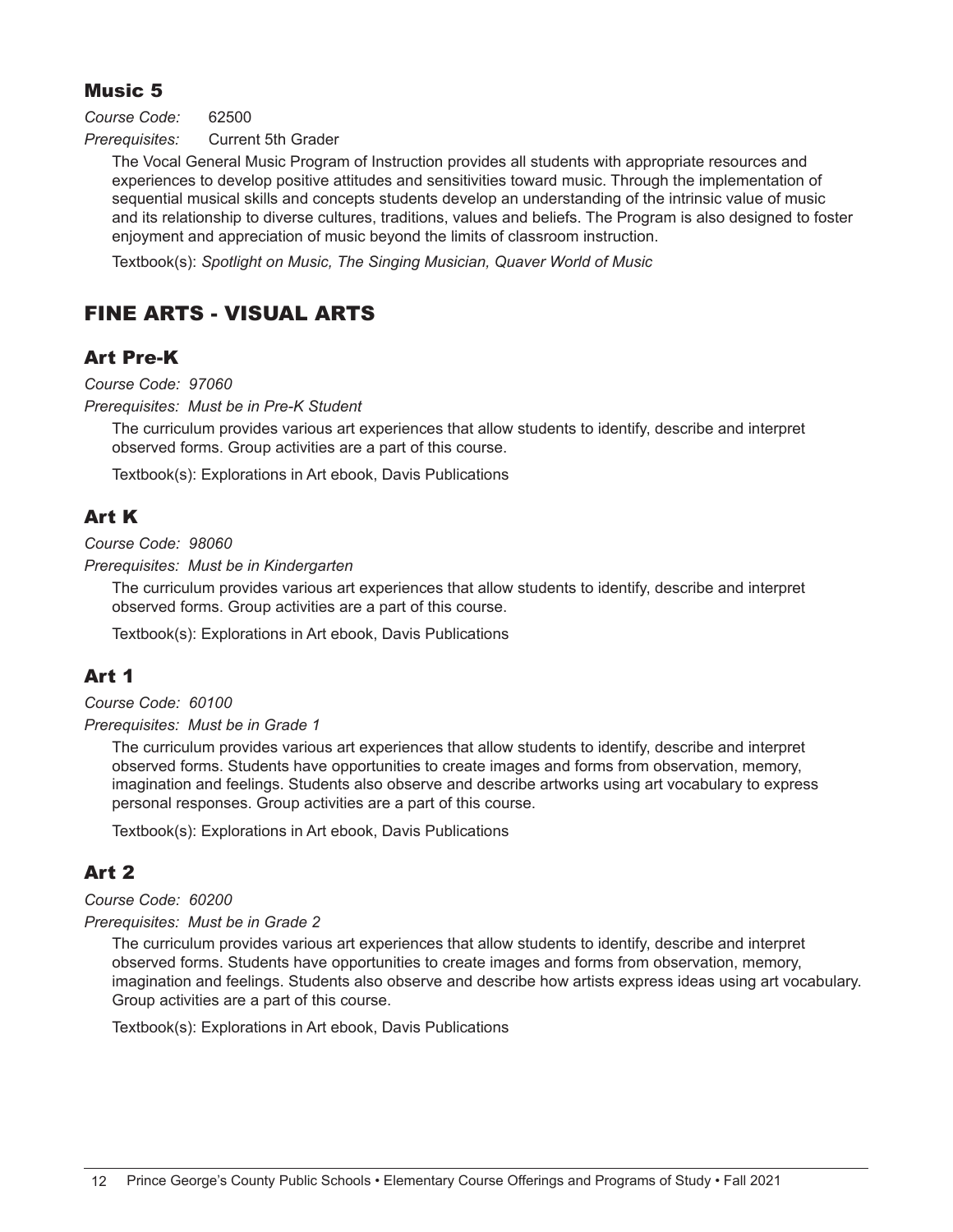### Music 5

*Course Code:* 62500

*Prerequisites:* Current 5th Grader

The Vocal General Music Program of Instruction provides all students with appropriate resources and experiences to develop positive attitudes and sensitivities toward music. Through the implementation of sequential musical skills and concepts students develop an understanding of the intrinsic value of music and its relationship to diverse cultures, traditions, values and beliefs. The Program is also designed to foster enjoyment and appreciation of music beyond the limits of classroom instruction.

Textbook(s): *Spotlight on Music, The Singing Musician, Quaver World of Music*

## FINE ARTS - VISUAL ARTS

### Art Pre-K

*Course Code: 97060*

*Prerequisites: Must be in Pre-K Student*

The curriculum provides various art experiences that allow students to identify, describe and interpret observed forms. Group activities are a part of this course.

Textbook(s): Explorations in Art ebook, Davis Publications

### Art K

*Course Code: 98060*

*Prerequisites: Must be in Kindergarten*

The curriculum provides various art experiences that allow students to identify, describe and interpret observed forms. Group activities are a part of this course.

Textbook(s): Explorations in Art ebook, Davis Publications

### Art 1

*Course Code: 60100*

*Prerequisites: Must be in Grade 1*

The curriculum provides various art experiences that allow students to identify, describe and interpret observed forms. Students have opportunities to create images and forms from observation, memory, imagination and feelings. Students also observe and describe artworks using art vocabulary to express personal responses. Group activities are a part of this course.

Textbook(s): Explorations in Art ebook, Davis Publications

### Art 2

*Course Code: 60200*

*Prerequisites: Must be in Grade 2*

The curriculum provides various art experiences that allow students to identify, describe and interpret observed forms. Students have opportunities to create images and forms from observation, memory, imagination and feelings. Students also observe and describe how artists express ideas using art vocabulary. Group activities are a part of this course.

Textbook(s): Explorations in Art ebook, Davis Publications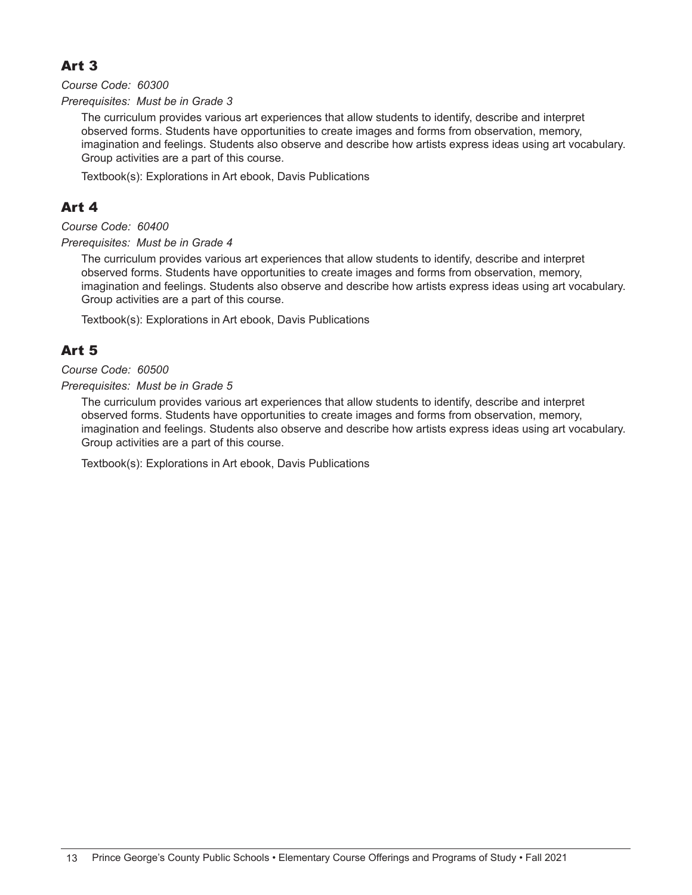## Art 3

*Course Code: 60300*

*Prerequisites: Must be in Grade 3*

The curriculum provides various art experiences that allow students to identify, describe and interpret observed forms. Students have opportunities to create images and forms from observation, memory, imagination and feelings. Students also observe and describe how artists express ideas using art vocabulary. Group activities are a part of this course.

Textbook(s): Explorations in Art ebook, Davis Publications

## Art 4

*Course Code: 60400*

*Prerequisites: Must be in Grade 4*

The curriculum provides various art experiences that allow students to identify, describe and interpret observed forms. Students have opportunities to create images and forms from observation, memory, imagination and feelings. Students also observe and describe how artists express ideas using art vocabulary. Group activities are a part of this course.

Textbook(s): Explorations in Art ebook, Davis Publications

## Art 5

*Course Code: 60500*

*Prerequisites: Must be in Grade 5*

The curriculum provides various art experiences that allow students to identify, describe and interpret observed forms. Students have opportunities to create images and forms from observation, memory, imagination and feelings. Students also observe and describe how artists express ideas using art vocabulary. Group activities are a part of this course.

Textbook(s): Explorations in Art ebook, Davis Publications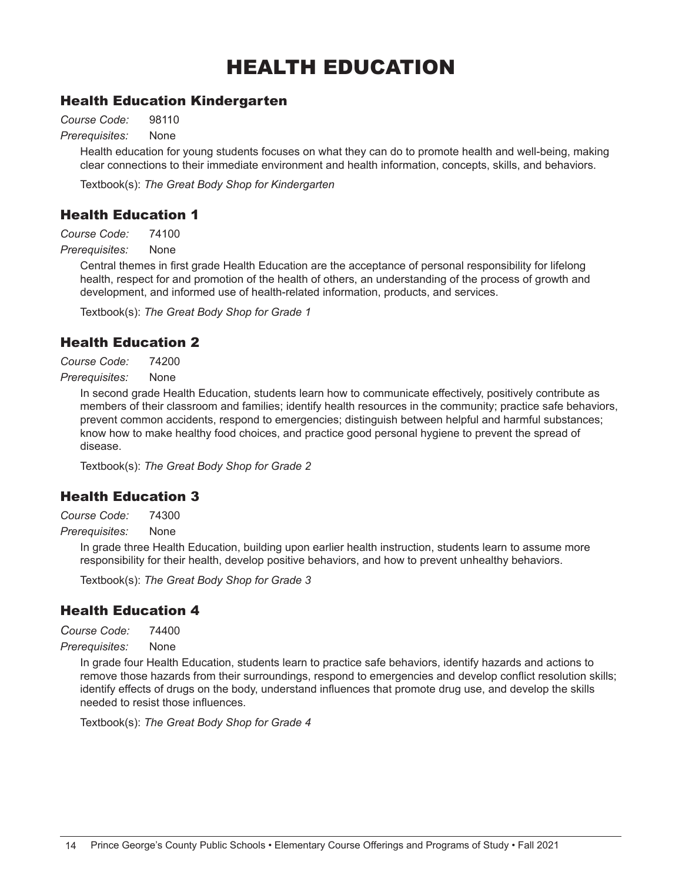# HEALTH EDUCATION

## Health Education Kindergarten

*Course Code:* 98110

*Prerequisites:* None

Health education for young students focuses on what they can do to promote health and well-being, making clear connections to their immediate environment and health information, concepts, skills, and behaviors.

Textbook(s): *The Great Body Shop for Kindergarten*

## Health Education 1

*Course Code:* 74100

*Prerequisites:* None

Central themes in first grade Health Education are the acceptance of personal responsibility for lifelong health, respect for and promotion of the health of others, an understanding of the process of growth and development, and informed use of health-related information, products, and services.

Textbook(s): *The Great Body Shop for Grade 1*

## Health Education 2

*Course Code:* 74200

*Prerequisites:* None

In second grade Health Education, students learn how to communicate effectively, positively contribute as members of their classroom and families; identify health resources in the community; practice safe behaviors, prevent common accidents, respond to emergencies; distinguish between helpful and harmful substances; know how to make healthy food choices, and practice good personal hygiene to prevent the spread of disease.

Textbook(s): *The Great Body Shop for Grade 2*

## Health Education 3

*Course Code:* 74300

*Prerequisites:* None

In grade three Health Education, building upon earlier health instruction, students learn to assume more responsibility for their health, develop positive behaviors, and how to prevent unhealthy behaviors.

Textbook(s): *The Great Body Shop for Grade 3*

## Health Education 4

*Course Code:* 74400

*Prerequisites:* None

In grade four Health Education, students learn to practice safe behaviors, identify hazards and actions to remove those hazards from their surroundings, respond to emergencies and develop conflict resolution skills; identify effects of drugs on the body, understand influences that promote drug use, and develop the skills needed to resist those influences.

Textbook(s): *The Great Body Shop for Grade 4*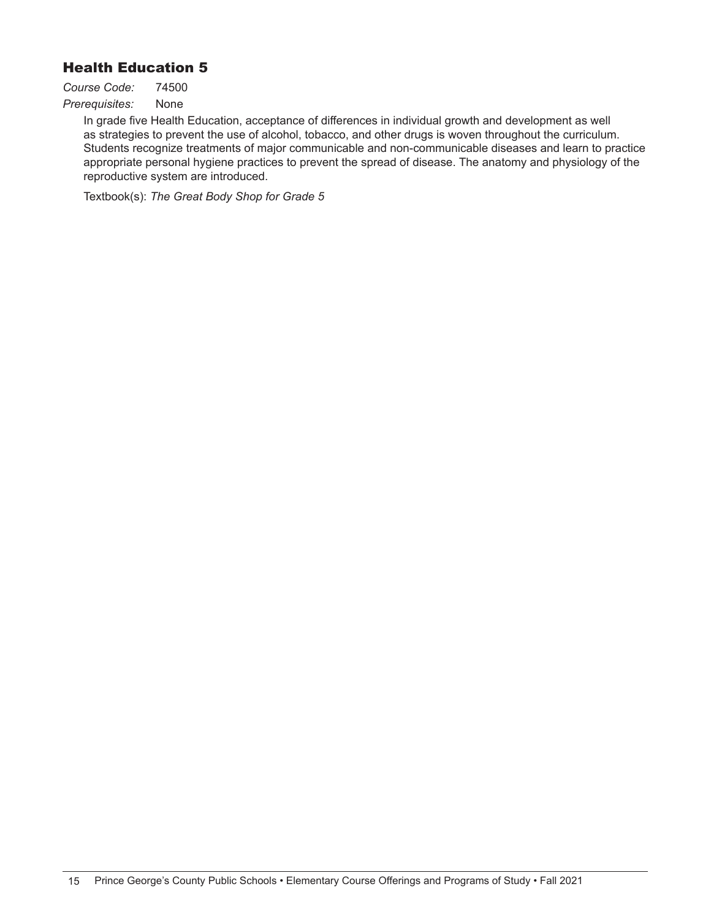## Health Education 5

*Course Code:* 74500

*Prerequisites:* None

In grade five Health Education, acceptance of differences in individual growth and development as well as strategies to prevent the use of alcohol, tobacco, and other drugs is woven throughout the curriculum. Students recognize treatments of major communicable and non-communicable diseases and learn to practice appropriate personal hygiene practices to prevent the spread of disease. The anatomy and physiology of the reproductive system are introduced.

Textbook(s): *The Great Body Shop for Grade 5*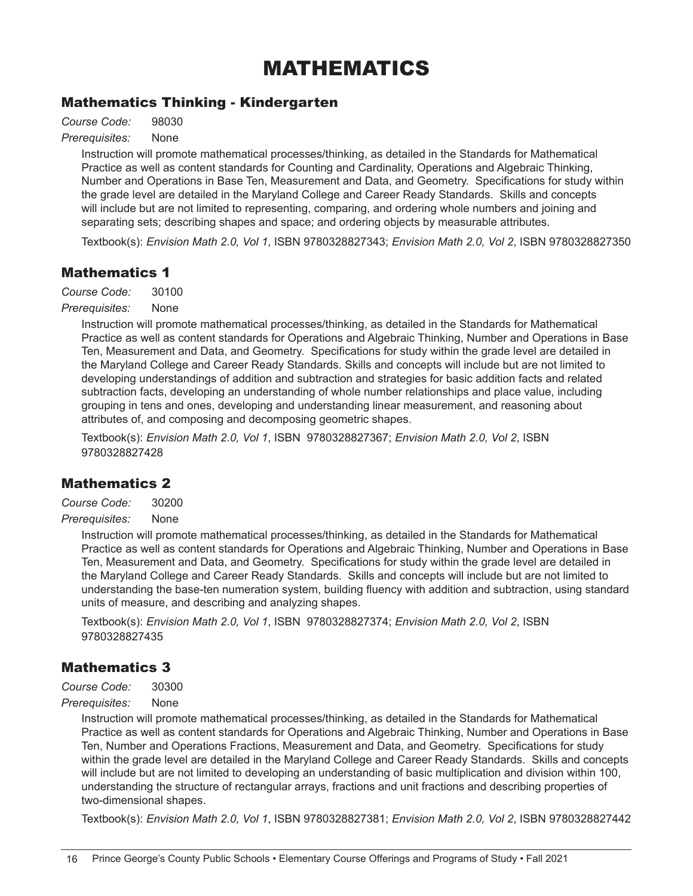# MATHEMATICS

## Mathematics Thinking - Kindergarten

*Course Code:* 98030

*Prerequisites:* None

Instruction will promote mathematical processes/thinking, as detailed in the Standards for Mathematical Practice as well as content standards for Counting and Cardinality, Operations and Algebraic Thinking, Number and Operations in Base Ten, Measurement and Data, and Geometry. Specifications for study within the grade level are detailed in the Maryland College and Career Ready Standards. Skills and concepts will include but are not limited to representing, comparing, and ordering whole numbers and joining and separating sets; describing shapes and space; and ordering objects by measurable attributes.

Textbook(s): *Envision Math 2.0, Vol 1*, ISBN 9780328827343; *Envision Math 2.0, Vol 2*, ISBN 9780328827350

## Mathematics 1

*Course Code:* 30100

*Prerequisites:* None

Instruction will promote mathematical processes/thinking, as detailed in the Standards for Mathematical Practice as well as content standards for Operations and Algebraic Thinking, Number and Operations in Base Ten, Measurement and Data, and Geometry. Specifications for study within the grade level are detailed in the Maryland College and Career Ready Standards. Skills and concepts will include but are not limited to developing understandings of addition and subtraction and strategies for basic addition facts and related subtraction facts, developing an understanding of whole number relationships and place value, including grouping in tens and ones, developing and understanding linear measurement, and reasoning about attributes of, and composing and decomposing geometric shapes.

Textbook(s): *Envision Math 2.0, Vol 1*, ISBN 9780328827367; *Envision Math 2.0, Vol 2*, ISBN 9780328827428

## Mathematics 2

*Course Code:* 30200

*Prerequisites:* None

Instruction will promote mathematical processes/thinking, as detailed in the Standards for Mathematical Practice as well as content standards for Operations and Algebraic Thinking, Number and Operations in Base Ten, Measurement and Data, and Geometry. Specifications for study within the grade level are detailed in the Maryland College and Career Ready Standards. Skills and concepts will include but are not limited to understanding the base-ten numeration system, building fluency with addition and subtraction, using standard units of measure, and describing and analyzing shapes.

Textbook(s): *Envision Math 2.0, Vol 1*, ISBN 9780328827374; *Envision Math 2.0, Vol 2*, ISBN 9780328827435

## Mathematics 3

*Course Code:* 30300

*Prerequisites:* None

Instruction will promote mathematical processes/thinking, as detailed in the Standards for Mathematical Practice as well as content standards for Operations and Algebraic Thinking, Number and Operations in Base Ten, Number and Operations Fractions, Measurement and Data, and Geometry. Specifications for study within the grade level are detailed in the Maryland College and Career Ready Standards. Skills and concepts will include but are not limited to developing an understanding of basic multiplication and division within 100, understanding the structure of rectangular arrays, fractions and unit fractions and describing properties of two-dimensional shapes.

Textbook(s): *Envision Math 2.0, Vol 1*, ISBN 9780328827381; *Envision Math 2.0, Vol 2*, ISBN 9780328827442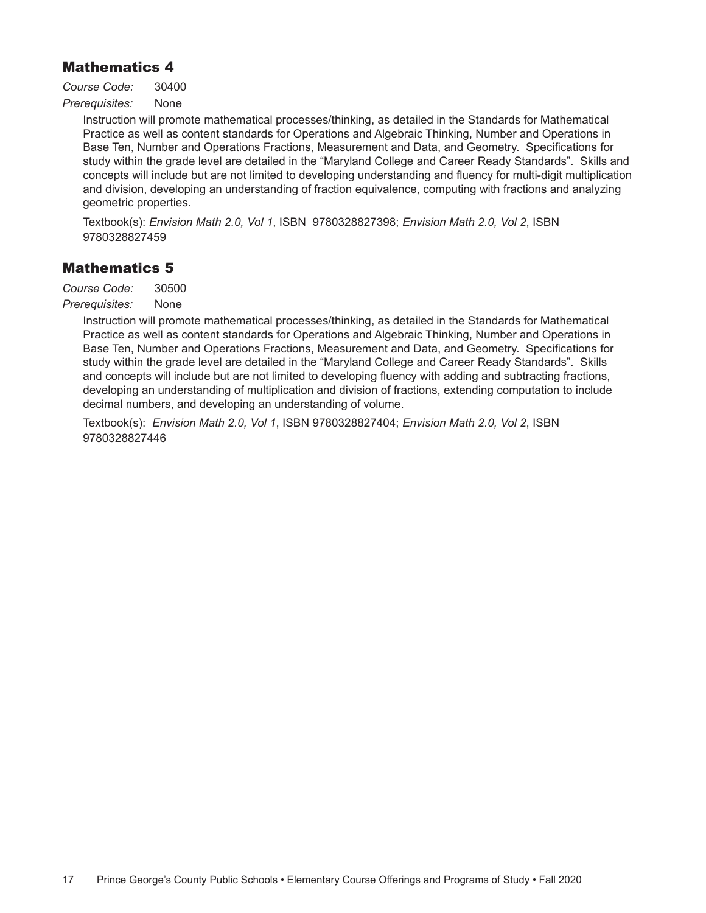## Mathematics 4

*Course Code:* 30400

*Prerequisites:* None

Instruction will promote mathematical processes/thinking, as detailed in the Standards for Mathematical Practice as well as content standards for Operations and Algebraic Thinking, Number and Operations in Base Ten, Number and Operations Fractions, Measurement and Data, and Geometry. Specifications for study within the grade level are detailed in the "Maryland College and Career Ready Standards". Skills and concepts will include but are not limited to developing understanding and fluency for multi-digit multiplication and division, developing an understanding of fraction equivalence, computing with fractions and analyzing geometric properties.

Textbook(s): *Envision Math 2.0, Vol 1*, ISBN 9780328827398; *Envision Math 2.0, Vol 2*, ISBN 9780328827459

## Mathematics 5

*Course Code:* 30500

*Prerequisites:* None

Instruction will promote mathematical processes/thinking, as detailed in the Standards for Mathematical Practice as well as content standards for Operations and Algebraic Thinking, Number and Operations in Base Ten, Number and Operations Fractions, Measurement and Data, and Geometry. Specifications for study within the grade level are detailed in the "Maryland College and Career Ready Standards". Skills and concepts will include but are not limited to developing fluency with adding and subtracting fractions, developing an understanding of multiplication and division of fractions, extending computation to include decimal numbers, and developing an understanding of volume.

Textbook(s): *Envision Math 2.0, Vol 1*, ISBN 9780328827404; *Envision Math 2.0, Vol 2*, ISBN 9780328827446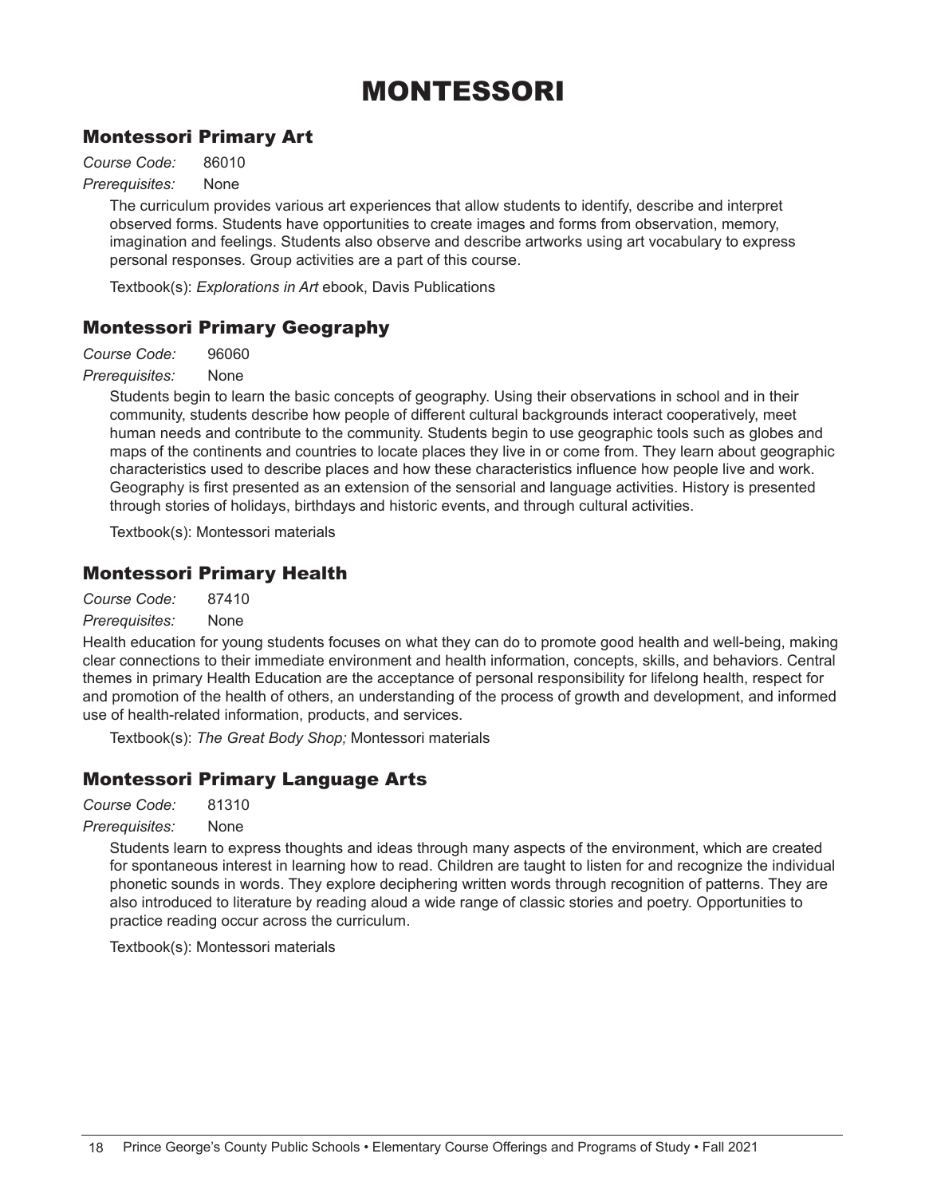# MONTESSORI

## Montessori Primary Art

*Course Code:* 86010

*Prerequisites:* None

The curriculum provides various art experiences that allow students to identify, describe and interpret observed forms. Students have opportunities to create images and forms from observation, memory, imagination and feelings. Students also observe and describe artworks using art vocabulary to express personal responses. Group activities are a part of this course.

Textbook(s): *Explorations in Art* ebook, Davis Publications

## Montessori Primary Geography

*Course Code:* 96060

*Prerequisites:* None

Students begin to learn the basic concepts of geography. Using their observations in school and in their community, students describe how people of different cultural backgrounds interact cooperatively, meet human needs and contribute to the community. Students begin to use geographic tools such as globes and maps of the continents and countries to locate places they live in or come from. They learn about geographic characteristics used to describe places and how these characteristics influence how people live and work. Geography is first presented as an extension of the sensorial and language activities. History is presented through stories of holidays, birthdays and historic events, and through cultural activities.

Textbook(s): Montessori materials

## Montessori Primary Health

*Course Code:* 87410

*Prerequisites:* None

Health education for young students focuses on what they can do to promote good health and well-being, making clear connections to their immediate environment and health information, concepts, skills, and behaviors. Central themes in primary Health Education are the acceptance of personal responsibility for lifelong health, respect for and promotion of the health of others, an understanding of the process of growth and development, and informed use of health-related information, products, and services.

Textbook(s): *The Great Body Shop;* Montessori materials

## Montessori Primary Language Arts

*Course Code:* 81310

*Prerequisites:* None

Students learn to express thoughts and ideas through many aspects of the environment, which are created for spontaneous interest in learning how to read. Children are taught to listen for and recognize the individual phonetic sounds in words. They explore deciphering written words through recognition of patterns. They are also introduced to literature by reading aloud a wide range of classic stories and poetry. Opportunities to practice reading occur across the curriculum.

Textbook(s): Montessori materials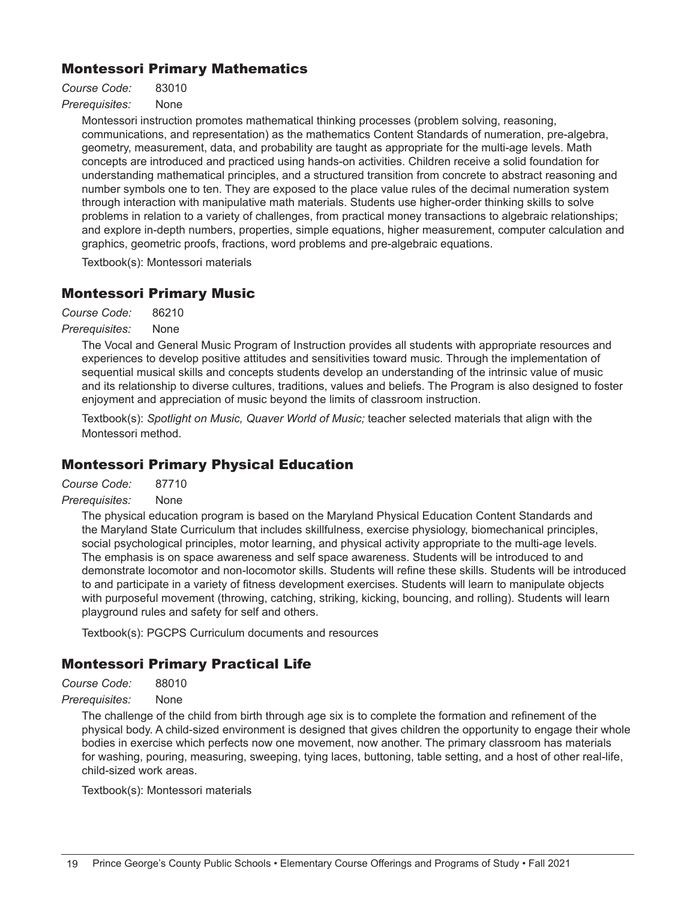## Montessori Primary Mathematics

*Course Code:* 83010

*Prerequisites:* None

Montessori instruction promotes mathematical thinking processes (problem solving, reasoning, communications, and representation) as the mathematics Content Standards of numeration, pre-algebra, geometry, measurement, data, and probability are taught as appropriate for the multi-age levels. Math concepts are introduced and practiced using hands-on activities. Children receive a solid foundation for understanding mathematical principles, and a structured transition from concrete to abstract reasoning and number symbols one to ten. They are exposed to the place value rules of the decimal numeration system through interaction with manipulative math materials. Students use higher-order thinking skills to solve problems in relation to a variety of challenges, from practical money transactions to algebraic relationships; and explore in-depth numbers, properties, simple equations, higher measurement, computer calculation and graphics, geometric proofs, fractions, word problems and pre-algebraic equations.

Textbook(s): Montessori materials

## Montessori Primary Music

*Course Code:* 86210

*Prerequisites:* None

The Vocal and General Music Program of Instruction provides all students with appropriate resources and experiences to develop positive attitudes and sensitivities toward music. Through the implementation of sequential musical skills and concepts students develop an understanding of the intrinsic value of music and its relationship to diverse cultures, traditions, values and beliefs. The Program is also designed to foster enjoyment and appreciation of music beyond the limits of classroom instruction.

Textbook(s): *Spotlight on Music, Quaver World of Music;* teacher selected materials that align with the Montessori method.

## Montessori Primary Physical Education

*Course Code:* 87710

*Prerequisites:* None

The physical education program is based on the Maryland Physical Education Content Standards and the Maryland State Curriculum that includes skillfulness, exercise physiology, biomechanical principles, social psychological principles, motor learning, and physical activity appropriate to the multi-age levels. The emphasis is on space awareness and self space awareness. Students will be introduced to and demonstrate locomotor and non-locomotor skills. Students will refine these skills. Students will be introduced to and participate in a variety of fitness development exercises. Students will learn to manipulate objects with purposeful movement (throwing, catching, striking, kicking, bouncing, and rolling). Students will learn playground rules and safety for self and others.

Textbook(s): PGCPS Curriculum documents and resources

## Montessori Primary Practical Life

*Course Code:* 88010

*Prerequisites:* None

The challenge of the child from birth through age six is to complete the formation and refinement of the physical body. A child-sized environment is designed that gives children the opportunity to engage their whole bodies in exercise which perfects now one movement, now another. The primary classroom has materials for washing, pouring, measuring, sweeping, tying laces, buttoning, table setting, and a host of other real-life, child-sized work areas.

Textbook(s): Montessori materials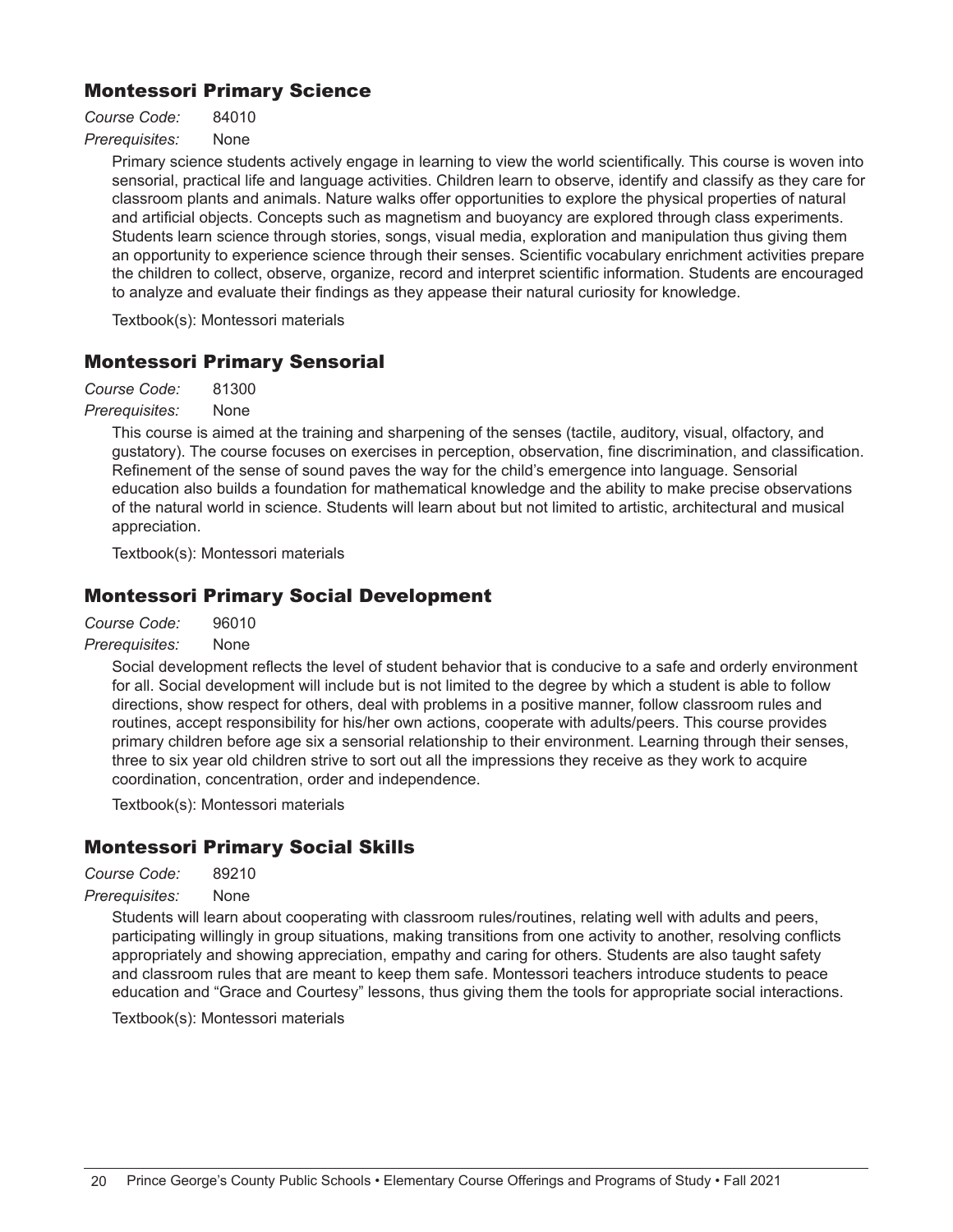## Montessori Primary Science

*Course Code:* 84010

*Prerequisites:* None

Primary science students actively engage in learning to view the world scientifically. This course is woven into sensorial, practical life and language activities. Children learn to observe, identify and classify as they care for classroom plants and animals. Nature walks offer opportunities to explore the physical properties of natural and artificial objects. Concepts such as magnetism and buoyancy are explored through class experiments. Students learn science through stories, songs, visual media, exploration and manipulation thus giving them an opportunity to experience science through their senses. Scientific vocabulary enrichment activities prepare the children to collect, observe, organize, record and interpret scientific information. Students are encouraged to analyze and evaluate their findings as they appease their natural curiosity for knowledge.

Textbook(s): Montessori materials

## Montessori Primary Sensorial

*Course Code:* 81300

*Prerequisites:* None

This course is aimed at the training and sharpening of the senses (tactile, auditory, visual, olfactory, and gustatory). The course focuses on exercises in perception, observation, fine discrimination, and classification. Refinement of the sense of sound paves the way for the child's emergence into language. Sensorial education also builds a foundation for mathematical knowledge and the ability to make precise observations of the natural world in science. Students will learn about but not limited to artistic, architectural and musical appreciation.

Textbook(s): Montessori materials

## Montessori Primary Social Development

*Course Code:* 96010

*Prerequisites:* None

Social development reflects the level of student behavior that is conducive to a safe and orderly environment for all. Social development will include but is not limited to the degree by which a student is able to follow directions, show respect for others, deal with problems in a positive manner, follow classroom rules and routines, accept responsibility for his/her own actions, cooperate with adults/peers. This course provides primary children before age six a sensorial relationship to their environment. Learning through their senses, three to six year old children strive to sort out all the impressions they receive as they work to acquire coordination, concentration, order and independence.

Textbook(s): Montessori materials

## Montessori Primary Social Skills

*Course Code:* 89210

*Prerequisites:* None

Students will learn about cooperating with classroom rules/routines, relating well with adults and peers, participating willingly in group situations, making transitions from one activity to another, resolving conflicts appropriately and showing appreciation, empathy and caring for others. Students are also taught safety and classroom rules that are meant to keep them safe. Montessori teachers introduce students to peace education and "Grace and Courtesy" lessons, thus giving them the tools for appropriate social interactions.

Textbook(s): Montessori materials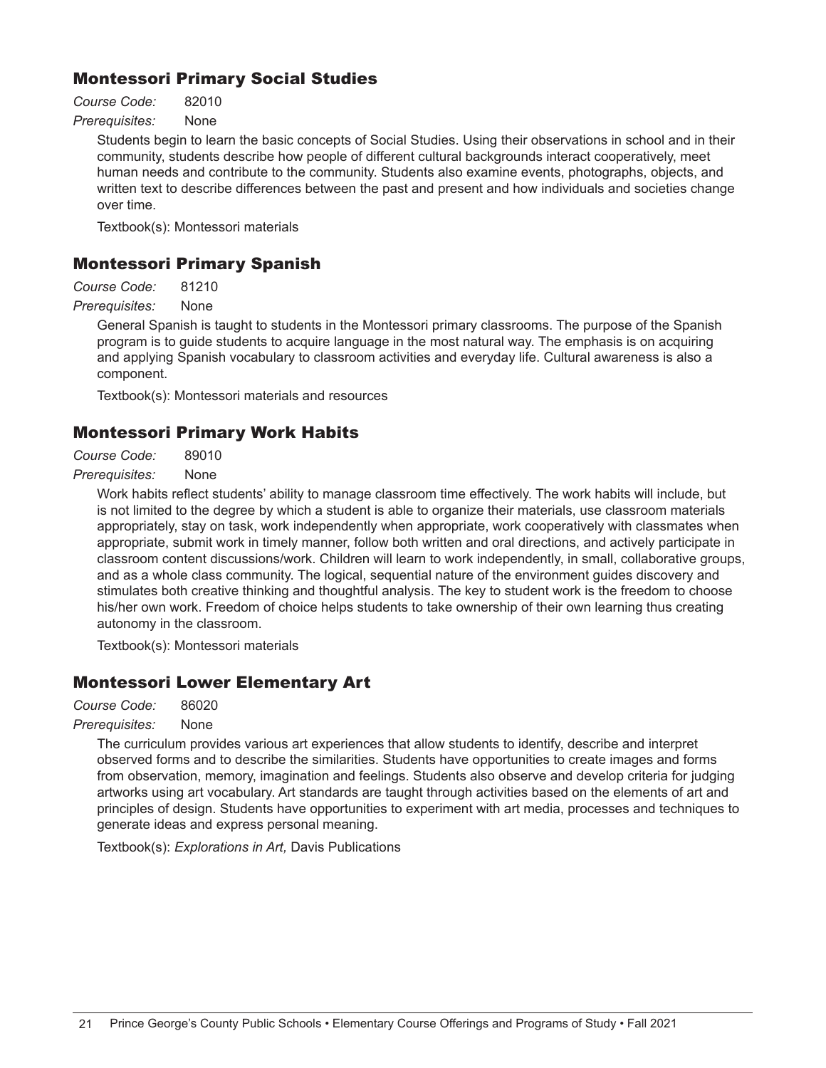## Montessori Primary Social Studies

*Course Code:* 82010

*Prerequisites:* None

Students begin to learn the basic concepts of Social Studies. Using their observations in school and in their community, students describe how people of different cultural backgrounds interact cooperatively, meet human needs and contribute to the community. Students also examine events, photographs, objects, and written text to describe differences between the past and present and how individuals and societies change over time.

Textbook(s): Montessori materials

## Montessori Primary Spanish

*Course Code:* 81210

*Prerequisites:* None

General Spanish is taught to students in the Montessori primary classrooms. The purpose of the Spanish program is to guide students to acquire language in the most natural way. The emphasis is on acquiring and applying Spanish vocabulary to classroom activities and everyday life. Cultural awareness is also a component.

Textbook(s): Montessori materials and resources

## Montessori Primary Work Habits

*Course Code:* 89010

*Prerequisites:* None

Work habits reflect students' ability to manage classroom time effectively. The work habits will include, but is not limited to the degree by which a student is able to organize their materials, use classroom materials appropriately, stay on task, work independently when appropriate, work cooperatively with classmates when appropriate, submit work in timely manner, follow both written and oral directions, and actively participate in classroom content discussions/work. Children will learn to work independently, in small, collaborative groups, and as a whole class community. The logical, sequential nature of the environment guides discovery and stimulates both creative thinking and thoughtful analysis. The key to student work is the freedom to choose his/her own work. Freedom of choice helps students to take ownership of their own learning thus creating autonomy in the classroom.

Textbook(s): Montessori materials

## Montessori Lower Elementary Art

*Course Code:* 86020

*Prerequisites:* None

The curriculum provides various art experiences that allow students to identify, describe and interpret observed forms and to describe the similarities. Students have opportunities to create images and forms from observation, memory, imagination and feelings. Students also observe and develop criteria for judging artworks using art vocabulary. Art standards are taught through activities based on the elements of art and principles of design. Students have opportunities to experiment with art media, processes and techniques to generate ideas and express personal meaning.

Textbook(s): *Explorations in Art,* Davis Publications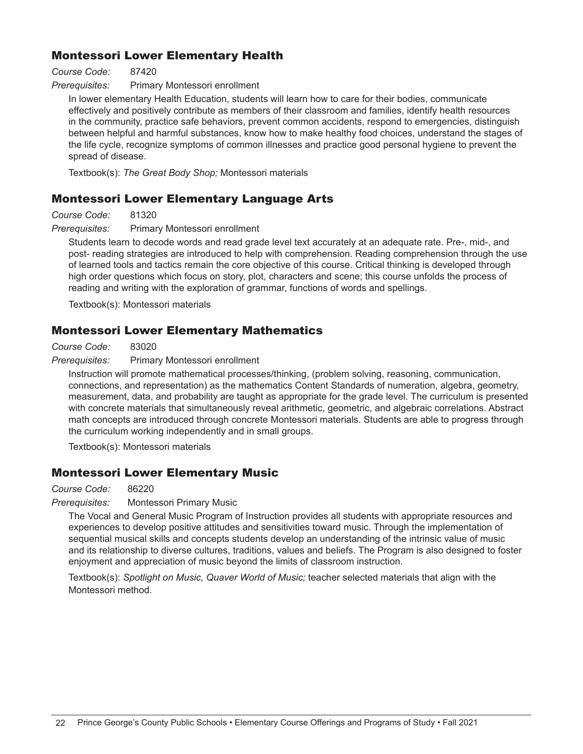## Montessori Lower Elementary Health

*Course Code:* 87420

*Prerequisites:* Primary Montessori enrollment

In lower elementary Health Education, students will learn how to care for their bodies, communicate effectively and positively contribute as members of their classroom and families, identify health resources in the community, practice safe behaviors, prevent common accidents, respond to emergencies, distinguish between helpful and harmful substances, know how to make healthy food choices, understand the stages of the life cycle, recognize symptoms of common illnesses and practice good personal hygiene to prevent the spread of disease.

Textbook(s): *The Great Body Shop;* Montessori materials

## Montessori Lower Elementary Language Arts

*Course Code:* 81320

*Prerequisites:* Primary Montessori enrollment

Students learn to decode words and read grade level text accurately at an adequate rate. Pre-, mid-, and post- reading strategies are introduced to help with comprehension. Reading comprehension through the use of learned tools and tactics remain the core objective of this course. Critical thinking is developed through high order questions which focus on story, plot, characters and scene; this course unfolds the process of reading and writing with the exploration of grammar, functions of words and spellings.

Textbook(s): Montessori materials

## Montessori Lower Elementary Mathematics

*Course Code:* 83020

*Prerequisites:* Primary Montessori enrollment

Instruction will promote mathematical processes/thinking, (problem solving, reasoning, communication, connections, and representation) as the mathematics Content Standards of numeration, algebra, geometry, measurement, data, and probability are taught as appropriate for the grade level. The curriculum is presented with concrete materials that simultaneously reveal arithmetic, geometric, and algebraic correlations. Abstract math concepts are introduced through concrete Montessori materials. Students are able to progress through the curriculum working independently and in small groups.

Textbook(s): Montessori materials

## Montessori Lower Elementary Music

*Course Code:* 86220

*Prerequisites:* Montessori Primary Music

The Vocal and General Music Program of Instruction provides all students with appropriate resources and experiences to develop positive attitudes and sensitivities toward music. Through the implementation of sequential musical skills and concepts students develop an understanding of the intrinsic value of music and its relationship to diverse cultures, traditions, values and beliefs. The Program is also designed to foster enjoyment and appreciation of music beyond the limits of classroom instruction.

Textbook(s): *Spotlight on Music, Quaver World of Music;* teacher selected materials that align with the Montessori method.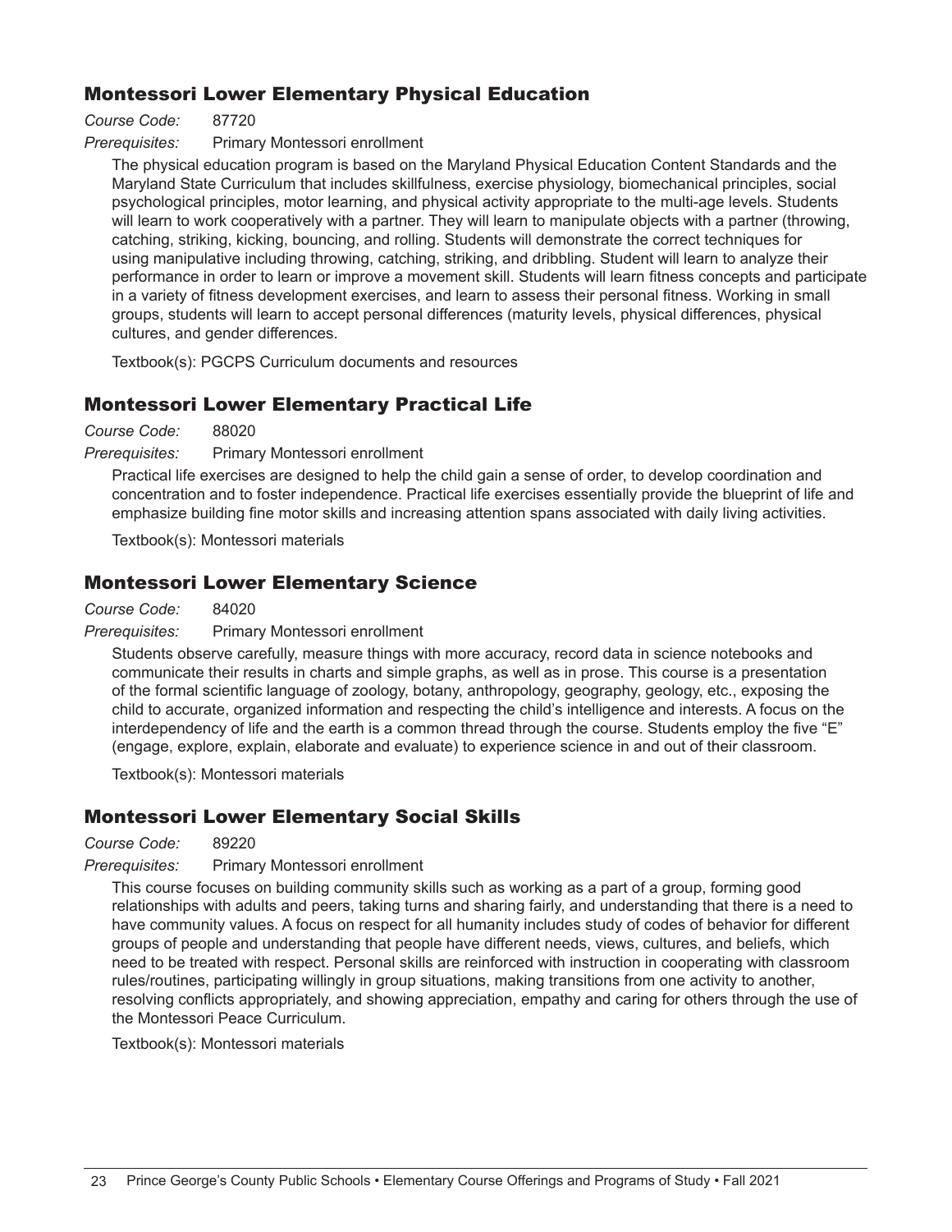## Montessori Lower Elementary Physical Education

*Course Code:* 87720

*Prerequisites:* Primary Montessori enrollment

The physical education program is based on the Maryland Physical Education Content Standards and the Maryland State Curriculum that includes skillfulness, exercise physiology, biomechanical principles, social psychological principles, motor learning, and physical activity appropriate to the multi-age levels. Students will learn to work cooperatively with a partner. They will learn to manipulate objects with a partner (throwing, catching, striking, kicking, bouncing, and rolling. Students will demonstrate the correct techniques for using manipulative including throwing, catching, striking, and dribbling. Student will learn to analyze their performance in order to learn or improve a movement skill. Students will learn fitness concepts and participate in a variety of fitness development exercises, and learn to assess their personal fitness. Working in small groups, students will learn to accept personal differences (maturity levels, physical differences, physical cultures, and gender differences.

Textbook(s): PGCPS Curriculum documents and resources

## Montessori Lower Elementary Practical Life

*Course Code:* 88020

*Prerequisites:* Primary Montessori enrollment

Practical life exercises are designed to help the child gain a sense of order, to develop coordination and concentration and to foster independence. Practical life exercises essentially provide the blueprint of life and emphasize building fine motor skills and increasing attention spans associated with daily living activities.

Textbook(s): Montessori materials

## Montessori Lower Elementary Science

*Course Code:* 84020

*Prerequisites:* Primary Montessori enrollment

Students observe carefully, measure things with more accuracy, record data in science notebooks and communicate their results in charts and simple graphs, as well as in prose. This course is a presentation of the formal scientific language of zoology, botany, anthropology, geography, geology, etc., exposing the child to accurate, organized information and respecting the child's intelligence and interests. A focus on the interdependency of life and the earth is a common thread through the course. Students employ the five "E" (engage, explore, explain, elaborate and evaluate) to experience science in and out of their classroom.

Textbook(s): Montessori materials

## Montessori Lower Elementary Social Skills

*Course Code:* 89220

*Prerequisites:* Primary Montessori enrollment

This course focuses on building community skills such as working as a part of a group, forming good relationships with adults and peers, taking turns and sharing fairly, and understanding that there is a need to have community values. A focus on respect for all humanity includes study of codes of behavior for different groups of people and understanding that people have different needs, views, cultures, and beliefs, which need to be treated with respect. Personal skills are reinforced with instruction in cooperating with classroom rules/routines, participating willingly in group situations, making transitions from one activity to another, resolving conflicts appropriately, and showing appreciation, empathy and caring for others through the use of the Montessori Peace Curriculum.

Textbook(s): Montessori materials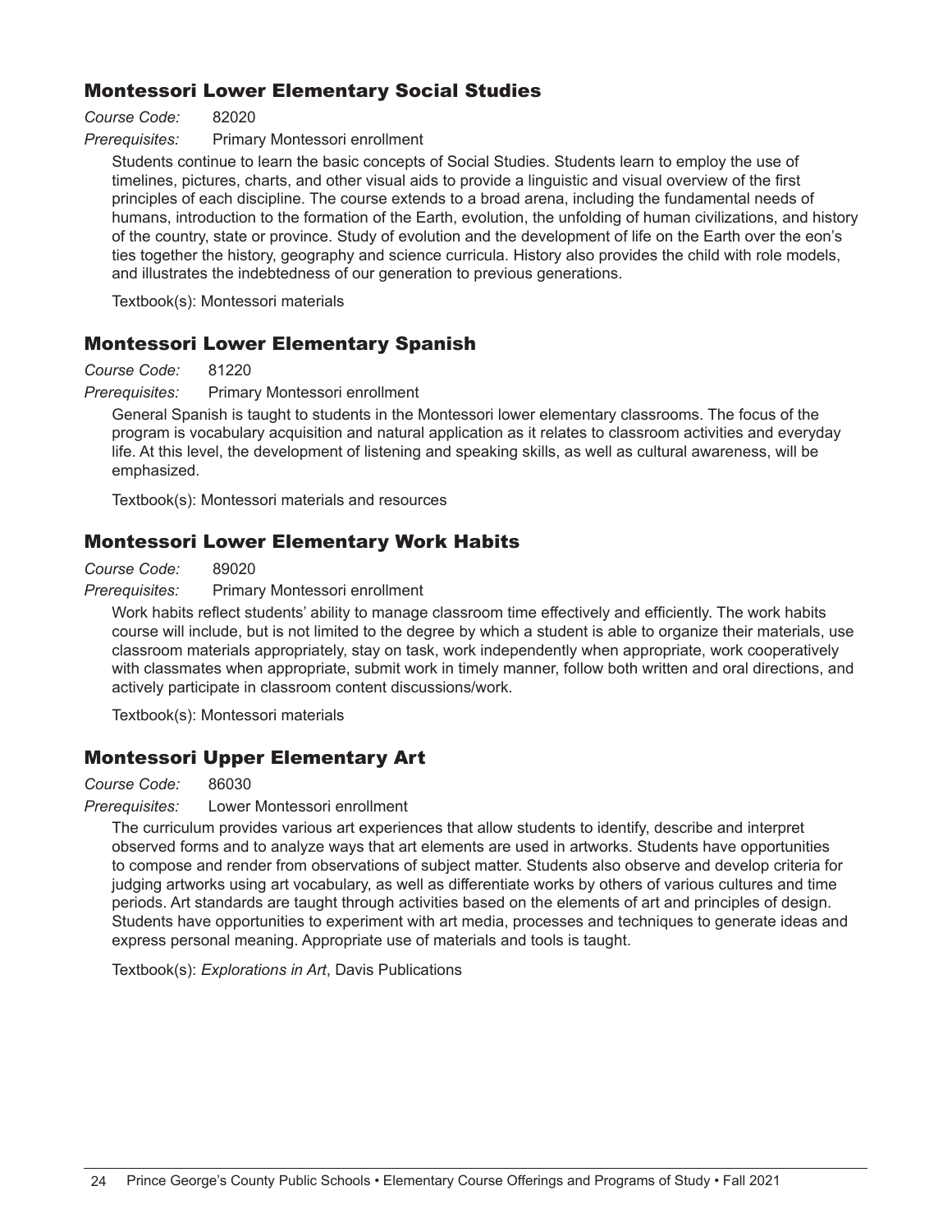## Montessori Lower Elementary Social Studies

*Course Code:* 82020

*Prerequisites:* Primary Montessori enrollment

Students continue to learn the basic concepts of Social Studies. Students learn to employ the use of timelines, pictures, charts, and other visual aids to provide a linguistic and visual overview of the first principles of each discipline. The course extends to a broad arena, including the fundamental needs of humans, introduction to the formation of the Earth, evolution, the unfolding of human civilizations, and history of the country, state or province. Study of evolution and the development of life on the Earth over the eon's ties together the history, geography and science curricula. History also provides the child with role models, and illustrates the indebtedness of our generation to previous generations.

Textbook(s): Montessori materials

## Montessori Lower Elementary Spanish

*Course Code:* 81220

*Prerequisites:* Primary Montessori enrollment

General Spanish is taught to students in the Montessori lower elementary classrooms. The focus of the program is vocabulary acquisition and natural application as it relates to classroom activities and everyday life. At this level, the development of listening and speaking skills, as well as cultural awareness, will be emphasized.

Textbook(s): Montessori materials and resources

## Montessori Lower Elementary Work Habits

*Course Code:* 89020

*Prerequisites:* Primary Montessori enrollment

Work habits reflect students' ability to manage classroom time effectively and efficiently. The work habits course will include, but is not limited to the degree by which a student is able to organize their materials, use classroom materials appropriately, stay on task, work independently when appropriate, work cooperatively with classmates when appropriate, submit work in timely manner, follow both written and oral directions, and actively participate in classroom content discussions/work.

Textbook(s): Montessori materials

## Montessori Upper Elementary Art

*Course Code:* 86030

*Prerequisites:* Lower Montessori enrollment

The curriculum provides various art experiences that allow students to identify, describe and interpret observed forms and to analyze ways that art elements are used in artworks. Students have opportunities to compose and render from observations of subject matter. Students also observe and develop criteria for judging artworks using art vocabulary, as well as differentiate works by others of various cultures and time periods. Art standards are taught through activities based on the elements of art and principles of design. Students have opportunities to experiment with art media, processes and techniques to generate ideas and express personal meaning. Appropriate use of materials and tools is taught.

Textbook(s): *Explorations in Art*, Davis Publications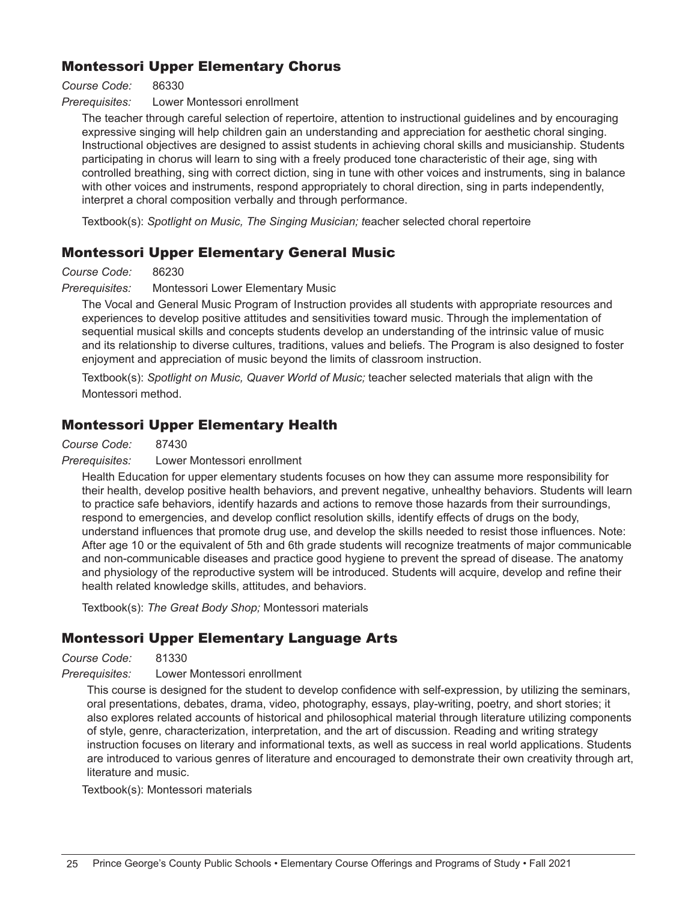## Montessori Upper Elementary Chorus

*Course Code:* 86330

*Prerequisites:* Lower Montessori enrollment

The teacher through careful selection of repertoire, attention to instructional guidelines and by encouraging expressive singing will help children gain an understanding and appreciation for aesthetic choral singing. Instructional objectives are designed to assist students in achieving choral skills and musicianship. Students participating in chorus will learn to sing with a freely produced tone characteristic of their age, sing with controlled breathing, sing with correct diction, sing in tune with other voices and instruments, sing in balance with other voices and instruments, respond appropriately to choral direction, sing in parts independently, interpret a choral composition verbally and through performance.

Textbook(s): *Spotlight on Music, The Singing Musician; t*eacher selected choral repertoire

## Montessori Upper Elementary General Music

*Course Code:* 86230

*Prerequisites:* Montessori Lower Elementary Music

The Vocal and General Music Program of Instruction provides all students with appropriate resources and experiences to develop positive attitudes and sensitivities toward music. Through the implementation of sequential musical skills and concepts students develop an understanding of the intrinsic value of music and its relationship to diverse cultures, traditions, values and beliefs. The Program is also designed to foster enjoyment and appreciation of music beyond the limits of classroom instruction.

Textbook(s): *Spotlight on Music, Quaver World of Music;* teacher selected materials that align with the Montessori method.

## Montessori Upper Elementary Health

*Course Code:* 87430

*Prerequisites:* Lower Montessori enrollment

Health Education for upper elementary students focuses on how they can assume more responsibility for their health, develop positive health behaviors, and prevent negative, unhealthy behaviors. Students will learn to practice safe behaviors, identify hazards and actions to remove those hazards from their surroundings, respond to emergencies, and develop conflict resolution skills, identify effects of drugs on the body, understand influences that promote drug use, and develop the skills needed to resist those influences. Note: After age 10 or the equivalent of 5th and 6th grade students will recognize treatments of major communicable and non-communicable diseases and practice good hygiene to prevent the spread of disease. The anatomy and physiology of the reproductive system will be introduced. Students will acquire, develop and refine their health related knowledge skills, attitudes, and behaviors.

Textbook(s): *The Great Body Shop;* Montessori materials

## Montessori Upper Elementary Language Arts

*Course Code:* 81330

*Prerequisites:* Lower Montessori enrollment

This course is designed for the student to develop confidence with self-expression, by utilizing the seminars, oral presentations, debates, drama, video, photography, essays, play-writing, poetry, and short stories; it also explores related accounts of historical and philosophical material through literature utilizing components of style, genre, characterization, interpretation, and the art of discussion. Reading and writing strategy instruction focuses on literary and informational texts, as well as success in real world applications. Students are introduced to various genres of literature and encouraged to demonstrate their own creativity through art, literature and music.

Textbook(s): Montessori materials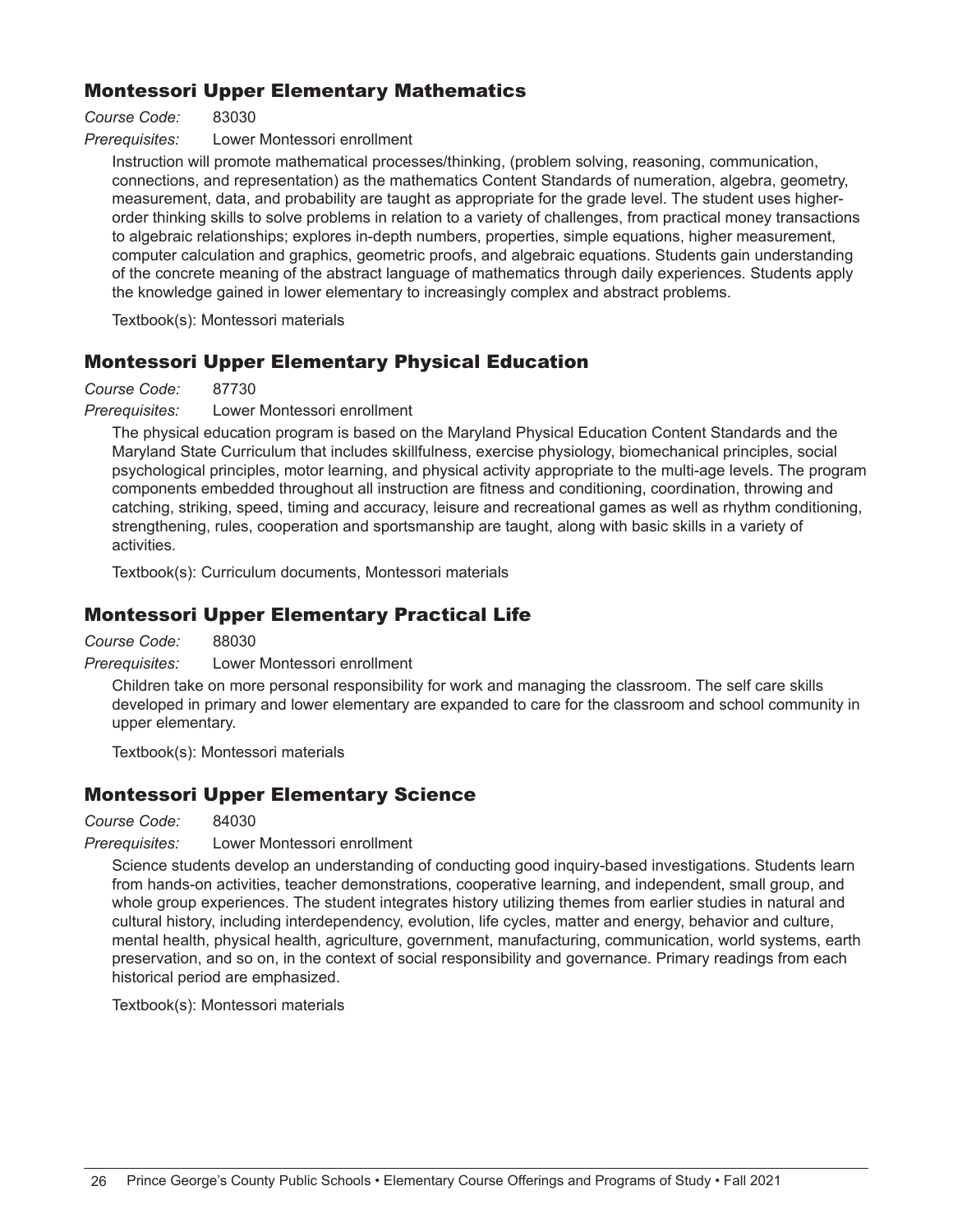## Montessori Upper Elementary Mathematics

*Course Code:* 83030

*Prerequisites:* Lower Montessori enrollment

Instruction will promote mathematical processes/thinking, (problem solving, reasoning, communication, connections, and representation) as the mathematics Content Standards of numeration, algebra, geometry, measurement, data, and probability are taught as appropriate for the grade level. The student uses higher-order thinking skills to solve problems in relation to a variety of challenges, from practical money transactions to algebraic relationships; explores in-depth numbers, properties, simple equations, higher measurement, computer calculation and graphics, geometric proofs, and algebraic equations. Students gain understanding of the concrete meaning of the abstract language of mathematics through daily experiences. Students apply the knowledge gained in lower elementary to increasingly complex and abstract problems.

Textbook(s): Montessori materials

## Montessori Upper Elementary Physical Education

*Course Code:* 87730

*Prerequisites:* Lower Montessori enrollment

The physical education program is based on the Maryland Physical Education Content Standards and the Maryland State Curriculum that includes skillfulness, exercise physiology, biomechanical principles, social psychological principles, motor learning, and physical activity appropriate to the multi-age levels. The program components embedded throughout all instruction are fitness and conditioning, coordination, throwing and catching, striking, speed, timing and accuracy, leisure and recreational games as well as rhythm conditioning, strengthening, rules, cooperation and sportsmanship are taught, along with basic skills in a variety of activities.

Textbook(s): Curriculum documents, Montessori materials

## Montessori Upper Elementary Practical Life

*Course Code:* 88030

*Prerequisites:* Lower Montessori enrollment

Children take on more personal responsibility for work and managing the classroom. The self care skills developed in primary and lower elementary are expanded to care for the classroom and school community in upper elementary.

Textbook(s): Montessori materials

## Montessori Upper Elementary Science

*Course Code:* 84030

*Prerequisites:* Lower Montessori enrollment

Science students develop an understanding of conducting good inquiry-based investigations. Students learn from hands-on activities, teacher demonstrations, cooperative learning, and independent, small group, and whole group experiences. The student integrates history utilizing themes from earlier studies in natural and cultural history, including interdependency, evolution, life cycles, matter and energy, behavior and culture, mental health, physical health, agriculture, government, manufacturing, communication, world systems, earth preservation, and so on, in the context of social responsibility and governance. Primary readings from each historical period are emphasized.

Textbook(s): Montessori materials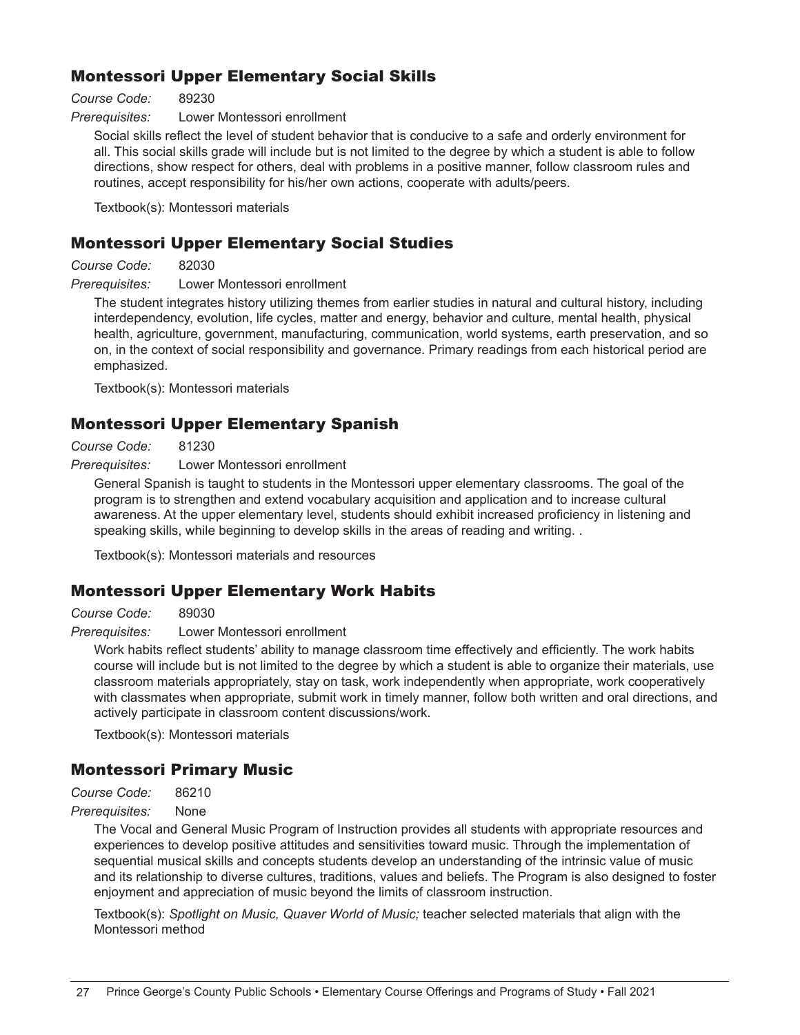## Montessori Upper Elementary Social Skills

*Course Code:* 89230

*Prerequisites:* Lower Montessori enrollment

Social skills reflect the level of student behavior that is conducive to a safe and orderly environment for all. This social skills grade will include but is not limited to the degree by which a student is able to follow directions, show respect for others, deal with problems in a positive manner, follow classroom rules and routines, accept responsibility for his/her own actions, cooperate with adults/peers.

Textbook(s): Montessori materials

## Montessori Upper Elementary Social Studies

*Course Code:* 82030

*Prerequisites:* Lower Montessori enrollment

The student integrates history utilizing themes from earlier studies in natural and cultural history, including interdependency, evolution, life cycles, matter and energy, behavior and culture, mental health, physical health, agriculture, government, manufacturing, communication, world systems, earth preservation, and so on, in the context of social responsibility and governance. Primary readings from each historical period are emphasized.

Textbook(s): Montessori materials

## Montessori Upper Elementary Spanish

*Course Code:* 81230

*Prerequisites:* Lower Montessori enrollment

General Spanish is taught to students in the Montessori upper elementary classrooms. The goal of the program is to strengthen and extend vocabulary acquisition and application and to increase cultural awareness. At the upper elementary level, students should exhibit increased proficiency in listening and speaking skills, while beginning to develop skills in the areas of reading and writing. .

Textbook(s): Montessori materials and resources

## Montessori Upper Elementary Work Habits

*Course Code:* 89030

*Prerequisites:* Lower Montessori enrollment

Work habits reflect students' ability to manage classroom time effectively and efficiently. The work habits course will include but is not limited to the degree by which a student is able to organize their materials, use classroom materials appropriately, stay on task, work independently when appropriate, work cooperatively with classmates when appropriate, submit work in timely manner, follow both written and oral directions, and actively participate in classroom content discussions/work.

Textbook(s): Montessori materials

## Montessori Primary Music

*Course Code:* 86210

*Prerequisites:* None

The Vocal and General Music Program of Instruction provides all students with appropriate resources and experiences to develop positive attitudes and sensitivities toward music. Through the implementation of sequential musical skills and concepts students develop an understanding of the intrinsic value of music and its relationship to diverse cultures, traditions, values and beliefs. The Program is also designed to foster enjoyment and appreciation of music beyond the limits of classroom instruction.

Textbook(s): *Spotlight on Music, Quaver World of Music;* teacher selected materials that align with the Montessori method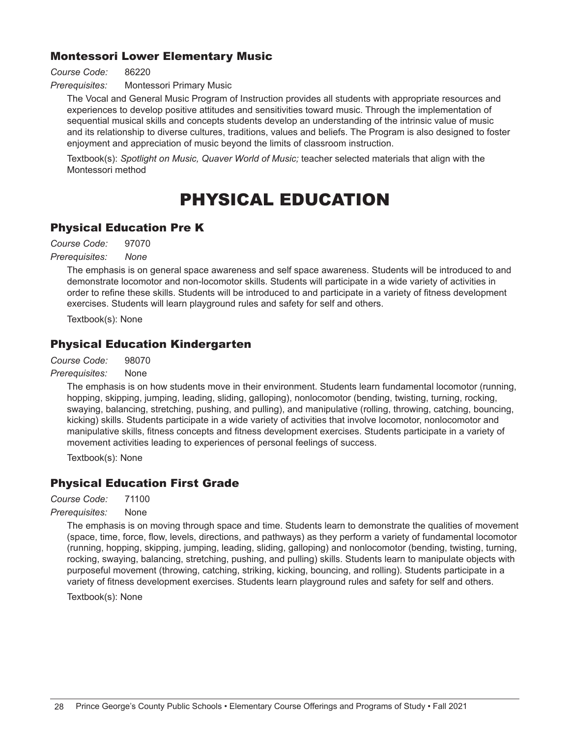### Montessori Lower Elementary Music

*Course Code:* 86220

*Prerequisites:* Montessori Primary Music

The Vocal and General Music Program of Instruction provides all students with appropriate resources and experiences to develop positive attitudes and sensitivities toward music. Through the implementation of sequential musical skills and concepts students develop an understanding of the intrinsic value of music and its relationship to diverse cultures, traditions, values and beliefs. The Program is also designed to foster enjoyment and appreciation of music beyond the limits of classroom instruction.

Textbook(s): *Spotlight on Music, Quaver World of Music;* teacher selected materials that align with the Montessori method

# PHYSICAL EDUCATION

### Physical Education Pre K

*Course Code:* 97070

*Prerequisites:* *None*

The emphasis is on general space awareness and self space awareness. Students will be introduced to and demonstrate locomotor and non-locomotor skills. Students will participate in a wide variety of activities in order to refine these skills. Students will be introduced to and participate in a variety of fitness development exercises. Students will learn playground rules and safety for self and others.

Textbook(s): None

### Physical Education Kindergarten

*Course Code:* 98070

*Prerequisites:* None

The emphasis is on how students move in their environment. Students learn fundamental locomotor (running, hopping, skipping, jumping, leading, sliding, galloping), nonlocomotor (bending, twisting, turning, rocking, swaying, balancing, stretching, pushing, and pulling), and manipulative (rolling, throwing, catching, bouncing, kicking) skills. Students participate in a wide variety of activities that involve locomotor, nonlocomotor and manipulative skills, fitness concepts and fitness development exercises. Students participate in a variety of movement activities leading to experiences of personal feelings of success.

Textbook(s): None

### Physical Education First Grade

*Course Code:* 71100

*Prerequisites:* None

The emphasis is on moving through space and time. Students learn to demonstrate the qualities of movement (space, time, force, flow, levels, directions, and pathways) as they perform a variety of fundamental locomotor (running, hopping, skipping, jumping, leading, sliding, galloping) and nonlocomotor (bending, twisting, turning, rocking, swaying, balancing, stretching, pushing, and pulling) skills. Students learn to manipulate objects with purposeful movement (throwing, catching, striking, kicking, bouncing, and rolling). Students participate in a variety of fitness development exercises. Students learn playground rules and safety for self and others.

Textbook(s): None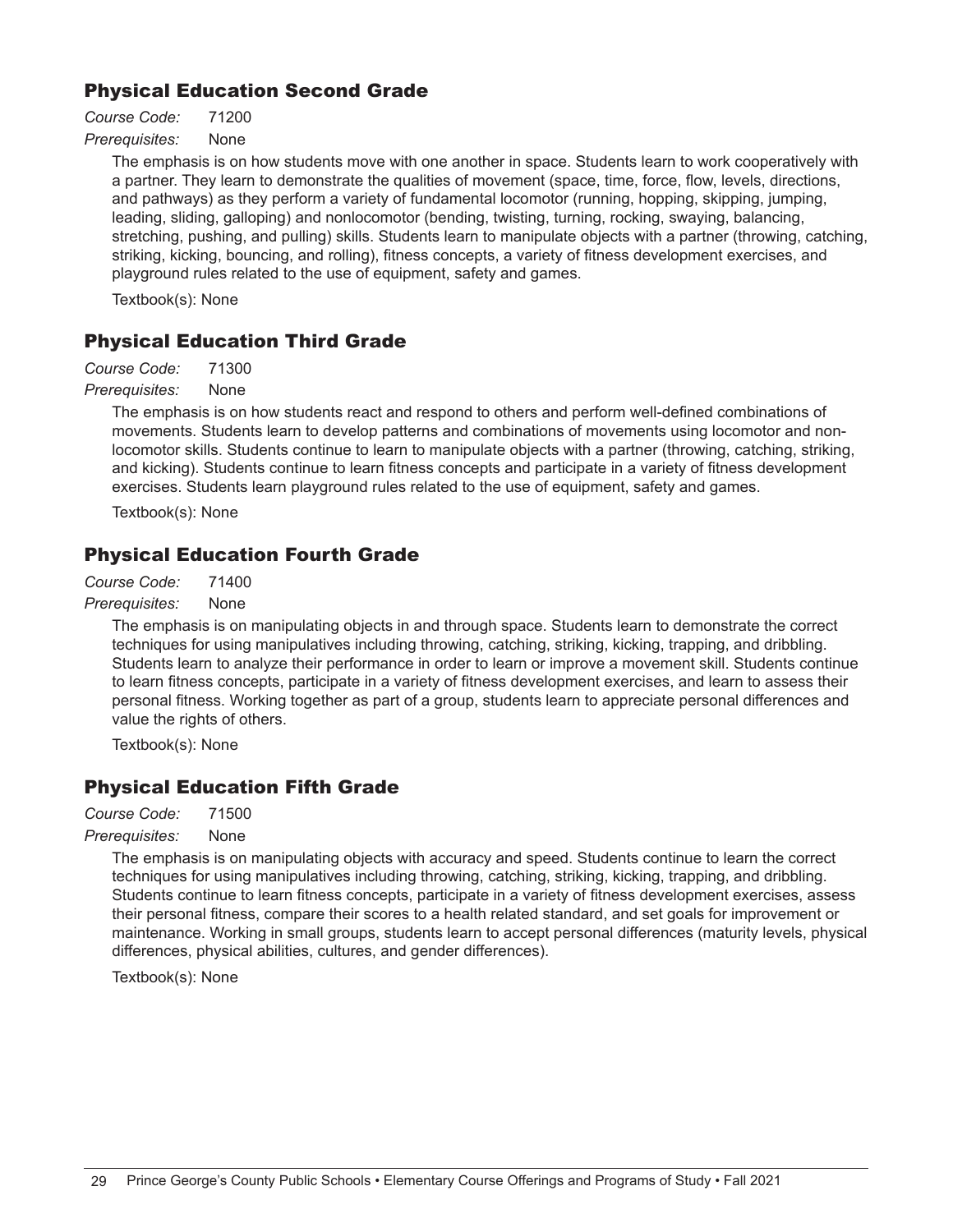## Physical Education Second Grade

*Course Code:* 71200

*Prerequisites:* None

The emphasis is on how students move with one another in space. Students learn to work cooperatively with a partner. They learn to demonstrate the qualities of movement (space, time, force, flow, levels, directions, and pathways) as they perform a variety of fundamental locomotor (running, hopping, skipping, jumping, leading, sliding, galloping) and nonlocomotor (bending, twisting, turning, rocking, swaying, balancing, stretching, pushing, and pulling) skills. Students learn to manipulate objects with a partner (throwing, catching, striking, kicking, bouncing, and rolling), fitness concepts, a variety of fitness development exercises, and playground rules related to the use of equipment, safety and games.

Textbook(s): None

## Physical Education Third Grade

*Course Code:* 71300

*Prerequisites:* None

The emphasis is on how students react and respond to others and perform well-defined combinations of movements. Students learn to develop patterns and combinations of movements using locomotor and non-locomotor skills. Students continue to learn to manipulate objects with a partner (throwing, catching, striking, and kicking). Students continue to learn fitness concepts and participate in a variety of fitness development exercises. Students learn playground rules related to the use of equipment, safety and games.

Textbook(s): None

## Physical Education Fourth Grade

*Course Code:* 71400

*Prerequisites:* None

The emphasis is on manipulating objects in and through space. Students learn to demonstrate the correct techniques for using manipulatives including throwing, catching, striking, kicking, trapping, and dribbling. Students learn to analyze their performance in order to learn or improve a movement skill. Students continue to learn fitness concepts, participate in a variety of fitness development exercises, and learn to assess their personal fitness. Working together as part of a group, students learn to appreciate personal differences and value the rights of others.

Textbook(s): None

## Physical Education Fifth Grade

*Course Code:* 71500

*Prerequisites:* None

The emphasis is on manipulating objects with accuracy and speed. Students continue to learn the correct techniques for using manipulatives including throwing, catching, striking, kicking, trapping, and dribbling. Students continue to learn fitness concepts, participate in a variety of fitness development exercises, assess their personal fitness, compare their scores to a health related standard, and set goals for improvement or maintenance. Working in small groups, students learn to accept personal differences (maturity levels, physical differences, physical abilities, cultures, and gender differences).

Textbook(s): None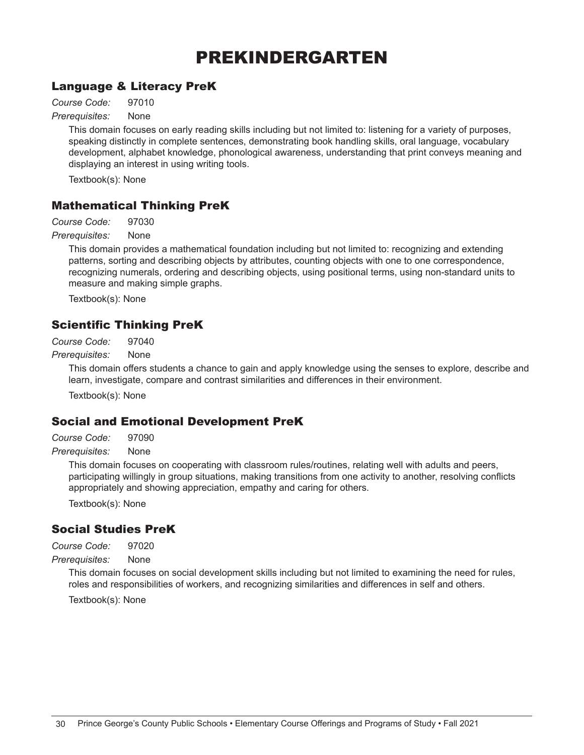# PREKINDERGARTEN

## Language & Literacy PreK

*Course Code:* 97010

*Prerequisites:* None

This domain focuses on early reading skills including but not limited to: listening for a variety of purposes, speaking distinctly in complete sentences, demonstrating book handling skills, oral language, vocabulary development, alphabet knowledge, phonological awareness, understanding that print conveys meaning and displaying an interest in using writing tools.

Textbook(s): None

## Mathematical Thinking PreK

*Course Code:* 97030

*Prerequisites:* None

This domain provides a mathematical foundation including but not limited to: recognizing and extending patterns, sorting and describing objects by attributes, counting objects with one to one correspondence, recognizing numerals, ordering and describing objects, using positional terms, using non-standard units to measure and making simple graphs.

Textbook(s): None

## Scientific Thinking PreK

*Course Code:* 97040

*Prerequisites:* None

This domain offers students a chance to gain and apply knowledge using the senses to explore, describe and learn, investigate, compare and contrast similarities and differences in their environment.

Textbook(s): None

## Social and Emotional Development PreK

*Course Code:* 97090

*Prerequisites:* None

This domain focuses on cooperating with classroom rules/routines, relating well with adults and peers, participating willingly in group situations, making transitions from one activity to another, resolving conflicts appropriately and showing appreciation, empathy and caring for others.

Textbook(s): None

## Social Studies PreK

*Course Code:* 97020

*Prerequisites:* None

This domain focuses on social development skills including but not limited to examining the need for rules, roles and responsibilities of workers, and recognizing similarities and differences in self and others.

Textbook(s): None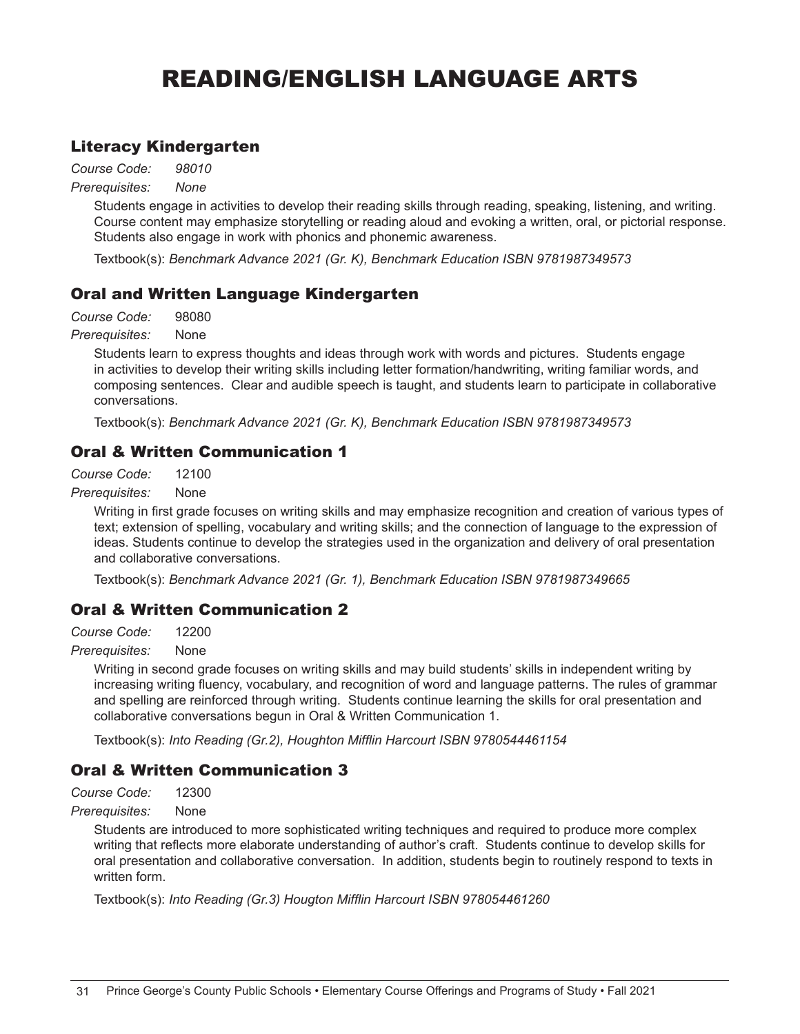# READING/ENGLISH LANGUAGE ARTS

## Literacy Kindergarten

*Course Code:* *98010*

*Prerequisites:* *None*

Students engage in activities to develop their reading skills through reading, speaking, listening, and writing. Course content may emphasize storytelling or reading aloud and evoking a written, oral, or pictorial response. Students also engage in work with phonics and phonemic awareness.

Textbook(s): *Benchmark Advance 2021 (Gr. K), Benchmark Education ISBN 9781987349573*

## Oral and Written Language Kindergarten

*Course Code:* 98080

*Prerequisites:* None

Students learn to express thoughts and ideas through work with words and pictures. Students engage in activities to develop their writing skills including letter formation/handwriting, writing familiar words, and composing sentences. Clear and audible speech is taught, and students learn to participate in collaborative conversations.

Textbook(s): *Benchmark Advance 2021 (Gr. K), Benchmark Education ISBN 9781987349573*

## Oral & Written Communication 1

*Course Code:* 12100

*Prerequisites:* None

Writing in first grade focuses on writing skills and may emphasize recognition and creation of various types of text; extension of spelling, vocabulary and writing skills; and the connection of language to the expression of ideas. Students continue to develop the strategies used in the organization and delivery of oral presentation and collaborative conversations.

Textbook(s): *Benchmark Advance 2021 (Gr. 1), Benchmark Education ISBN 9781987349665*

## Oral & Written Communication 2

*Course Code:* 12200

*Prerequisites:* None

Writing in second grade focuses on writing skills and may build students' skills in independent writing by increasing writing fluency, vocabulary, and recognition of word and language patterns. The rules of grammar and spelling are reinforced through writing. Students continue learning the skills for oral presentation and collaborative conversations begun in Oral & Written Communication 1.

Textbook(s): *Into Reading (Gr.2), Houghton Mifflin Harcourt ISBN 9780544461154*

## Oral & Written Communication 3

*Course Code:* 12300

*Prerequisites:* None

Students are introduced to more sophisticated writing techniques and required to produce more complex writing that reflects more elaborate understanding of author's craft. Students continue to develop skills for oral presentation and collaborative conversation. In addition, students begin to routinely respond to texts in written form.

Textbook(s): *Into Reading (Gr.3) Hougton Mifflin Harcourt ISBN 978054461260*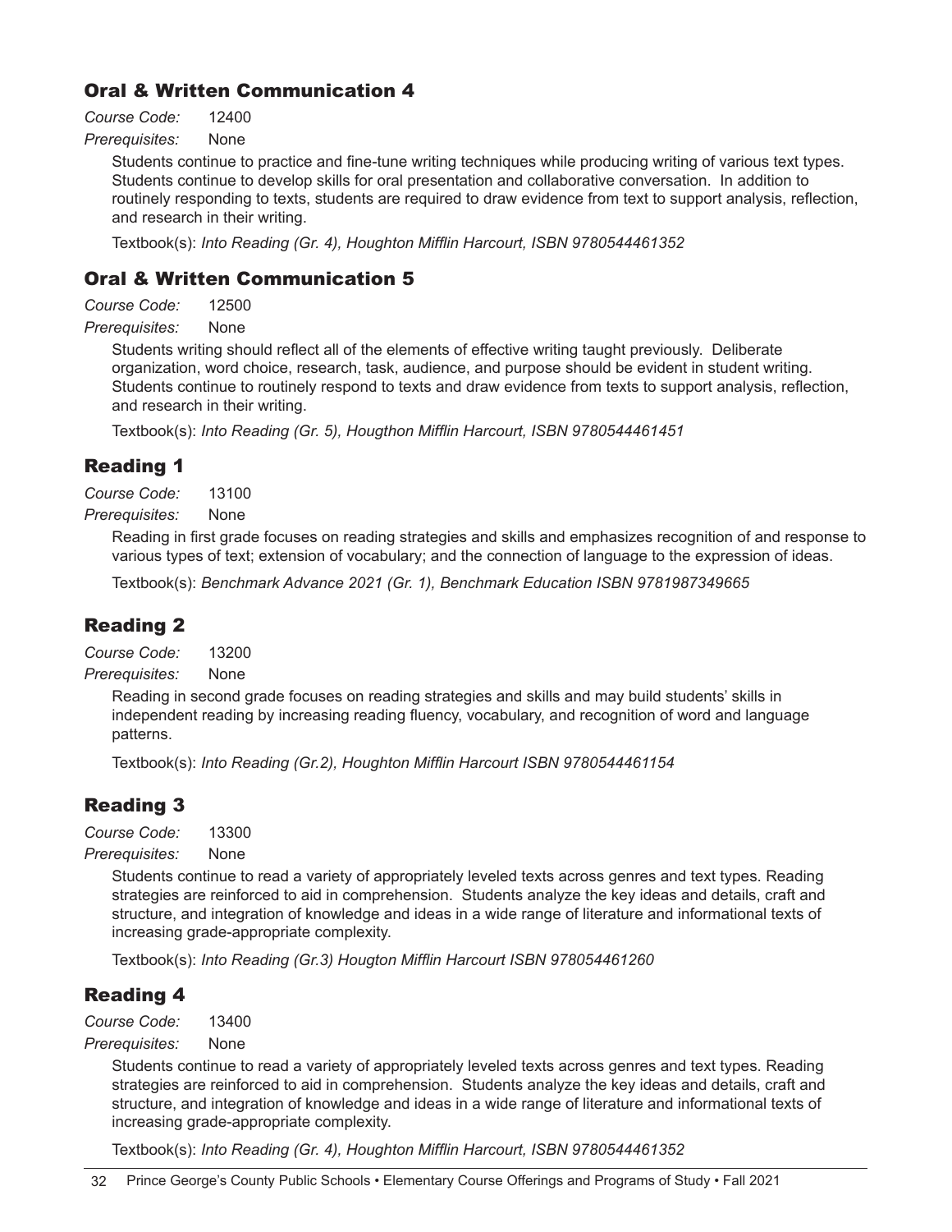## Oral & Written Communication 4

*Course Code:* 12400

*Prerequisites:* None

Students continue to practice and fine-tune writing techniques while producing writing of various text types. Students continue to develop skills for oral presentation and collaborative conversation. In addition to routinely responding to texts, students are required to draw evidence from text to support analysis, reflection, and research in their writing.

Textbook(s): *Into Reading (Gr. 4), Houghton Mifflin Harcourt, ISBN 9780544461352*

## Oral & Written Communication 5

*Course Code:* 12500

*Prerequisites:* None

Students writing should reflect all of the elements of effective writing taught previously. Deliberate organization, word choice, research, task, audience, and purpose should be evident in student writing. Students continue to routinely respond to texts and draw evidence from texts to support analysis, reflection, and research in their writing.

Textbook(s): *Into Reading (Gr. 5), Hougthon Mifflin Harcourt, ISBN 9780544461451*

## Reading 1

*Course Code:* 13100

*Prerequisites:* None

Reading in first grade focuses on reading strategies and skills and emphasizes recognition of and response to various types of text; extension of vocabulary; and the connection of language to the expression of ideas.

Textbook(s): *Benchmark Advance 2021 (Gr. 1), Benchmark Education ISBN 9781987349665*

## Reading 2

*Course Code:* 13200

*Prerequisites:* None

Reading in second grade focuses on reading strategies and skills and may build students' skills in independent reading by increasing reading fluency, vocabulary, and recognition of word and language patterns.

Textbook(s): *Into Reading (Gr.2), Houghton Mifflin Harcourt ISBN 9780544461154*

## Reading 3

*Course Code:* 13300

*Prerequisites:* None

Students continue to read a variety of appropriately leveled texts across genres and text types. Reading strategies are reinforced to aid in comprehension. Students analyze the key ideas and details, craft and structure, and integration of knowledge and ideas in a wide range of literature and informational texts of increasing grade-appropriate complexity.

Textbook(s): *Into Reading (Gr.3) Hougton Mifflin Harcourt ISBN 978054461260*

## Reading 4

*Course Code:* 13400

*Prerequisites:* None

Students continue to read a variety of appropriately leveled texts across genres and text types. Reading strategies are reinforced to aid in comprehension. Students analyze the key ideas and details, craft and structure, and integration of knowledge and ideas in a wide range of literature and informational texts of increasing grade-appropriate complexity.

Textbook(s): *Into Reading (Gr. 4), Houghton Mifflin Harcourt, ISBN 9780544461352*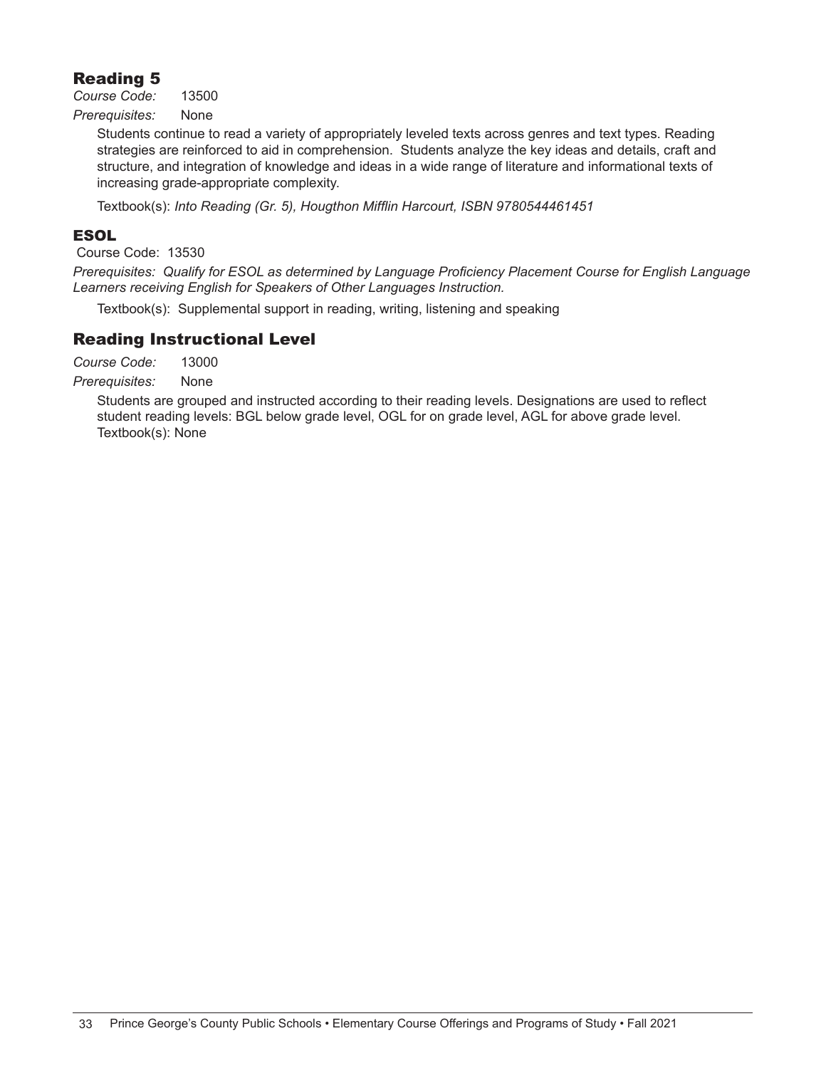## Reading 5

*Course Code:* 13500

*Prerequisites:* None

Students continue to read a variety of appropriately leveled texts across genres and text types. Reading strategies are reinforced to aid in comprehension. Students analyze the key ideas and details, craft and structure, and integration of knowledge and ideas in a wide range of literature and informational texts of increasing grade-appropriate complexity.

Textbook(s): *Into Reading (Gr. 5), Hougthon Mifflin Harcourt, ISBN 9780544461451*

## ESOL

Course Code: 13530

*Prerequisites: Qualify for ESOL as determined by Language Proficiency Placement Course for English Language Learners receiving English for Speakers of Other Languages Instruction.*

Textbook(s): Supplemental support in reading, writing, listening and speaking

## Reading Instructional Level

*Course Code:* 13000

*Prerequisites:* None

Students are grouped and instructed according to their reading levels. Designations are used to reflect student reading levels: BGL below grade level, OGL for on grade level, AGL for above grade level.
Textbook(s): None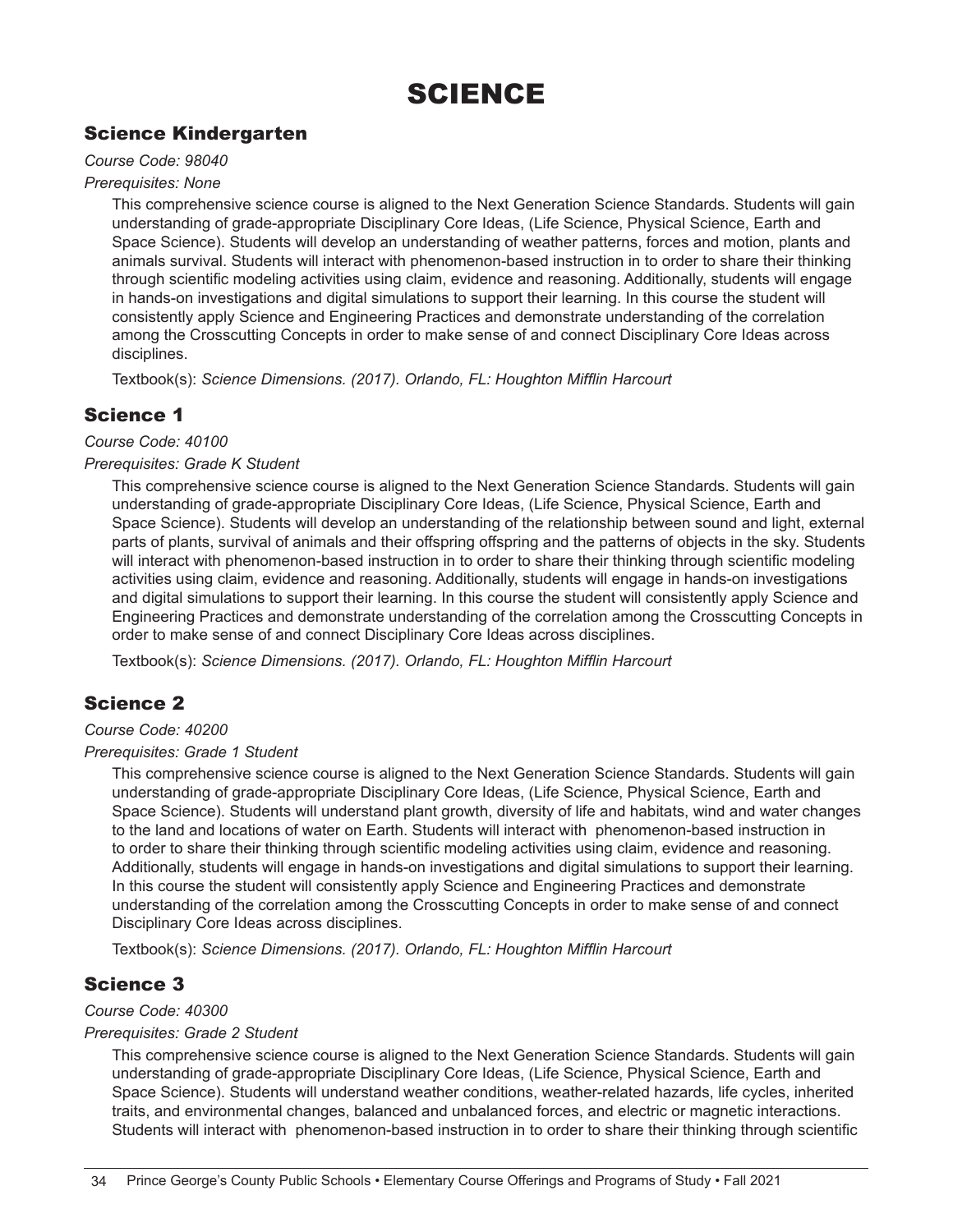# SCIENCE

## Science Kindergarten

*Course Code: 98040*

*Prerequisites: None*

This comprehensive science course is aligned to the Next Generation Science Standards. Students will gain understanding of grade-appropriate Disciplinary Core Ideas, (Life Science, Physical Science, Earth and Space Science). Students will develop an understanding of weather patterns, forces and motion, plants and animals survival. Students will interact with phenomenon-based instruction in to order to share their thinking through scientific modeling activities using claim, evidence and reasoning. Additionally, students will engage in hands-on investigations and digital simulations to support their learning. In this course the student will consistently apply Science and Engineering Practices and demonstrate understanding of the correlation among the Crosscutting Concepts in order to make sense of and connect Disciplinary Core Ideas across disciplines.

Textbook(s): *Science Dimensions. (2017). Orlando, FL: Houghton Mifflin Harcourt*

## Science 1

*Course Code: 40100*

*Prerequisites: Grade K Student*

This comprehensive science course is aligned to the Next Generation Science Standards. Students will gain understanding of grade-appropriate Disciplinary Core Ideas, (Life Science, Physical Science, Earth and Space Science). Students will develop an understanding of the relationship between sound and light, external parts of plants, survival of animals and their offspring offspring and the patterns of objects in the sky. Students will interact with phenomenon-based instruction in to order to share their thinking through scientific modeling activities using claim, evidence and reasoning. Additionally, students will engage in hands-on investigations and digital simulations to support their learning. In this course the student will consistently apply Science and Engineering Practices and demonstrate understanding of the correlation among the Crosscutting Concepts in order to make sense of and connect Disciplinary Core Ideas across disciplines.

Textbook(s): *Science Dimensions. (2017). Orlando, FL: Houghton Mifflin Harcourt*

## Science 2

*Course Code: 40200*

*Prerequisites: Grade 1 Student*

This comprehensive science course is aligned to the Next Generation Science Standards. Students will gain understanding of grade-appropriate Disciplinary Core Ideas, (Life Science, Physical Science, Earth and Space Science). Students will understand plant growth, diversity of life and habitats, wind and water changes to the land and locations of water on Earth. Students will interact with phenomenon-based instruction in to order to share their thinking through scientific modeling activities using claim, evidence and reasoning. Additionally, students will engage in hands-on investigations and digital simulations to support their learning. In this course the student will consistently apply Science and Engineering Practices and demonstrate understanding of the correlation among the Crosscutting Concepts in order to make sense of and connect Disciplinary Core Ideas across disciplines.

Textbook(s): *Science Dimensions. (2017). Orlando, FL: Houghton Mifflin Harcourt*

## Science 3

*Course Code: 40300*

*Prerequisites: Grade 2 Student*

This comprehensive science course is aligned to the Next Generation Science Standards. Students will gain understanding of grade-appropriate Disciplinary Core Ideas, (Life Science, Physical Science, Earth and Space Science). Students will understand weather conditions, weather-related hazards, life cycles, inherited traits, and environmental changes, balanced and unbalanced forces, and electric or magnetic interactions. Students will interact with phenomenon-based instruction in to order to share their thinking through scientific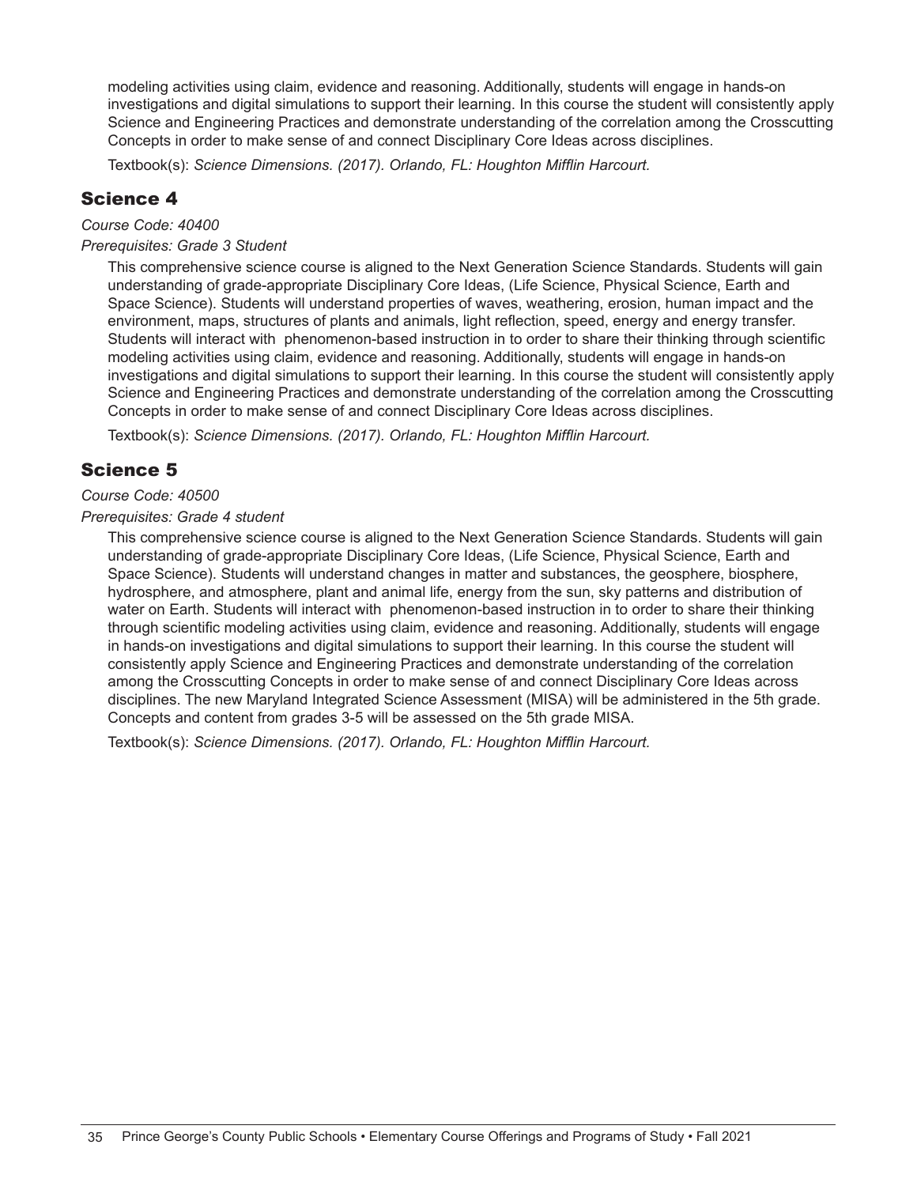modeling activities using claim, evidence and reasoning. Additionally, students will engage in hands-on investigations and digital simulations to support their learning. In this course the student will consistently apply Science and Engineering Practices and demonstrate understanding of the correlation among the Crosscutting Concepts in order to make sense of and connect Disciplinary Core Ideas across disciplines.

Textbook(s): *Science Dimensions. (2017). Orlando, FL: Houghton Mifflin Harcourt.*

## Science 4

*Course Code: 40400*

*Prerequisites: Grade 3 Student*

This comprehensive science course is aligned to the Next Generation Science Standards. Students will gain understanding of grade-appropriate Disciplinary Core Ideas, (Life Science, Physical Science, Earth and Space Science). Students will understand properties of waves, weathering, erosion, human impact and the environment, maps, structures of plants and animals, light reflection, speed, energy and energy transfer. Students will interact with phenomenon-based instruction in to order to share their thinking through scientific modeling activities using claim, evidence and reasoning. Additionally, students will engage in hands-on investigations and digital simulations to support their learning. In this course the student will consistently apply Science and Engineering Practices and demonstrate understanding of the correlation among the Crosscutting Concepts in order to make sense of and connect Disciplinary Core Ideas across disciplines.

Textbook(s): *Science Dimensions. (2017). Orlando, FL: Houghton Mifflin Harcourt.*

## Science 5

*Course Code: 40500*

*Prerequisites: Grade 4 student*

This comprehensive science course is aligned to the Next Generation Science Standards. Students will gain understanding of grade-appropriate Disciplinary Core Ideas, (Life Science, Physical Science, Earth and Space Science). Students will understand changes in matter and substances, the geosphere, biosphere, hydrosphere, and atmosphere, plant and animal life, energy from the sun, sky patterns and distribution of water on Earth. Students will interact with phenomenon-based instruction in to order to share their thinking through scientific modeling activities using claim, evidence and reasoning. Additionally, students will engage in hands-on investigations and digital simulations to support their learning. In this course the student will consistently apply Science and Engineering Practices and demonstrate understanding of the correlation among the Crosscutting Concepts in order to make sense of and connect Disciplinary Core Ideas across disciplines. The new Maryland Integrated Science Assessment (MISA) will be administered in the 5th grade. Concepts and content from grades 3-5 will be assessed on the 5th grade MISA.

Textbook(s): *Science Dimensions. (2017). Orlando, FL: Houghton Mifflin Harcourt.*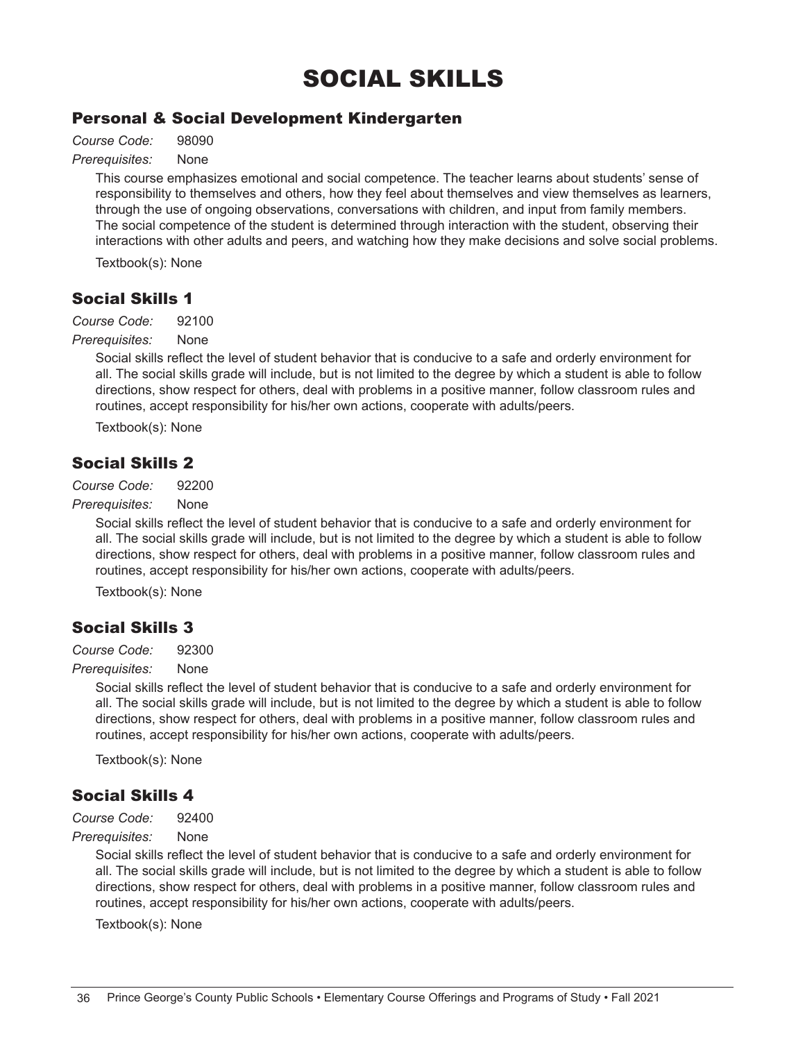# SOCIAL SKILLS

## Personal & Social Development Kindergarten

*Course Code:* 98090

*Prerequisites:* None

This course emphasizes emotional and social competence. The teacher learns about students' sense of responsibility to themselves and others, how they feel about themselves and view themselves as learners, through the use of ongoing observations, conversations with children, and input from family members. The social competence of the student is determined through interaction with the student, observing their interactions with other adults and peers, and watching how they make decisions and solve social problems.

Textbook(s): None

## Social Skills 1

*Course Code:* 92100

*Prerequisites:* None

Social skills reflect the level of student behavior that is conducive to a safe and orderly environment for all. The social skills grade will include, but is not limited to the degree by which a student is able to follow directions, show respect for others, deal with problems in a positive manner, follow classroom rules and routines, accept responsibility for his/her own actions, cooperate with adults/peers.

Textbook(s): None

## Social Skills 2

*Course Code:* 92200

*Prerequisites:* None

Social skills reflect the level of student behavior that is conducive to a safe and orderly environment for all. The social skills grade will include, but is not limited to the degree by which a student is able to follow directions, show respect for others, deal with problems in a positive manner, follow classroom rules and routines, accept responsibility for his/her own actions, cooperate with adults/peers.

Textbook(s): None

## Social Skills 3

*Course Code:* 92300

*Prerequisites:* None

Social skills reflect the level of student behavior that is conducive to a safe and orderly environment for all. The social skills grade will include, but is not limited to the degree by which a student is able to follow directions, show respect for others, deal with problems in a positive manner, follow classroom rules and routines, accept responsibility for his/her own actions, cooperate with adults/peers.

Textbook(s): None

## Social Skills 4

*Course Code:* 92400

*Prerequisites:* None

Social skills reflect the level of student behavior that is conducive to a safe and orderly environment for all. The social skills grade will include, but is not limited to the degree by which a student is able to follow directions, show respect for others, deal with problems in a positive manner, follow classroom rules and routines, accept responsibility for his/her own actions, cooperate with adults/peers.

Textbook(s): None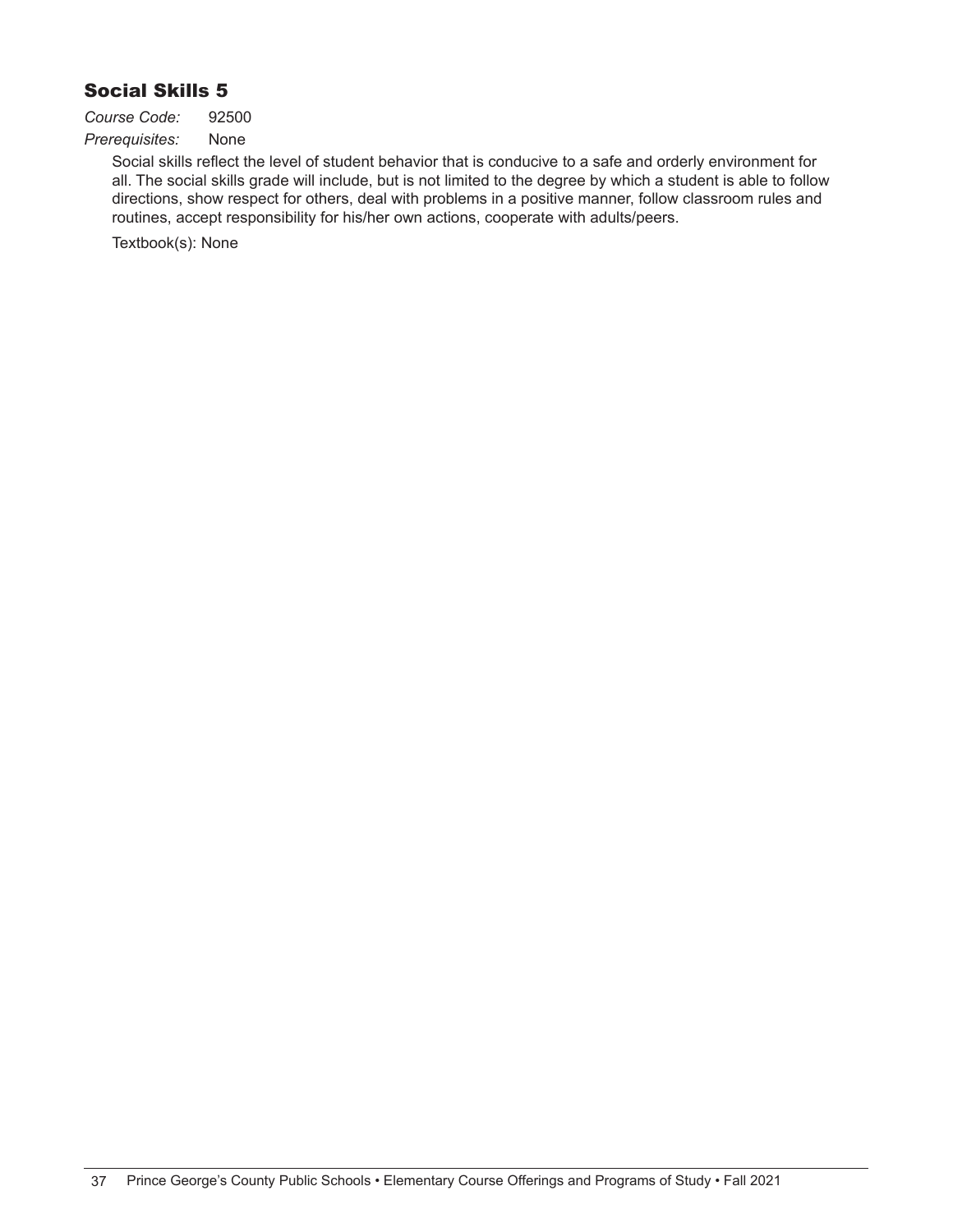## Social Skills 5

*Course Code:* 92500

*Prerequisites:* None

Social skills reflect the level of student behavior that is conducive to a safe and orderly environment for all. The social skills grade will include, but is not limited to the degree by which a student is able to follow directions, show respect for others, deal with problems in a positive manner, follow classroom rules and routines, accept responsibility for his/her own actions, cooperate with adults/peers.

Textbook(s): None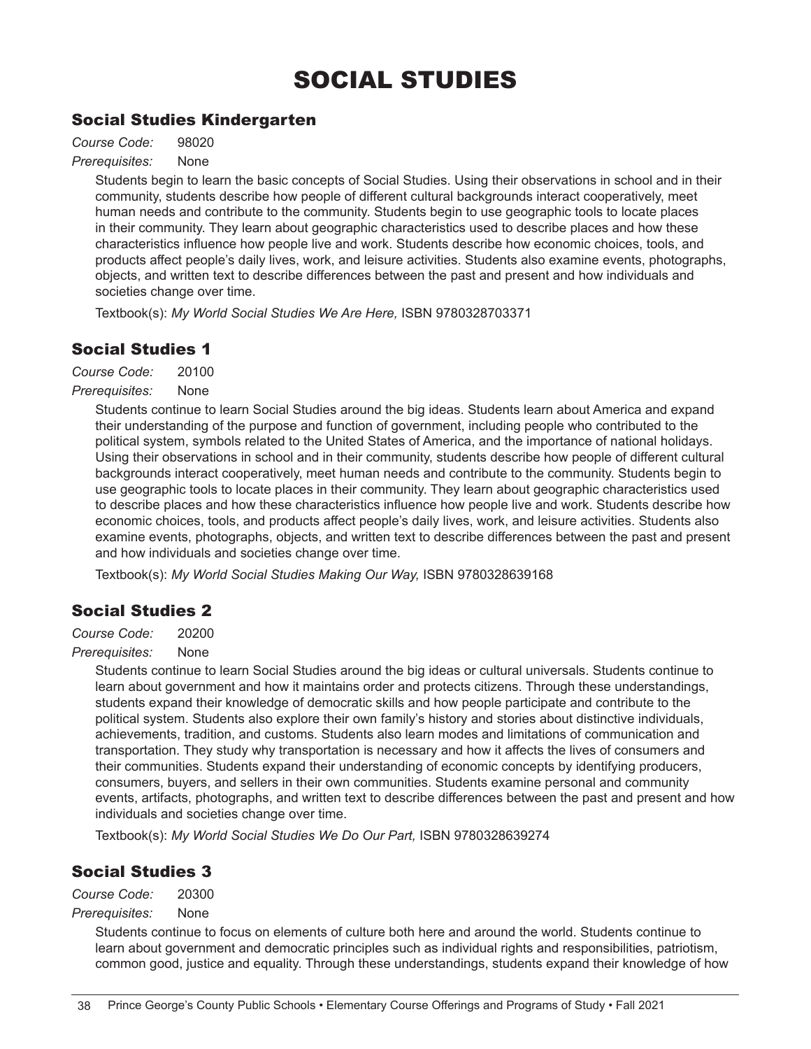# SOCIAL STUDIES

## Social Studies Kindergarten

*Course Code:* 98020

*Prerequisites:* None

Students begin to learn the basic concepts of Social Studies. Using their observations in school and in their community, students describe how people of different cultural backgrounds interact cooperatively, meet human needs and contribute to the community. Students begin to use geographic tools to locate places in their community. They learn about geographic characteristics used to describe places and how these characteristics influence how people live and work. Students describe how economic choices, tools, and products affect people's daily lives, work, and leisure activities. Students also examine events, photographs, objects, and written text to describe differences between the past and present and how individuals and societies change over time.

Textbook(s): *My World Social Studies We Are Here,* ISBN 9780328703371

## Social Studies 1

*Course Code:* 20100

*Prerequisites:* None

Students continue to learn Social Studies around the big ideas. Students learn about America and expand their understanding of the purpose and function of government, including people who contributed to the political system, symbols related to the United States of America, and the importance of national holidays. Using their observations in school and in their community, students describe how people of different cultural backgrounds interact cooperatively, meet human needs and contribute to the community. Students begin to use geographic tools to locate places in their community. They learn about geographic characteristics used to describe places and how these characteristics influence how people live and work. Students describe how economic choices, tools, and products affect people's daily lives, work, and leisure activities. Students also examine events, photographs, objects, and written text to describe differences between the past and present and how individuals and societies change over time.

Textbook(s): *My World Social Studies Making Our Way,* ISBN 9780328639168

## Social Studies 2

*Course Code:* 20200

*Prerequisites:* None

Students continue to learn Social Studies around the big ideas or cultural universals. Students continue to learn about government and how it maintains order and protects citizens. Through these understandings, students expand their knowledge of democratic skills and how people participate and contribute to the political system. Students also explore their own family's history and stories about distinctive individuals, achievements, tradition, and customs. Students also learn modes and limitations of communication and transportation. They study why transportation is necessary and how it affects the lives of consumers and their communities. Students expand their understanding of economic concepts by identifying producers, consumers, buyers, and sellers in their own communities. Students examine personal and community events, artifacts, photographs, and written text to describe differences between the past and present and how individuals and societies change over time.

Textbook(s): *My World Social Studies We Do Our Part,* ISBN 9780328639274

## Social Studies 3

*Course Code:* 20300

*Prerequisites:* None

Students continue to focus on elements of culture both here and around the world. Students continue to learn about government and democratic principles such as individual rights and responsibilities, patriotism, common good, justice and equality. Through these understandings, students expand their knowledge of how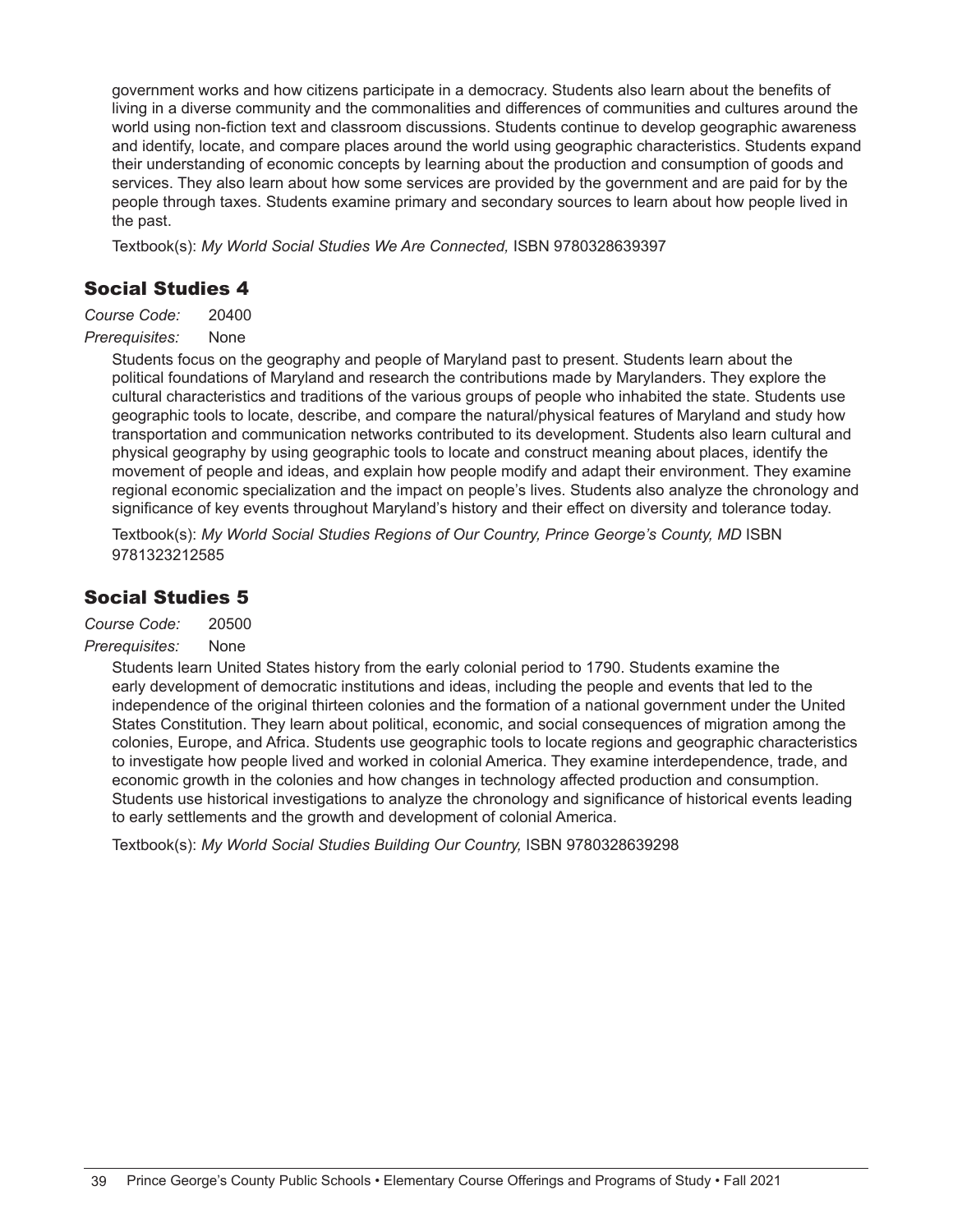government works and how citizens participate in a democracy. Students also learn about the benefits of living in a diverse community and the commonalities and differences of communities and cultures around the world using non-fiction text and classroom discussions. Students continue to develop geographic awareness and identify, locate, and compare places around the world using geographic characteristics. Students expand their understanding of economic concepts by learning about the production and consumption of goods and services. They also learn about how some services are provided by the government and are paid for by the people through taxes. Students examine primary and secondary sources to learn about how people lived in the past.

Textbook(s): *My World Social Studies We Are Connected,* ISBN 9780328639397

## Social Studies 4

*Course Code:* 20400

*Prerequisites:* None

Students focus on the geography and people of Maryland past to present. Students learn about the political foundations of Maryland and research the contributions made by Marylanders. They explore the cultural characteristics and traditions of the various groups of people who inhabited the state. Students use geographic tools to locate, describe, and compare the natural/physical features of Maryland and study how transportation and communication networks contributed to its development. Students also learn cultural and physical geography by using geographic tools to locate and construct meaning about places, identify the movement of people and ideas, and explain how people modify and adapt their environment. They examine regional economic specialization and the impact on people's lives. Students also analyze the chronology and significance of key events throughout Maryland's history and their effect on diversity and tolerance today.

Textbook(s): *My World Social Studies Regions of Our Country, Prince George's County, MD* ISBN 9781323212585

## Social Studies 5

*Course Code:* 20500

*Prerequisites:* None

Students learn United States history from the early colonial period to 1790. Students examine the early development of democratic institutions and ideas, including the people and events that led to the independence of the original thirteen colonies and the formation of a national government under the United States Constitution. They learn about political, economic, and social consequences of migration among the colonies, Europe, and Africa. Students use geographic tools to locate regions and geographic characteristics to investigate how people lived and worked in colonial America. They examine interdependence, trade, and economic growth in the colonies and how changes in technology affected production and consumption. Students use historical investigations to analyze the chronology and significance of historical events leading to early settlements and the growth and development of colonial America.

Textbook(s): *My World Social Studies Building Our Country,* ISBN 9780328639298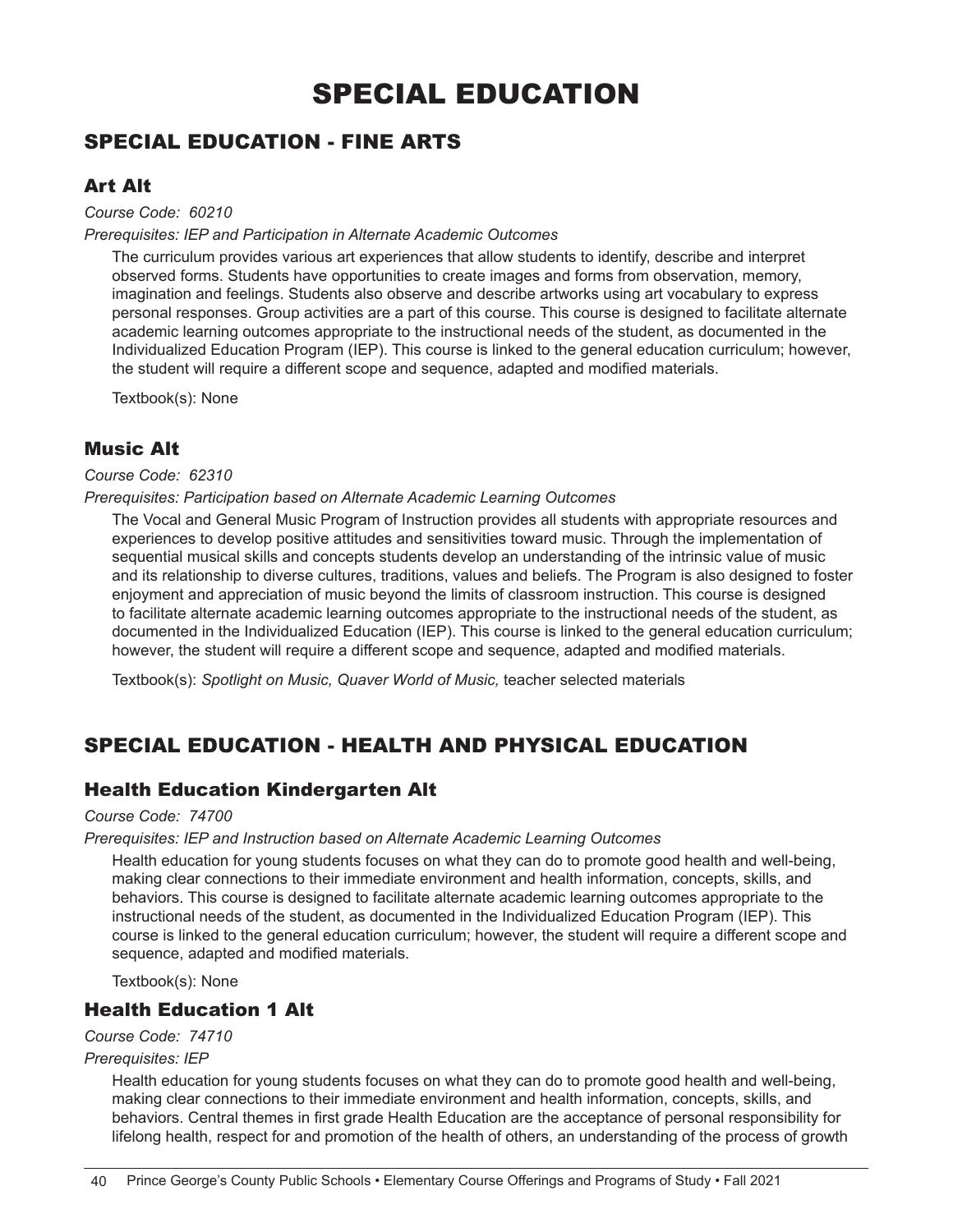# SPECIAL EDUCATION

## SPECIAL EDUCATION - FINE ARTS

### Art Alt

*Course Code: 60210*

*Prerequisites: IEP and Participation in Alternate Academic Outcomes*

The curriculum provides various art experiences that allow students to identify, describe and interpret observed forms. Students have opportunities to create images and forms from observation, memory, imagination and feelings. Students also observe and describe artworks using art vocabulary to express personal responses. Group activities are a part of this course. This course is designed to facilitate alternate academic learning outcomes appropriate to the instructional needs of the student, as documented in the Individualized Education Program (IEP). This course is linked to the general education curriculum; however, the student will require a different scope and sequence, adapted and modified materials.

Textbook(s): None

### Music Alt

*Course Code: 62310*

*Prerequisites: Participation based on Alternate Academic Learning Outcomes*

The Vocal and General Music Program of Instruction provides all students with appropriate resources and experiences to develop positive attitudes and sensitivities toward music. Through the implementation of sequential musical skills and concepts students develop an understanding of the intrinsic value of music and its relationship to diverse cultures, traditions, values and beliefs. The Program is also designed to foster enjoyment and appreciation of music beyond the limits of classroom instruction. This course is designed to facilitate alternate academic learning outcomes appropriate to the instructional needs of the student, as documented in the Individualized Education (IEP). This course is linked to the general education curriculum; however, the student will require a different scope and sequence, adapted and modified materials.

Textbook(s): *Spotlight on Music, Quaver World of Music,* teacher selected materials

## SPECIAL EDUCATION - HEALTH AND PHYSICAL EDUCATION

### Health Education Kindergarten Alt

*Course Code: 74700*

*Prerequisites: IEP and Instruction based on Alternate Academic Learning Outcomes*

Health education for young students focuses on what they can do to promote good health and well-being, making clear connections to their immediate environment and health information, concepts, skills, and behaviors. This course is designed to facilitate alternate academic learning outcomes appropriate to the instructional needs of the student, as documented in the Individualized Education Program (IEP). This course is linked to the general education curriculum; however, the student will require a different scope and sequence, adapted and modified materials.

Textbook(s): None

### Health Education 1 Alt

*Course Code: 74710*

*Prerequisites: IEP*

Health education for young students focuses on what they can do to promote good health and well-being, making clear connections to their immediate environment and health information, concepts, skills, and behaviors. Central themes in first grade Health Education are the acceptance of personal responsibility for lifelong health, respect for and promotion of the health of others, an understanding of the process of growth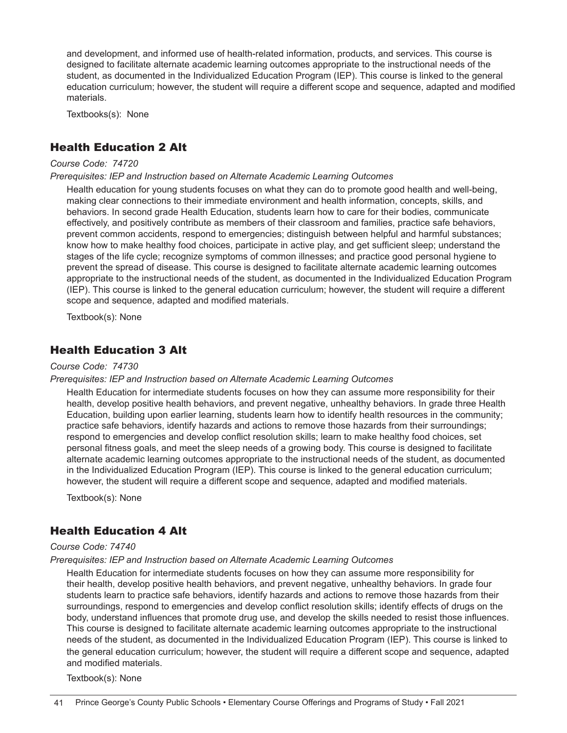and development, and informed use of health-related information, products, and services. This course is designed to facilitate alternate academic learning outcomes appropriate to the instructional needs of the student, as documented in the Individualized Education Program (IEP). This course is linked to the general education curriculum; however, the student will require a different scope and sequence, adapted and modified materials.

Textbooks(s): None

## Health Education 2 Alt

*Course Code: 74720*

*Prerequisites: IEP and Instruction based on Alternate Academic Learning Outcomes*

Health education for young students focuses on what they can do to promote good health and well-being, making clear connections to their immediate environment and health information, concepts, skills, and behaviors. In second grade Health Education, students learn how to care for their bodies, communicate effectively, and positively contribute as members of their classroom and families, practice safe behaviors, prevent common accidents, respond to emergencies; distinguish between helpful and harmful substances; know how to make healthy food choices, participate in active play, and get sufficient sleep; understand the stages of the life cycle; recognize symptoms of common illnesses; and practice good personal hygiene to prevent the spread of disease. This course is designed to facilitate alternate academic learning outcomes appropriate to the instructional needs of the student, as documented in the Individualized Education Program (IEP). This course is linked to the general education curriculum; however, the student will require a different scope and sequence, adapted and modified materials.

Textbook(s): None

## Health Education 3 Alt

*Course Code: 74730*

*Prerequisites: IEP and Instruction based on Alternate Academic Learning Outcomes*

Health Education for intermediate students focuses on how they can assume more responsibility for their health, develop positive health behaviors, and prevent negative, unhealthy behaviors. In grade three Health Education, building upon earlier learning, students learn how to identify health resources in the community; practice safe behaviors, identify hazards and actions to remove those hazards from their surroundings; respond to emergencies and develop conflict resolution skills; learn to make healthy food choices, set personal fitness goals, and meet the sleep needs of a growing body. This course is designed to facilitate alternate academic learning outcomes appropriate to the instructional needs of the student, as documented in the Individualized Education Program (IEP). This course is linked to the general education curriculum; however, the student will require a different scope and sequence, adapted and modified materials.

Textbook(s): None

## Health Education 4 Alt

*Course Code: 74740*

*Prerequisites: IEP and Instruction based on Alternate Academic Learning Outcomes*

Health Education for intermediate students focuses on how they can assume more responsibility for their health, develop positive health behaviors, and prevent negative, unhealthy behaviors. In grade four students learn to practice safe behaviors, identify hazards and actions to remove those hazards from their surroundings, respond to emergencies and develop conflict resolution skills; identify effects of drugs on the body, understand influences that promote drug use, and develop the skills needed to resist those influences. This course is designed to facilitate alternate academic learning outcomes appropriate to the instructional needs of the student, as documented in the Individualized Education Program (IEP). This course is linked to the general education curriculum; however, the student will require a different scope and sequence, adapted and modified materials.

Textbook(s): None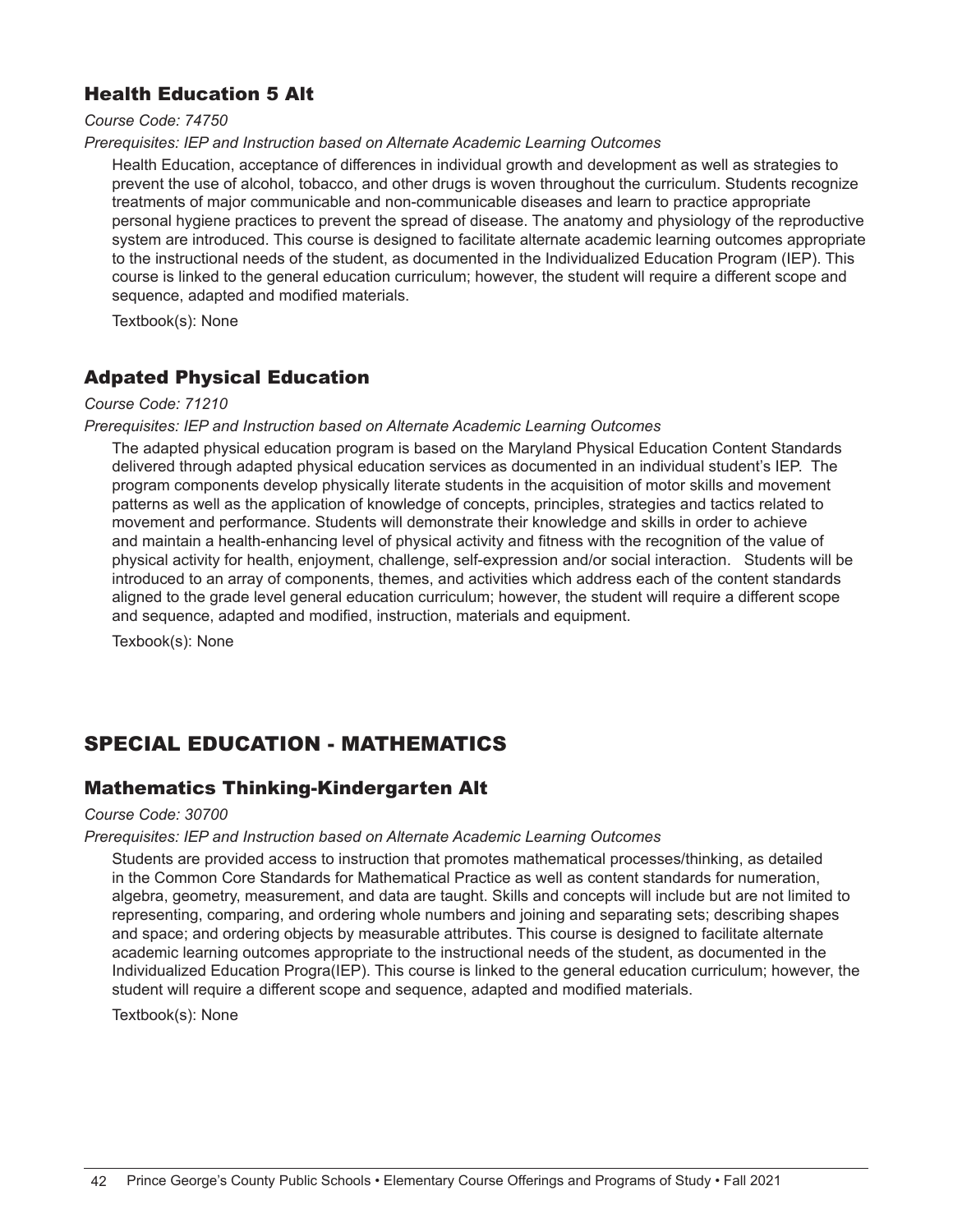### Health Education 5 Alt

*Course Code: 74750*

*Prerequisites: IEP and Instruction based on Alternate Academic Learning Outcomes*

Health Education, acceptance of differences in individual growth and development as well as strategies to prevent the use of alcohol, tobacco, and other drugs is woven throughout the curriculum. Students recognize treatments of major communicable and non-communicable diseases and learn to practice appropriate personal hygiene practices to prevent the spread of disease. The anatomy and physiology of the reproductive system are introduced. This course is designed to facilitate alternate academic learning outcomes appropriate to the instructional needs of the student, as documented in the Individualized Education Program (IEP). This course is linked to the general education curriculum; however, the student will require a different scope and sequence, adapted and modified materials.

Textbook(s): None

### Adpated Physical Education

*Course Code: 71210*

*Prerequisites: IEP and Instruction based on Alternate Academic Learning Outcomes*

The adapted physical education program is based on the Maryland Physical Education Content Standards delivered through adapted physical education services as documented in an individual student's IEP. The program components develop physically literate students in the acquisition of motor skills and movement patterns as well as the application of knowledge of concepts, principles, strategies and tactics related to movement and performance. Students will demonstrate their knowledge and skills in order to achieve and maintain a health-enhancing level of physical activity and fitness with the recognition of the value of physical activity for health, enjoyment, challenge, self-expression and/or social interaction. Students will be introduced to an array of components, themes, and activities which address each of the content standards aligned to the grade level general education curriculum; however, the student will require a different scope and sequence, adapted and modified, instruction, materials and equipment.

Texbook(s): None

## SPECIAL EDUCATION - MATHEMATICS

### Mathematics Thinking-Kindergarten Alt

*Course Code: 30700*

*Prerequisites: IEP and Instruction based on Alternate Academic Learning Outcomes*

Students are provided access to instruction that promotes mathematical processes/thinking, as detailed in the Common Core Standards for Mathematical Practice as well as content standards for numeration, algebra, geometry, measurement, and data are taught. Skills and concepts will include but are not limited to representing, comparing, and ordering whole numbers and joining and separating sets; describing shapes and space; and ordering objects by measurable attributes. This course is designed to facilitate alternate academic learning outcomes appropriate to the instructional needs of the student, as documented in the Individualized Education Progra(IEP). This course is linked to the general education curriculum; however, the student will require a different scope and sequence, adapted and modified materials.

Textbook(s): None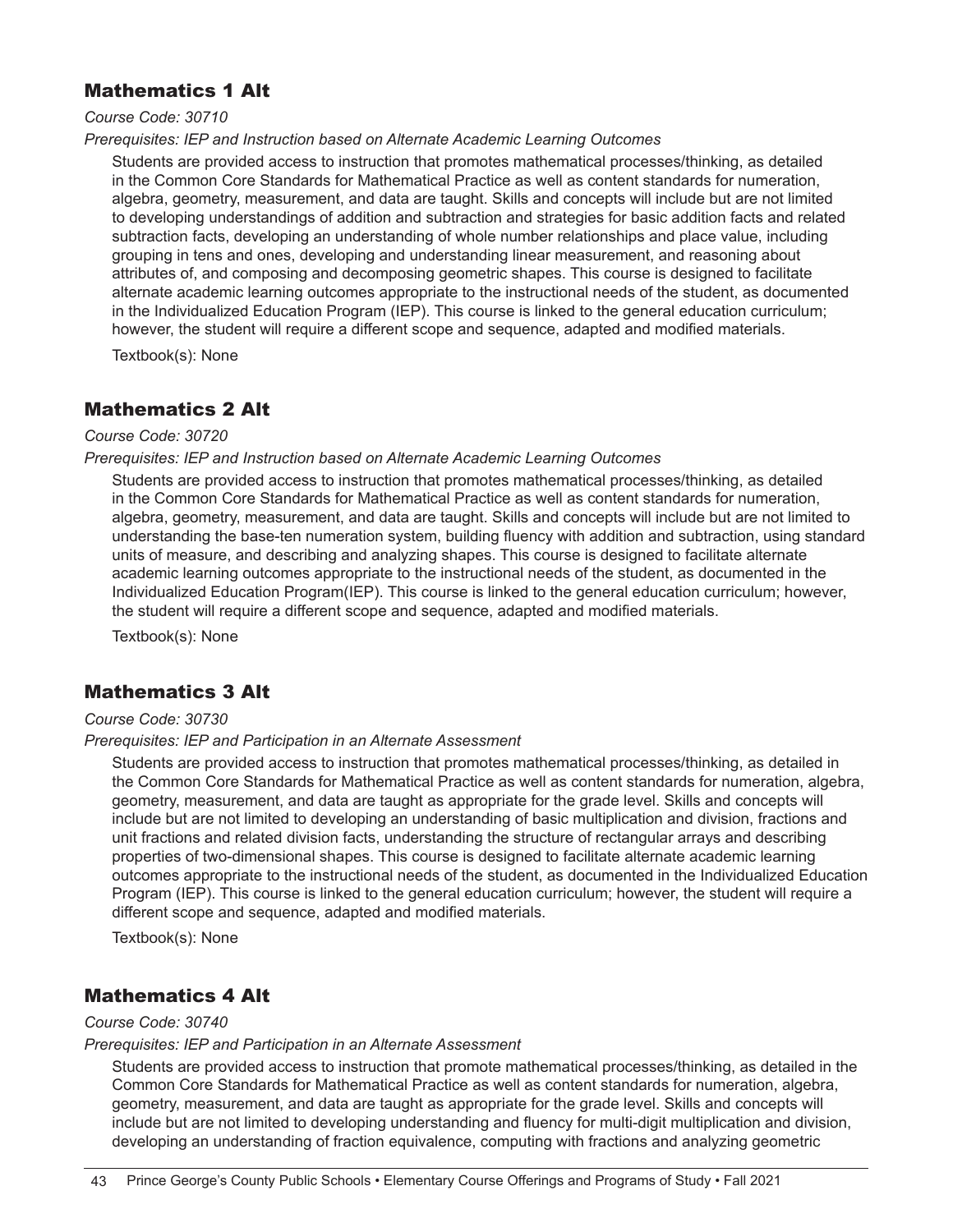## Mathematics 1 Alt

*Course Code: 30710*

*Prerequisites: IEP and Instruction based on Alternate Academic Learning Outcomes*

Students are provided access to instruction that promotes mathematical processes/thinking, as detailed in the Common Core Standards for Mathematical Practice as well as content standards for numeration, algebra, geometry, measurement, and data are taught. Skills and concepts will include but are not limited to developing understandings of addition and subtraction and strategies for basic addition facts and related subtraction facts, developing an understanding of whole number relationships and place value, including grouping in tens and ones, developing and understanding linear measurement, and reasoning about attributes of, and composing and decomposing geometric shapes. This course is designed to facilitate alternate academic learning outcomes appropriate to the instructional needs of the student, as documented in the Individualized Education Program (IEP). This course is linked to the general education curriculum; however, the student will require a different scope and sequence, adapted and modified materials.

Textbook(s): None

## Mathematics 2 Alt

*Course Code: 30720*

*Prerequisites: IEP and Instruction based on Alternate Academic Learning Outcomes*

Students are provided access to instruction that promotes mathematical processes/thinking, as detailed in the Common Core Standards for Mathematical Practice as well as content standards for numeration, algebra, geometry, measurement, and data are taught. Skills and concepts will include but are not limited to understanding the base-ten numeration system, building fluency with addition and subtraction, using standard units of measure, and describing and analyzing shapes. This course is designed to facilitate alternate academic learning outcomes appropriate to the instructional needs of the student, as documented in the Individualized Education Program(IEP). This course is linked to the general education curriculum; however, the student will require a different scope and sequence, adapted and modified materials.

Textbook(s): None

## Mathematics 3 Alt

*Course Code: 30730*

*Prerequisites: IEP and Participation in an Alternate Assessment*

Students are provided access to instruction that promotes mathematical processes/thinking, as detailed in the Common Core Standards for Mathematical Practice as well as content standards for numeration, algebra, geometry, measurement, and data are taught as appropriate for the grade level. Skills and concepts will include but are not limited to developing an understanding of basic multiplication and division, fractions and unit fractions and related division facts, understanding the structure of rectangular arrays and describing properties of two-dimensional shapes. This course is designed to facilitate alternate academic learning outcomes appropriate to the instructional needs of the student, as documented in the Individualized Education Program (IEP). This course is linked to the general education curriculum; however, the student will require a different scope and sequence, adapted and modified materials.

Textbook(s): None

## Mathematics 4 Alt

*Course Code: 30740*

*Prerequisites: IEP and Participation in an Alternate Assessment*

Students are provided access to instruction that promote mathematical processes/thinking, as detailed in the Common Core Standards for Mathematical Practice as well as content standards for numeration, algebra, geometry, measurement, and data are taught as appropriate for the grade level. Skills and concepts will include but are not limited to developing understanding and fluency for multi-digit multiplication and division, developing an understanding of fraction equivalence, computing with fractions and analyzing geometric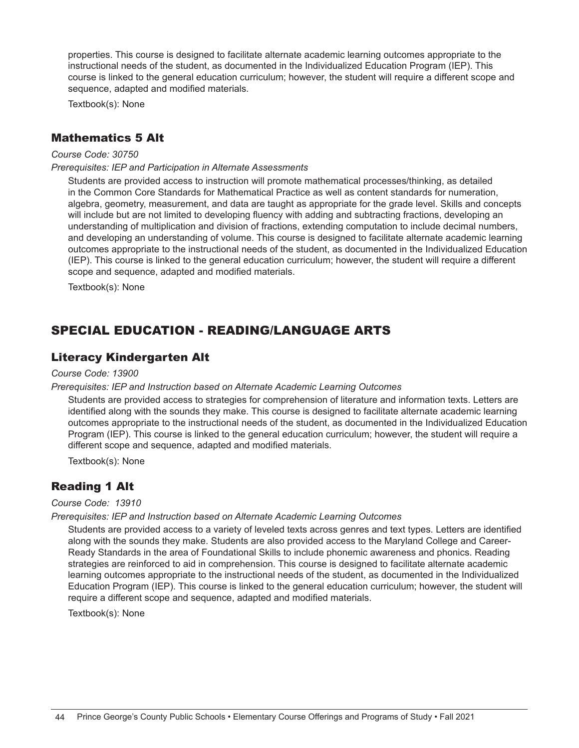properties. This course is designed to facilitate alternate academic learning outcomes appropriate to the instructional needs of the student, as documented in the Individualized Education Program (IEP). This course is linked to the general education curriculum; however, the student will require a different scope and sequence, adapted and modified materials.

Textbook(s): None

### Mathematics 5 Alt

*Course Code: 30750*

*Prerequisites: IEP and Participation in Alternate Assessments*

Students are provided access to instruction will promote mathematical processes/thinking, as detailed in the Common Core Standards for Mathematical Practice as well as content standards for numeration, algebra, geometry, measurement, and data are taught as appropriate for the grade level. Skills and concepts will include but are not limited to developing fluency with adding and subtracting fractions, developing an understanding of multiplication and division of fractions, extending computation to include decimal numbers, and developing an understanding of volume. This course is designed to facilitate alternate academic learning outcomes appropriate to the instructional needs of the student, as documented in the Individualized Education (IEP). This course is linked to the general education curriculum; however, the student will require a different scope and sequence, adapted and modified materials.

Textbook(s): None

## SPECIAL EDUCATION - READING/LANGUAGE ARTS

### Literacy Kindergarten Alt

*Course Code: 13900*

*Prerequisites: IEP and Instruction based on Alternate Academic Learning Outcomes*

Students are provided access to strategies for comprehension of literature and information texts. Letters are identified along with the sounds they make. This course is designed to facilitate alternate academic learning outcomes appropriate to the instructional needs of the student, as documented in the Individualized Education Program (IEP). This course is linked to the general education curriculum; however, the student will require a different scope and sequence, adapted and modified materials.

Textbook(s): None

### Reading 1 Alt

*Course Code: 13910*

*Prerequisites: IEP and Instruction based on Alternate Academic Learning Outcomes*

Students are provided access to a variety of leveled texts across genres and text types. Letters are identified along with the sounds they make. Students are also provided access to the Maryland College and Career-Ready Standards in the area of Foundational Skills to include phonemic awareness and phonics. Reading strategies are reinforced to aid in comprehension. This course is designed to facilitate alternate academic learning outcomes appropriate to the instructional needs of the student, as documented in the Individualized Education Program (IEP). This course is linked to the general education curriculum; however, the student will require a different scope and sequence, adapted and modified materials.

Textbook(s): None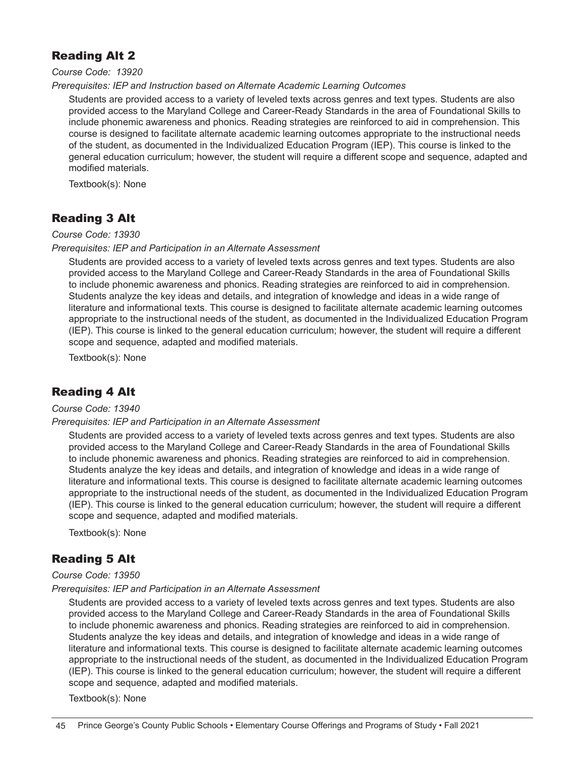## Reading Alt 2

*Course Code: 13920*

*Prerequisites: IEP and Instruction based on Alternate Academic Learning Outcomes*

Students are provided access to a variety of leveled texts across genres and text types. Students are also provided access to the Maryland College and Career-Ready Standards in the area of Foundational Skills to include phonemic awareness and phonics. Reading strategies are reinforced to aid in comprehension. This course is designed to facilitate alternate academic learning outcomes appropriate to the instructional needs of the student, as documented in the Individualized Education Program (IEP). This course is linked to the general education curriculum; however, the student will require a different scope and sequence, adapted and modified materials.

Textbook(s): None

## Reading 3 Alt

*Course Code: 13930*

*Prerequisites: IEP and Participation in an Alternate Assessment*

Students are provided access to a variety of leveled texts across genres and text types. Students are also provided access to the Maryland College and Career-Ready Standards in the area of Foundational Skills to include phonemic awareness and phonics. Reading strategies are reinforced to aid in comprehension. Students analyze the key ideas and details, and integration of knowledge and ideas in a wide range of literature and informational texts. This course is designed to facilitate alternate academic learning outcomes appropriate to the instructional needs of the student, as documented in the Individualized Education Program (IEP). This course is linked to the general education curriculum; however, the student will require a different scope and sequence, adapted and modified materials.

Textbook(s): None

## Reading 4 Alt

*Course Code: 13940*

*Prerequisites: IEP and Participation in an Alternate Assessment*

Students are provided access to a variety of leveled texts across genres and text types. Students are also provided access to the Maryland College and Career-Ready Standards in the area of Foundational Skills to include phonemic awareness and phonics. Reading strategies are reinforced to aid in comprehension. Students analyze the key ideas and details, and integration of knowledge and ideas in a wide range of literature and informational texts. This course is designed to facilitate alternate academic learning outcomes appropriate to the instructional needs of the student, as documented in the Individualized Education Program (IEP). This course is linked to the general education curriculum; however, the student will require a different scope and sequence, adapted and modified materials.

Textbook(s): None

## Reading 5 Alt

*Course Code: 13950*

*Prerequisites: IEP and Participation in an Alternate Assessment*

Students are provided access to a variety of leveled texts across genres and text types. Students are also provided access to the Maryland College and Career-Ready Standards in the area of Foundational Skills to include phonemic awareness and phonics. Reading strategies are reinforced to aid in comprehension. Students analyze the key ideas and details, and integration of knowledge and ideas in a wide range of literature and informational texts. This course is designed to facilitate alternate academic learning outcomes appropriate to the instructional needs of the student, as documented in the Individualized Education Program (IEP). This course is linked to the general education curriculum; however, the student will require a different scope and sequence, adapted and modified materials.

Textbook(s): None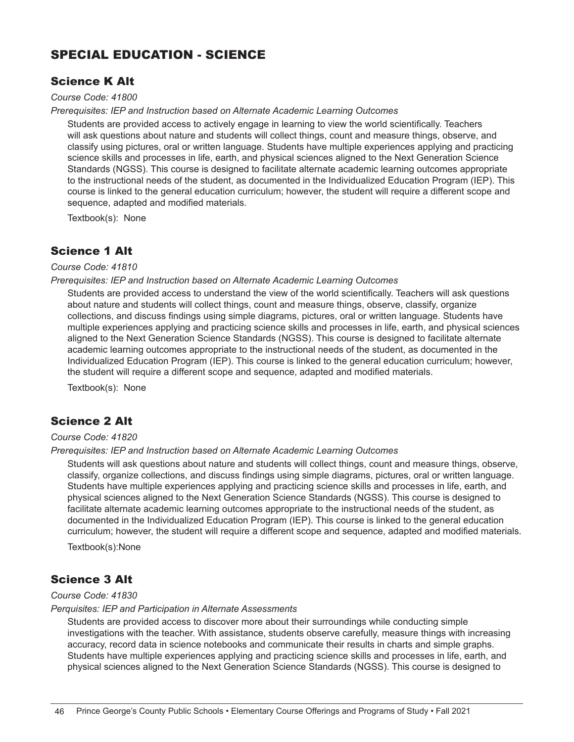# SPECIAL EDUCATION - SCIENCE

## Science K Alt

*Course Code: 41800*

*Prerequisites: IEP and Instruction based on Alternate Academic Learning Outcomes*

Students are provided access to actively engage in learning to view the world scientifically. Teachers will ask questions about nature and students will collect things, count and measure things, observe, and classify using pictures, oral or written language. Students have multiple experiences applying and practicing science skills and processes in life, earth, and physical sciences aligned to the Next Generation Science Standards (NGSS). This course is designed to facilitate alternate academic learning outcomes appropriate to the instructional needs of the student, as documented in the Individualized Education Program (IEP). This course is linked to the general education curriculum; however, the student will require a different scope and sequence, adapted and modified materials.

Textbook(s): None

## Science 1 Alt

*Course Code: 41810*

*Prerequisites: IEP and Instruction based on Alternate Academic Learning Outcomes*

Students are provided access to understand the view of the world scientifically. Teachers will ask questions about nature and students will collect things, count and measure things, observe, classify, organize collections, and discuss findings using simple diagrams, pictures, oral or written language. Students have multiple experiences applying and practicing science skills and processes in life, earth, and physical sciences aligned to the Next Generation Science Standards (NGSS). This course is designed to facilitate alternate academic learning outcomes appropriate to the instructional needs of the student, as documented in the Individualized Education Program (IEP). This course is linked to the general education curriculum; however, the student will require a different scope and sequence, adapted and modified materials.

Textbook(s): None

## Science 2 Alt

*Course Code: 41820*

*Prerequisites: IEP and Instruction based on Alternate Academic Learning Outcomes*

Students will ask questions about nature and students will collect things, count and measure things, observe, classify, organize collections, and discuss findings using simple diagrams, pictures, oral or written language. Students have multiple experiences applying and practicing science skills and processes in life, earth, and physical sciences aligned to the Next Generation Science Standards (NGSS). This course is designed to facilitate alternate academic learning outcomes appropriate to the instructional needs of the student, as documented in the Individualized Education Program (IEP). This course is linked to the general education curriculum; however, the student will require a different scope and sequence, adapted and modified materials.

Textbook(s):None

## Science 3 Alt

*Course Code: 41830*

*Perquisites: IEP and Participation in Alternate Assessments*

Students are provided access to discover more about their surroundings while conducting simple investigations with the teacher. With assistance, students observe carefully, measure things with increasing accuracy, record data in science notebooks and communicate their results in charts and simple graphs. Students have multiple experiences applying and practicing science skills and processes in life, earth, and physical sciences aligned to the Next Generation Science Standards (NGSS). This course is designed to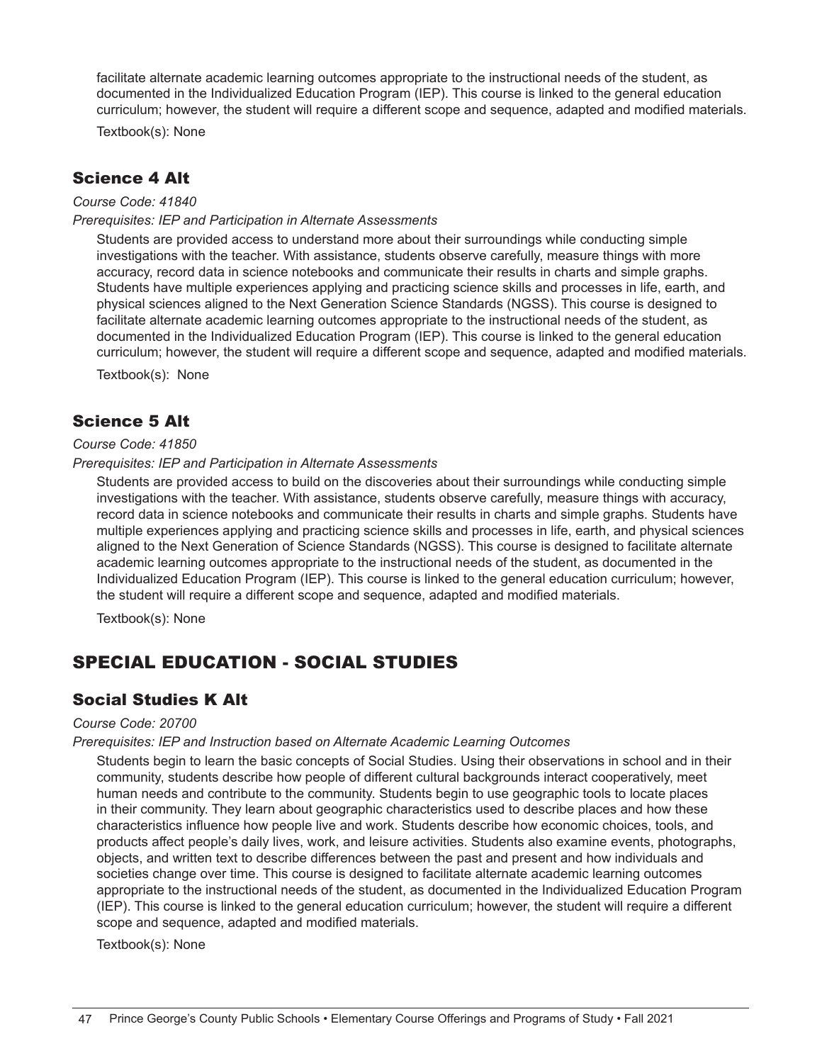facilitate alternate academic learning outcomes appropriate to the instructional needs of the student, as documented in the Individualized Education Program (IEP). This course is linked to the general education curriculum; however, the student will require a different scope and sequence, adapted and modified materials.

Textbook(s): None

### Science 4 Alt

*Course Code: 41840*

*Prerequisites: IEP and Participation in Alternate Assessments*

Students are provided access to understand more about their surroundings while conducting simple investigations with the teacher. With assistance, students observe carefully, measure things with more accuracy, record data in science notebooks and communicate their results in charts and simple graphs. Students have multiple experiences applying and practicing science skills and processes in life, earth, and physical sciences aligned to the Next Generation Science Standards (NGSS). This course is designed to facilitate alternate academic learning outcomes appropriate to the instructional needs of the student, as documented in the Individualized Education Program (IEP). This course is linked to the general education curriculum; however, the student will require a different scope and sequence, adapted and modified materials.

Textbook(s): None

### Science 5 Alt

*Course Code: 41850*

*Prerequisites: IEP and Participation in Alternate Assessments*

Students are provided access to build on the discoveries about their surroundings while conducting simple investigations with the teacher. With assistance, students observe carefully, measure things with accuracy, record data in science notebooks and communicate their results in charts and simple graphs. Students have multiple experiences applying and practicing science skills and processes in life, earth, and physical sciences aligned to the Next Generation of Science Standards (NGSS). This course is designed to facilitate alternate academic learning outcomes appropriate to the instructional needs of the student, as documented in the Individualized Education Program (IEP). This course is linked to the general education curriculum; however, the student will require a different scope and sequence, adapted and modified materials.

Textbook(s): None

## SPECIAL EDUCATION - SOCIAL STUDIES

### Social Studies K Alt

*Course Code: 20700*

*Prerequisites: IEP and Instruction based on Alternate Academic Learning Outcomes*

Students begin to learn the basic concepts of Social Studies. Using their observations in school and in their community, students describe how people of different cultural backgrounds interact cooperatively, meet human needs and contribute to the community. Students begin to use geographic tools to locate places in their community. They learn about geographic characteristics used to describe places and how these characteristics influence how people live and work. Students describe how economic choices, tools, and products affect people's daily lives, work, and leisure activities. Students also examine events, photographs, objects, and written text to describe differences between the past and present and how individuals and societies change over time. This course is designed to facilitate alternate academic learning outcomes appropriate to the instructional needs of the student, as documented in the Individualized Education Program (IEP). This course is linked to the general education curriculum; however, the student will require a different scope and sequence, adapted and modified materials.

Textbook(s): None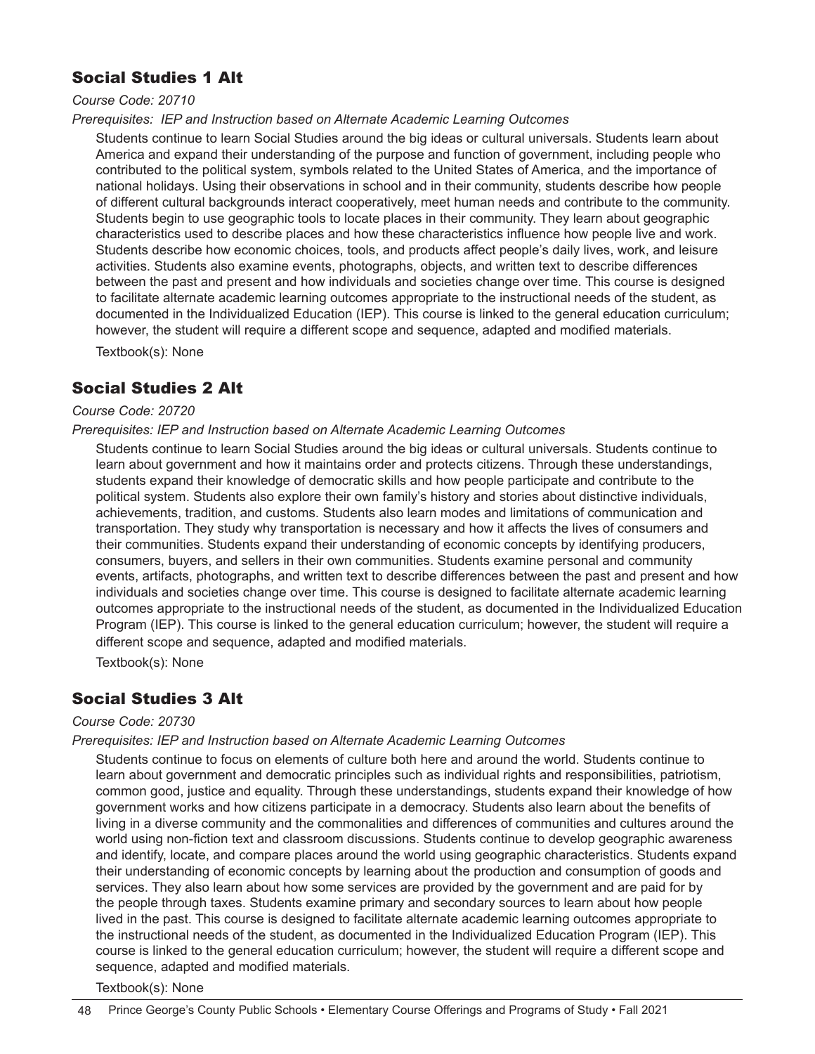## Social Studies 1 Alt

*Course Code: 20710*

*Prerequisites: IEP and Instruction based on Alternate Academic Learning Outcomes*

Students continue to learn Social Studies around the big ideas or cultural universals. Students learn about America and expand their understanding of the purpose and function of government, including people who contributed to the political system, symbols related to the United States of America, and the importance of national holidays. Using their observations in school and in their community, students describe how people of different cultural backgrounds interact cooperatively, meet human needs and contribute to the community. Students begin to use geographic tools to locate places in their community. They learn about geographic characteristics used to describe places and how these characteristics influence how people live and work. Students describe how economic choices, tools, and products affect people's daily lives, work, and leisure activities. Students also examine events, photographs, objects, and written text to describe differences between the past and present and how individuals and societies change over time. This course is designed to facilitate alternate academic learning outcomes appropriate to the instructional needs of the student, as documented in the Individualized Education (IEP). This course is linked to the general education curriculum; however, the student will require a different scope and sequence, adapted and modified materials.

Textbook(s): None

## Social Studies 2 Alt

*Course Code: 20720*

*Prerequisites: IEP and Instruction based on Alternate Academic Learning Outcomes*

Students continue to learn Social Studies around the big ideas or cultural universals. Students continue to learn about government and how it maintains order and protects citizens. Through these understandings, students expand their knowledge of democratic skills and how people participate and contribute to the political system. Students also explore their own family's history and stories about distinctive individuals, achievements, tradition, and customs. Students also learn modes and limitations of communication and transportation. They study why transportation is necessary and how it affects the lives of consumers and their communities. Students expand their understanding of economic concepts by identifying producers, consumers, buyers, and sellers in their own communities. Students examine personal and community events, artifacts, photographs, and written text to describe differences between the past and present and how individuals and societies change over time. This course is designed to facilitate alternate academic learning outcomes appropriate to the instructional needs of the student, as documented in the Individualized Education Program (IEP). This course is linked to the general education curriculum; however, the student will require a different scope and sequence, adapted and modified materials.

Textbook(s): None

## Social Studies 3 Alt

*Course Code: 20730*

*Prerequisites: IEP and Instruction based on Alternate Academic Learning Outcomes*

Students continue to focus on elements of culture both here and around the world. Students continue to learn about government and democratic principles such as individual rights and responsibilities, patriotism, common good, justice and equality. Through these understandings, students expand their knowledge of how government works and how citizens participate in a democracy. Students also learn about the benefits of living in a diverse community and the commonalities and differences of communities and cultures around the world using non-fiction text and classroom discussions. Students continue to develop geographic awareness and identify, locate, and compare places around the world using geographic characteristics. Students expand their understanding of economic concepts by learning about the production and consumption of goods and services. They also learn about how some services are provided by the government and are paid for by the people through taxes. Students examine primary and secondary sources to learn about how people lived in the past. This course is designed to facilitate alternate academic learning outcomes appropriate to the instructional needs of the student, as documented in the Individualized Education Program (IEP). This course is linked to the general education curriculum; however, the student will require a different scope and sequence, adapted and modified materials.

Textbook(s): None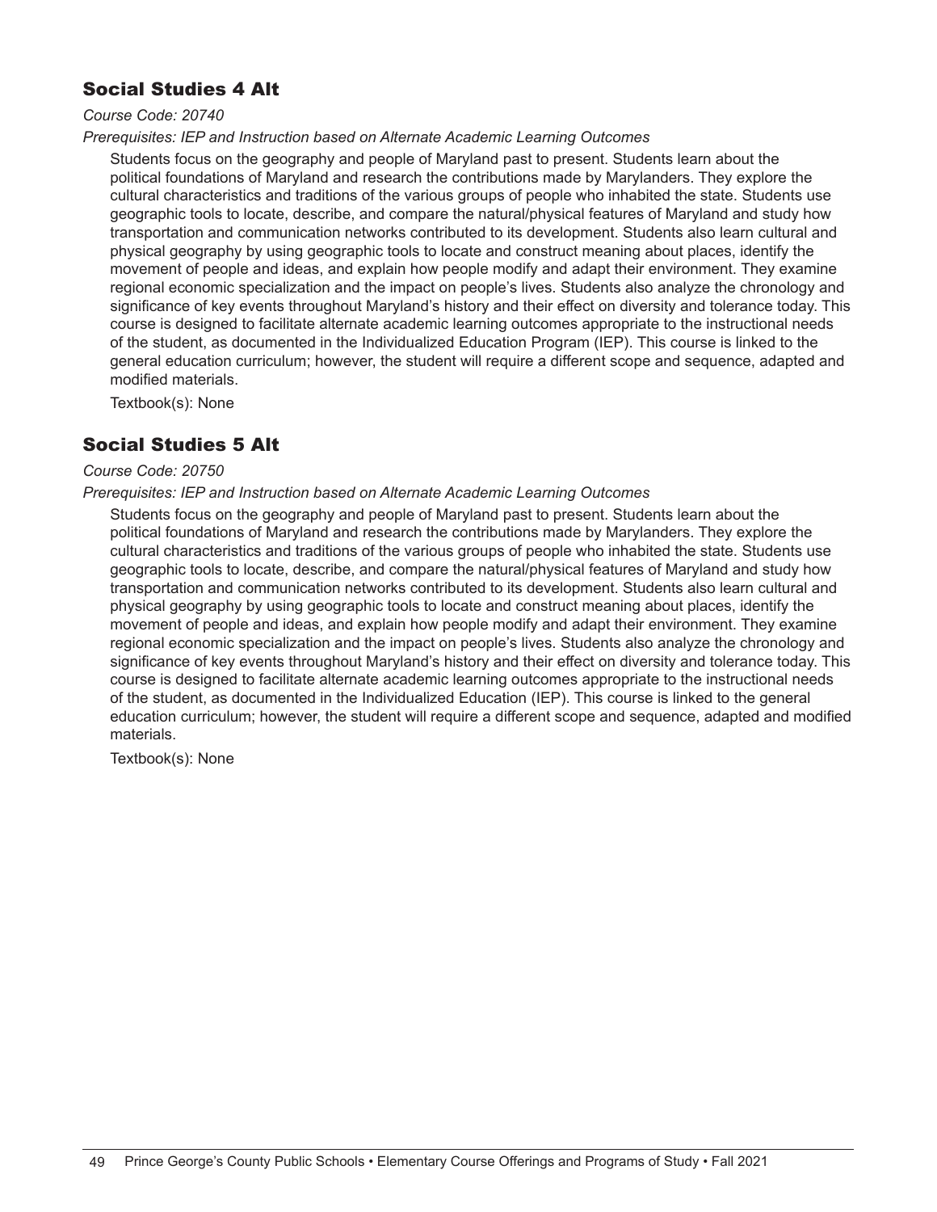## Social Studies 4 Alt

*Course Code: 20740*

*Prerequisites: IEP and Instruction based on Alternate Academic Learning Outcomes*

Students focus on the geography and people of Maryland past to present. Students learn about the political foundations of Maryland and research the contributions made by Marylanders. They explore the cultural characteristics and traditions of the various groups of people who inhabited the state. Students use geographic tools to locate, describe, and compare the natural/physical features of Maryland and study how transportation and communication networks contributed to its development. Students also learn cultural and physical geography by using geographic tools to locate and construct meaning about places, identify the movement of people and ideas, and explain how people modify and adapt their environment. They examine regional economic specialization and the impact on people's lives. Students also analyze the chronology and significance of key events throughout Maryland's history and their effect on diversity and tolerance today. This course is designed to facilitate alternate academic learning outcomes appropriate to the instructional needs of the student, as documented in the Individualized Education Program (IEP). This course is linked to the general education curriculum; however, the student will require a different scope and sequence, adapted and modified materials.

Textbook(s): None

## Social Studies 5 Alt

*Course Code: 20750*

*Prerequisites: IEP and Instruction based on Alternate Academic Learning Outcomes*

Students focus on the geography and people of Maryland past to present. Students learn about the political foundations of Maryland and research the contributions made by Marylanders. They explore the cultural characteristics and traditions of the various groups of people who inhabited the state. Students use geographic tools to locate, describe, and compare the natural/physical features of Maryland and study how transportation and communication networks contributed to its development. Students also learn cultural and physical geography by using geographic tools to locate and construct meaning about places, identify the movement of people and ideas, and explain how people modify and adapt their environment. They examine regional economic specialization and the impact on people's lives. Students also analyze the chronology and significance of key events throughout Maryland's history and their effect on diversity and tolerance today. This course is designed to facilitate alternate academic learning outcomes appropriate to the instructional needs of the student, as documented in the Individualized Education (IEP). This course is linked to the general education curriculum; however, the student will require a different scope and sequence, adapted and modified materials.

Textbook(s): None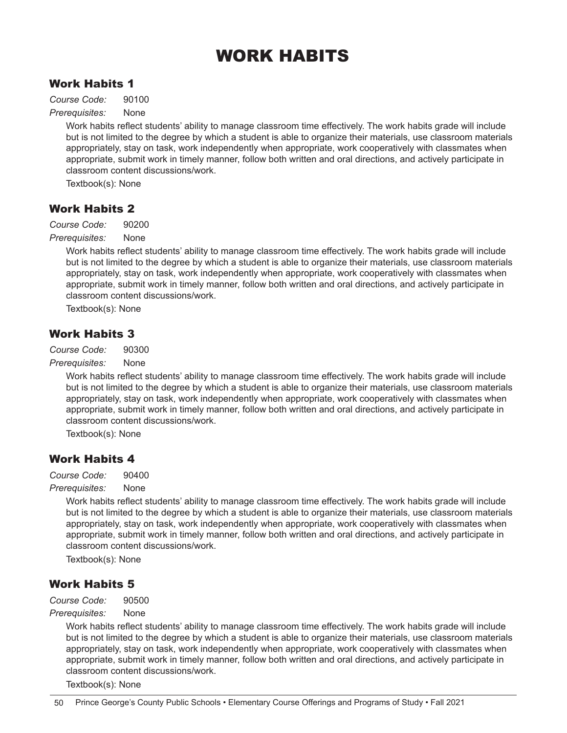# WORK HABITS

## Work Habits 1

*Course Code:* 90100

*Prerequisites:* None

Work habits reflect students' ability to manage classroom time effectively. The work habits grade will include but is not limited to the degree by which a student is able to organize their materials, use classroom materials appropriately, stay on task, work independently when appropriate, work cooperatively with classmates when appropriate, submit work in timely manner, follow both written and oral directions, and actively participate in classroom content discussions/work.

Textbook(s): None

## Work Habits 2

*Course Code:* 90200

*Prerequisites:* None

Work habits reflect students' ability to manage classroom time effectively. The work habits grade will include but is not limited to the degree by which a student is able to organize their materials, use classroom materials appropriately, stay on task, work independently when appropriate, work cooperatively with classmates when appropriate, submit work in timely manner, follow both written and oral directions, and actively participate in classroom content discussions/work.

Textbook(s): None

## Work Habits 3

*Course Code:* 90300

*Prerequisites:* None

Work habits reflect students' ability to manage classroom time effectively. The work habits grade will include but is not limited to the degree by which a student is able to organize their materials, use classroom materials appropriately, stay on task, work independently when appropriate, work cooperatively with classmates when appropriate, submit work in timely manner, follow both written and oral directions, and actively participate in classroom content discussions/work.

Textbook(s): None

## Work Habits 4

*Course Code:* 90400

*Prerequisites:* None

Work habits reflect students' ability to manage classroom time effectively. The work habits grade will include but is not limited to the degree by which a student is able to organize their materials, use classroom materials appropriately, stay on task, work independently when appropriate, work cooperatively with classmates when appropriate, submit work in timely manner, follow both written and oral directions, and actively participate in classroom content discussions/work.

Textbook(s): None

## Work Habits 5

*Course Code:* 90500

*Prerequisites:* None

Work habits reflect students' ability to manage classroom time effectively. The work habits grade will include but is not limited to the degree by which a student is able to organize their materials, use classroom materials appropriately, stay on task, work independently when appropriate, work cooperatively with classmates when appropriate, submit work in timely manner, follow both written and oral directions, and actively participate in classroom content discussions/work.

Textbook(s): None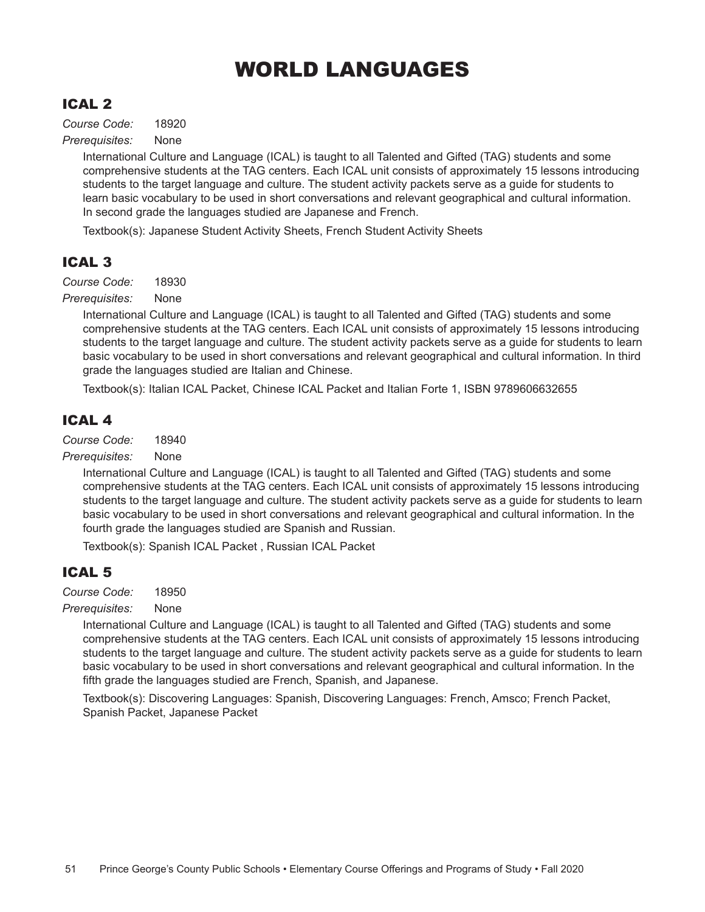# WORLD LANGUAGES

## ICAL 2

*Course Code:* 18920

*Prerequisites:* None

International Culture and Language (ICAL) is taught to all Talented and Gifted (TAG) students and some comprehensive students at the TAG centers. Each ICAL unit consists of approximately 15 lessons introducing students to the target language and culture. The student activity packets serve as a guide for students to learn basic vocabulary to be used in short conversations and relevant geographical and cultural information. In second grade the languages studied are Japanese and French.

Textbook(s): Japanese Student Activity Sheets, French Student Activity Sheets

## ICAL 3

*Course Code:* 18930

*Prerequisites:* None

International Culture and Language (ICAL) is taught to all Talented and Gifted (TAG) students and some comprehensive students at the TAG centers. Each ICAL unit consists of approximately 15 lessons introducing students to the target language and culture. The student activity packets serve as a guide for students to learn basic vocabulary to be used in short conversations and relevant geographical and cultural information. In third grade the languages studied are Italian and Chinese.

Textbook(s): Italian ICAL Packet, Chinese ICAL Packet and Italian Forte 1, ISBN 9789606632655

## ICAL 4

*Course Code:* 18940

*Prerequisites:* None

International Culture and Language (ICAL) is taught to all Talented and Gifted (TAG) students and some comprehensive students at the TAG centers. Each ICAL unit consists of approximately 15 lessons introducing students to the target language and culture. The student activity packets serve as a guide for students to learn basic vocabulary to be used in short conversations and relevant geographical and cultural information. In the fourth grade the languages studied are Spanish and Russian.

Textbook(s): Spanish ICAL Packet , Russian ICAL Packet

## ICAL 5

*Course Code:* 18950

*Prerequisites:* None

International Culture and Language (ICAL) is taught to all Talented and Gifted (TAG) students and some comprehensive students at the TAG centers. Each ICAL unit consists of approximately 15 lessons introducing students to the target language and culture. The student activity packets serve as a guide for students to learn basic vocabulary to be used in short conversations and relevant geographical and cultural information. In the fifth grade the languages studied are French, Spanish, and Japanese.

Textbook(s): Discovering Languages: Spanish, Discovering Languages: French, Amsco; French Packet, Spanish Packet, Japanese Packet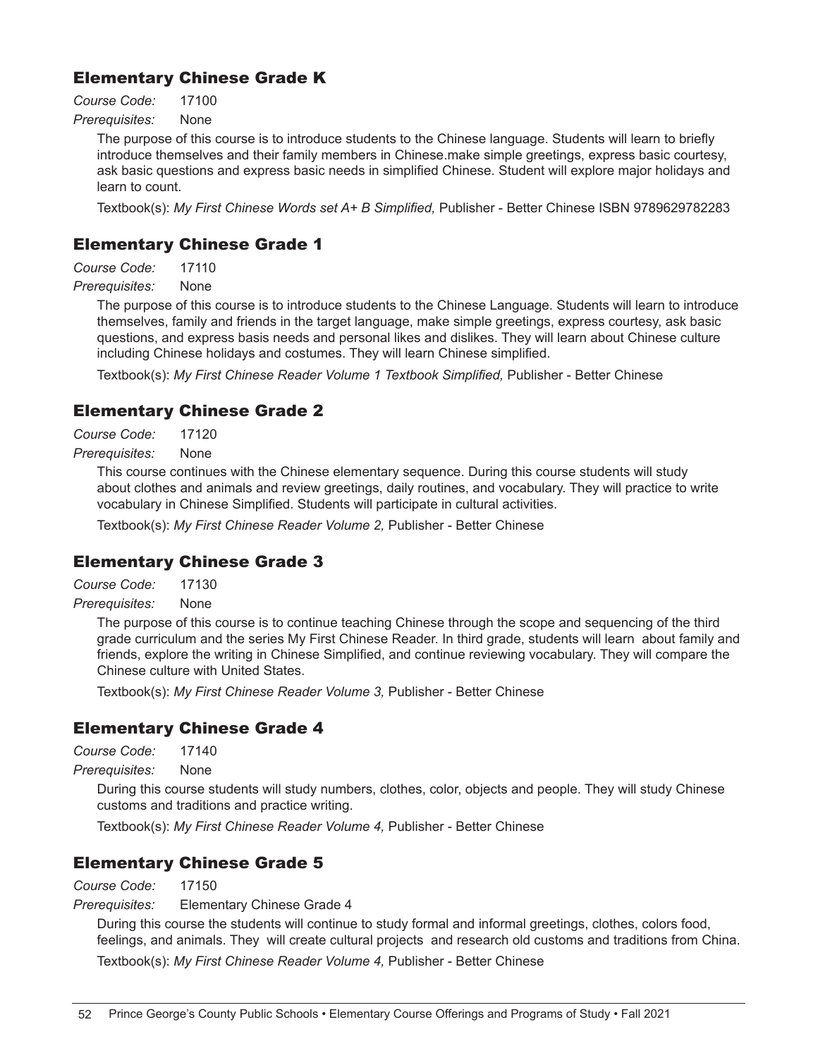## Elementary Chinese Grade K

*Course Code:* 17100

*Prerequisites:* None

The purpose of this course is to introduce students to the Chinese language. Students will learn to briefly introduce themselves and their family members in Chinese.make simple greetings, express basic courtesy, ask basic questions and express basic needs in simplified Chinese. Student will explore major holidays and learn to count.

Textbook(s): *My First Chinese Words set A+ B Simplified,* Publisher - Better Chinese ISBN 9789629782283

## Elementary Chinese Grade 1

*Course Code:* 17110

*Prerequisites:* None

The purpose of this course is to introduce students to the Chinese Language. Students will learn to introduce themselves, family and friends in the target language, make simple greetings, express courtesy, ask basic questions, and express basis needs and personal likes and dislikes. They will learn about Chinese culture including Chinese holidays and costumes. They will learn Chinese simplified.

Textbook(s): *My First Chinese Reader Volume 1 Textbook Simplified,* Publisher - Better Chinese

## Elementary Chinese Grade 2

*Course Code:* 17120

*Prerequisites:* None

This course continues with the Chinese elementary sequence. During this course students will study about clothes and animals and review greetings, daily routines, and vocabulary. They will practice to write vocabulary in Chinese Simplified. Students will participate in cultural activities.

Textbook(s): *My First Chinese Reader Volume 2,* Publisher - Better Chinese

## Elementary Chinese Grade 3

*Course Code:* 17130

*Prerequisites:* None

The purpose of this course is to continue teaching Chinese through the scope and sequencing of the third grade curriculum and the series My First Chinese Reader. In third grade, students will learn about family and friends, explore the writing in Chinese Simplified, and continue reviewing vocabulary. They will compare the Chinese culture with United States.

Textbook(s): *My First Chinese Reader Volume 3,* Publisher - Better Chinese

## Elementary Chinese Grade 4

*Course Code:* 17140

*Prerequisites:* None

During this course students will study numbers, clothes, color, objects and people. They will study Chinese customs and traditions and practice writing.

Textbook(s): *My First Chinese Reader Volume 4,* Publisher - Better Chinese

## Elementary Chinese Grade 5

*Course Code:* 17150

*Prerequisites:* Elementary Chinese Grade 4

During this course the students will continue to study formal and informal greetings, clothes, colors food, feelings, and animals. They will create cultural projects and research old customs and traditions from China.

Textbook(s): *My First Chinese Reader Volume 4,* Publisher - Better Chinese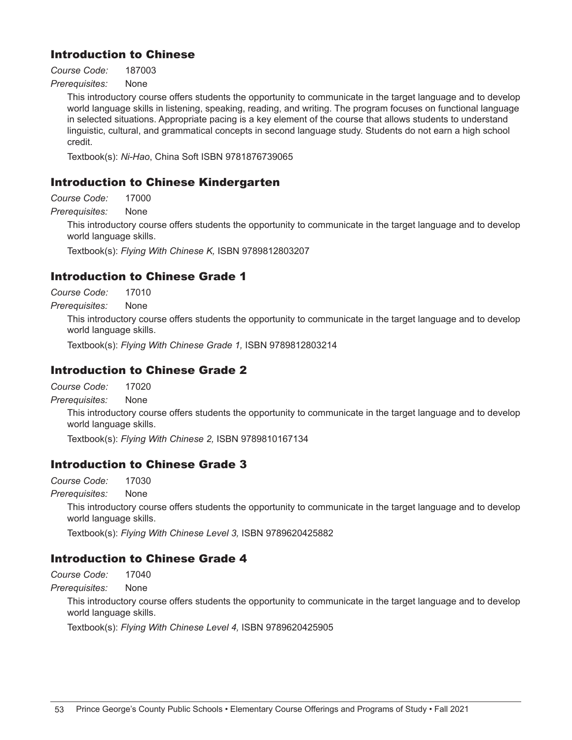## Introduction to Chinese

*Course Code:* 187003

*Prerequisites:* None

This introductory course offers students the opportunity to communicate in the target language and to develop world language skills in listening, speaking, reading, and writing. The program focuses on functional language in selected situations. Appropriate pacing is a key element of the course that allows students to understand linguistic, cultural, and grammatical concepts in second language study. Students do not earn a high school credit.

Textbook(s): *Ni-Hao*, China Soft ISBN 9781876739065

## Introduction to Chinese Kindergarten

*Course Code:* 17000

*Prerequisites:* None

This introductory course offers students the opportunity to communicate in the target language and to develop world language skills.

Textbook(s): *Flying With Chinese K,* ISBN 9789812803207

## Introduction to Chinese Grade 1

*Course Code:* 17010

*Prerequisites:* None

This introductory course offers students the opportunity to communicate in the target language and to develop world language skills.

Textbook(s): *Flying With Chinese Grade 1,* ISBN 9789812803214

## Introduction to Chinese Grade 2

*Course Code:* 17020

*Prerequisites:* None

This introductory course offers students the opportunity to communicate in the target language and to develop world language skills.

Textbook(s): *Flying With Chinese 2,* ISBN 9789810167134

## Introduction to Chinese Grade 3

*Course Code:* 17030

*Prerequisites:* None

This introductory course offers students the opportunity to communicate in the target language and to develop world language skills.

Textbook(s): *Flying With Chinese Level 3,* ISBN 9789620425882

## Introduction to Chinese Grade 4

*Course Code:* 17040

*Prerequisites:* None

This introductory course offers students the opportunity to communicate in the target language and to develop world language skills.

Textbook(s): *Flying With Chinese Level 4,* ISBN 9789620425905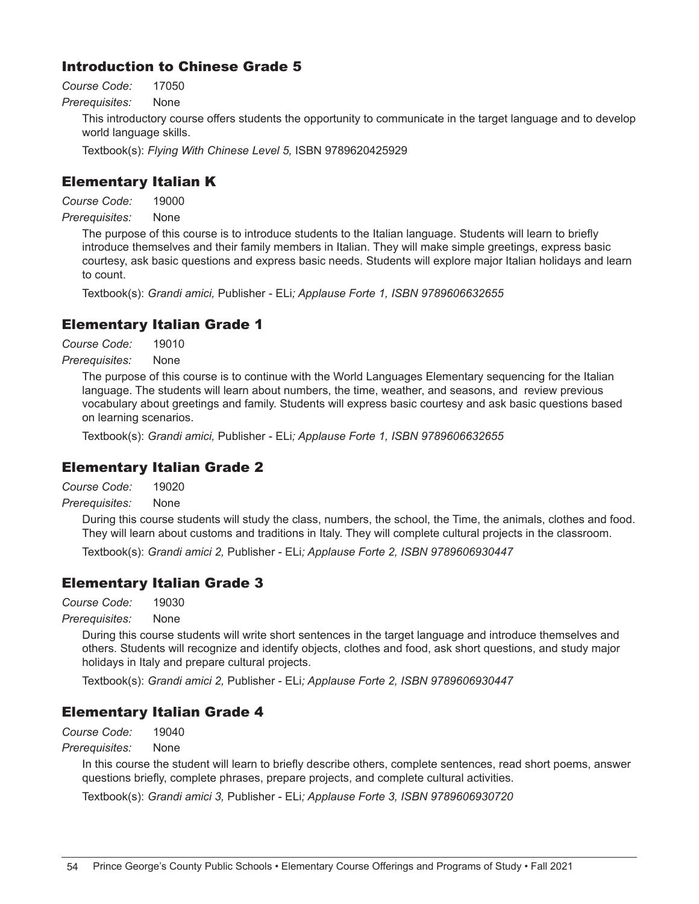## Introduction to Chinese Grade 5

*Course Code:* 17050

*Prerequisites:* None

This introductory course offers students the opportunity to communicate in the target language and to develop world language skills.

Textbook(s): *Flying With Chinese Level 5,* ISBN 9789620425929

## Elementary Italian K

*Course Code:* 19000

*Prerequisites:* None

The purpose of this course is to introduce students to the Italian language. Students will learn to briefly introduce themselves and their family members in Italian. They will make simple greetings, express basic courtesy, ask basic questions and express basic needs. Students will explore major Italian holidays and learn to count.

Textbook(s): *Grandi amici,* Publisher - ELi*; Applause Forte 1, ISBN 9789606632655*

## Elementary Italian Grade 1

*Course Code:* 19010

*Prerequisites:* None

The purpose of this course is to continue with the World Languages Elementary sequencing for the Italian language. The students will learn about numbers, the time, weather, and seasons, and review previous vocabulary about greetings and family. Students will express basic courtesy and ask basic questions based on learning scenarios.

Textbook(s): *Grandi amici,* Publisher - ELi*; Applause Forte 1, ISBN 9789606632655*

## Elementary Italian Grade 2

*Course Code:* 19020

*Prerequisites:* None

During this course students will study the class, numbers, the school, the Time, the animals, clothes and food. They will learn about customs and traditions in Italy. They will complete cultural projects in the classroom.

Textbook(s): *Grandi amici 2,* Publisher - ELi*; Applause Forte 2, ISBN 9789606930447*

## Elementary Italian Grade 3

*Course Code:* 19030

*Prerequisites:* None

During this course students will write short sentences in the target language and introduce themselves and others. Students will recognize and identify objects, clothes and food, ask short questions, and study major holidays in Italy and prepare cultural projects.

Textbook(s): *Grandi amici 2,* Publisher - ELi*; Applause Forte 2, ISBN 9789606930447*

## Elementary Italian Grade 4

*Course Code:* 19040

*Prerequisites:* None

In this course the student will learn to briefly describe others, complete sentences, read short poems, answer questions briefly, complete phrases, prepare projects, and complete cultural activities.

Textbook(s): *Grandi amici 3,* Publisher - ELi*; Applause Forte 3, ISBN 9789606930720*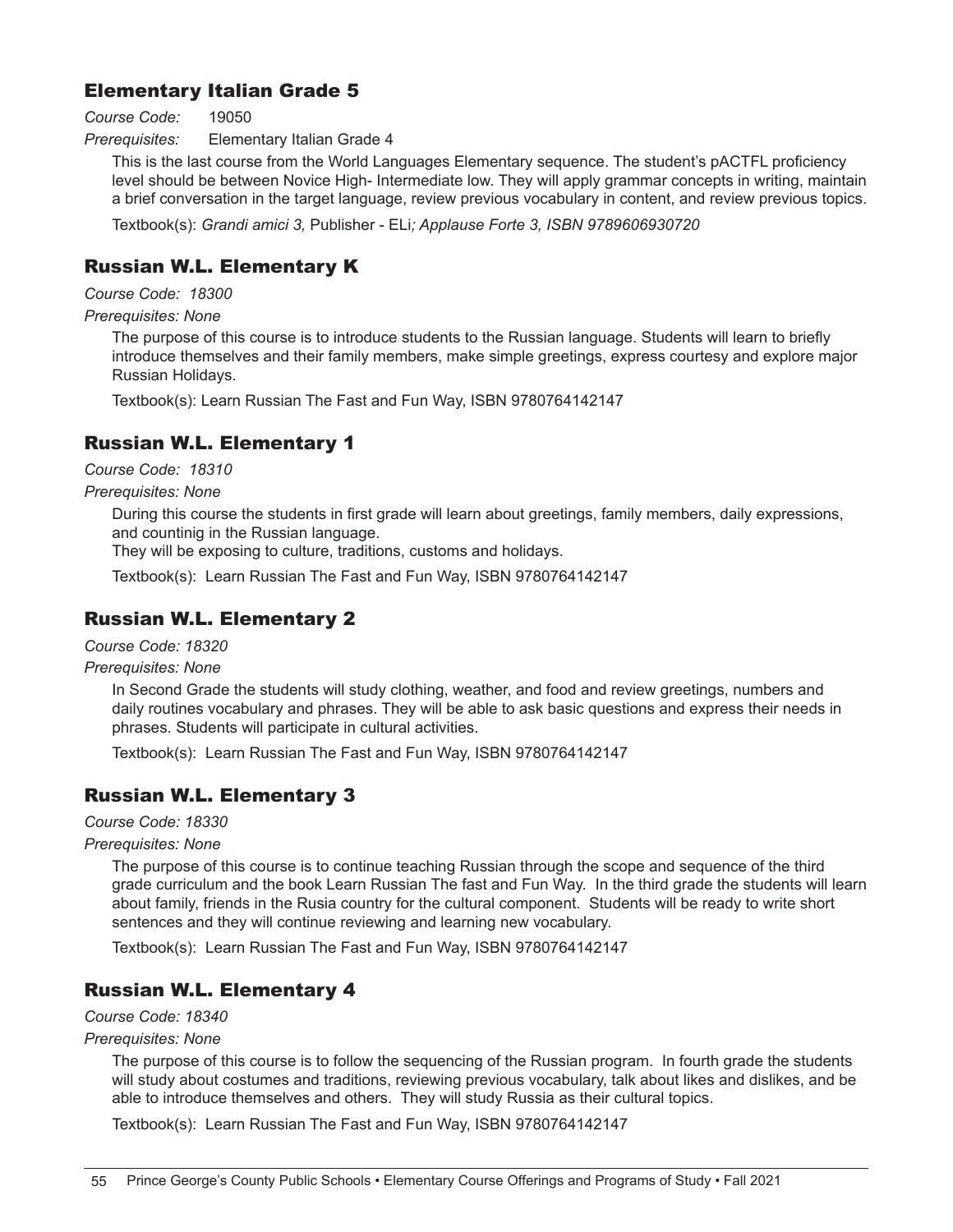## Elementary Italian Grade 5

*Course Code:* 19050

*Prerequisites:* Elementary Italian Grade 4

This is the last course from the World Languages Elementary sequence. The student's pACTFL proficiency level should be between Novice High- Intermediate low. They will apply grammar concepts in writing, maintain a brief conversation in the target language, review previous vocabulary in content, and review previous topics.

Textbook(s): *Grandi amici 3,* Publisher - ELi*; Applause Forte 3, ISBN 9789606930720*

## Russian W.L. Elementary K

*Course Code: 18300*

*Prerequisites: None*

The purpose of this course is to introduce students to the Russian language. Students will learn to briefly introduce themselves and their family members, make simple greetings, express courtesy and explore major Russian Holidays.

Textbook(s): Learn Russian The Fast and Fun Way, ISBN 9780764142147

## Russian W.L. Elementary 1

*Course Code: 18310*

*Prerequisites: None*

During this course the students in first grade will learn about greetings, family members, daily expressions, and countinig in the Russian language.
They will be exposing to culture, traditions, customs and holidays.

Textbook(s): Learn Russian The Fast and Fun Way, ISBN 9780764142147

## Russian W.L. Elementary 2

*Course Code: 18320*

*Prerequisites: None*

In Second Grade the students will study clothing, weather, and food and review greetings, numbers and daily routines vocabulary and phrases. They will be able to ask basic questions and express their needs in phrases. Students will participate in cultural activities.

Textbook(s): Learn Russian The Fast and Fun Way, ISBN 9780764142147

## Russian W.L. Elementary 3

*Course Code: 18330*

*Prerequisites: None*

The purpose of this course is to continue teaching Russian through the scope and sequence of the third grade curriculum and the book Learn Russian The fast and Fun Way. In the third grade the students will learn about family, friends in the Rusia country for the cultural component. Students will be ready to write short sentences and they will continue reviewing and learning new vocabulary.

Textbook(s): Learn Russian The Fast and Fun Way, ISBN 9780764142147

## Russian W.L. Elementary 4

*Course Code: 18340*

*Prerequisites: None*

The purpose of this course is to follow the sequencing of the Russian program. In fourth grade the students will study about costumes and traditions, reviewing previous vocabulary, talk about likes and dislikes, and be able to introduce themselves and others. They will study Russia as their cultural topics.

Textbook(s): Learn Russian The Fast and Fun Way, ISBN 9780764142147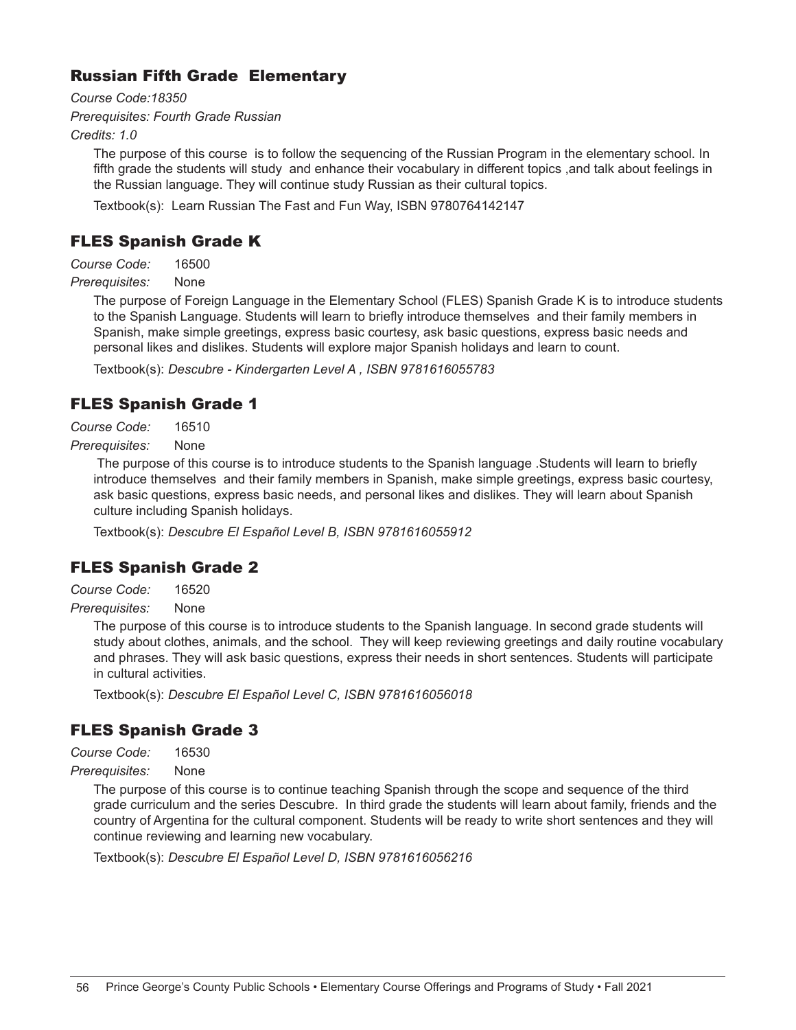## Russian Fifth Grade Elementary

*Course Code:18350*

*Prerequisites: Fourth Grade Russian*

*Credits: 1.0*

The purpose of this course is to follow the sequencing of the Russian Program in the elementary school. In fifth grade the students will study and enhance their vocabulary in different topics ,and talk about feelings in the Russian language. They will continue study Russian as their cultural topics.

Textbook(s): Learn Russian The Fast and Fun Way, ISBN 9780764142147

## FLES Spanish Grade K

*Course Code:* 16500

*Prerequisites:* None

The purpose of Foreign Language in the Elementary School (FLES) Spanish Grade K is to introduce students to the Spanish Language. Students will learn to briefly introduce themselves and their family members in Spanish, make simple greetings, express basic courtesy, ask basic questions, express basic needs and personal likes and dislikes. Students will explore major Spanish holidays and learn to count.

Textbook(s): *Descubre - Kindergarten Level A , ISBN 9781616055783*

## FLES Spanish Grade 1

*Course Code:* 16510

*Prerequisites:* None

The purpose of this course is to introduce students to the Spanish language .Students will learn to briefly introduce themselves and their family members in Spanish, make simple greetings, express basic courtesy, ask basic questions, express basic needs, and personal likes and dislikes. They will learn about Spanish culture including Spanish holidays.

Textbook(s): *Descubre El Español Level B, ISBN 9781616055912*

## FLES Spanish Grade 2

*Course Code:* 16520

*Prerequisites:* None

The purpose of this course is to introduce students to the Spanish language. In second grade students will study about clothes, animals, and the school. They will keep reviewing greetings and daily routine vocabulary and phrases. They will ask basic questions, express their needs in short sentences. Students will participate in cultural activities.

Textbook(s): *Descubre El Español Level C, ISBN 9781616056018*

## FLES Spanish Grade 3

*Course Code:* 16530

*Prerequisites:* None

The purpose of this course is to continue teaching Spanish through the scope and sequence of the third grade curriculum and the series Descubre. In third grade the students will learn about family, friends and the country of Argentina for the cultural component. Students will be ready to write short sentences and they will continue reviewing and learning new vocabulary.

Textbook(s): *Descubre El Español Level D, ISBN 9781616056216*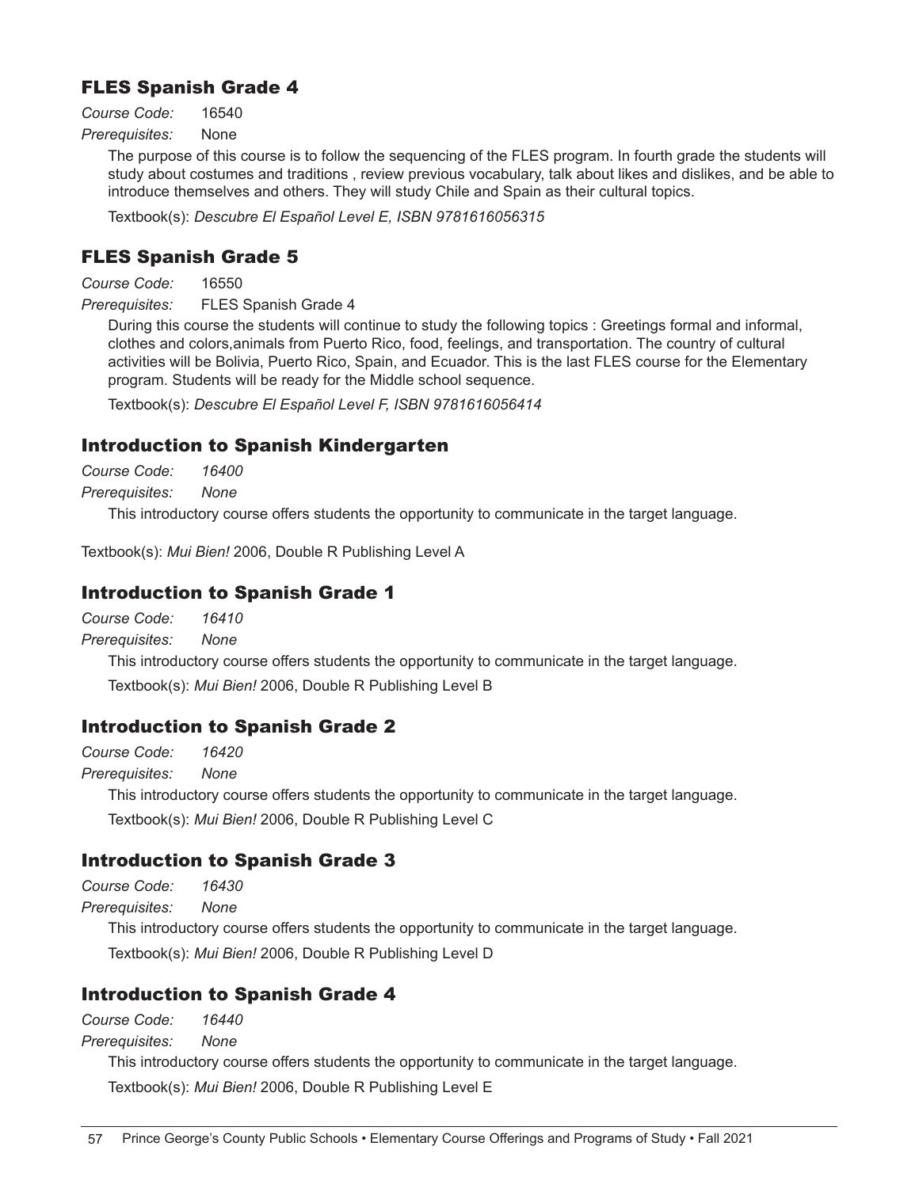## FLES Spanish Grade 4

*Course Code:* 16540

*Prerequisites:* None

The purpose of this course is to follow the sequencing of the FLES program. In fourth grade the students will study about costumes and traditions , review previous vocabulary, talk about likes and dislikes, and be able to introduce themselves and others. They will study Chile and Spain as their cultural topics.

Textbook(s): *Descubre El Español Level E, ISBN 9781616056315*

## FLES Spanish Grade 5

*Course Code:* 16550

*Prerequisites:* FLES Spanish Grade 4

During this course the students will continue to study the following topics : Greetings formal and informal, clothes and colors,animals from Puerto Rico, food, feelings, and transportation. The country of cultural activities will be Bolivia, Puerto Rico, Spain, and Ecuador. This is the last FLES course for the Elementary program. Students will be ready for the Middle school sequence.

Textbook(s): *Descubre El Español Level F, ISBN 9781616056414*

## Introduction to Spanish Kindergarten

*Course Code:* *16400*

*Prerequisites:* *None*

This introductory course offers students the opportunity to communicate in the target language.

Textbook(s): *Mui Bien!* 2006, Double R Publishing Level A

## Introduction to Spanish Grade 1

*Course Code:* *16410*

*Prerequisites:* *None*

This introductory course offers students the opportunity to communicate in the target language.

Textbook(s): *Mui Bien!* 2006, Double R Publishing Level B

## Introduction to Spanish Grade 2

*Course Code:* *16420*

*Prerequisites:* *None*

This introductory course offers students the opportunity to communicate in the target language.

Textbook(s): *Mui Bien!* 2006, Double R Publishing Level C

## Introduction to Spanish Grade 3

*Course Code:* *16430*

*Prerequisites:* *None*

This introductory course offers students the opportunity to communicate in the target language.

Textbook(s): *Mui Bien!* 2006, Double R Publishing Level D

## Introduction to Spanish Grade 4

*Course Code:* *16440*

*Prerequisites:* *None*

This introductory course offers students the opportunity to communicate in the target language.

Textbook(s): *Mui Bien!* 2006, Double R Publishing Level E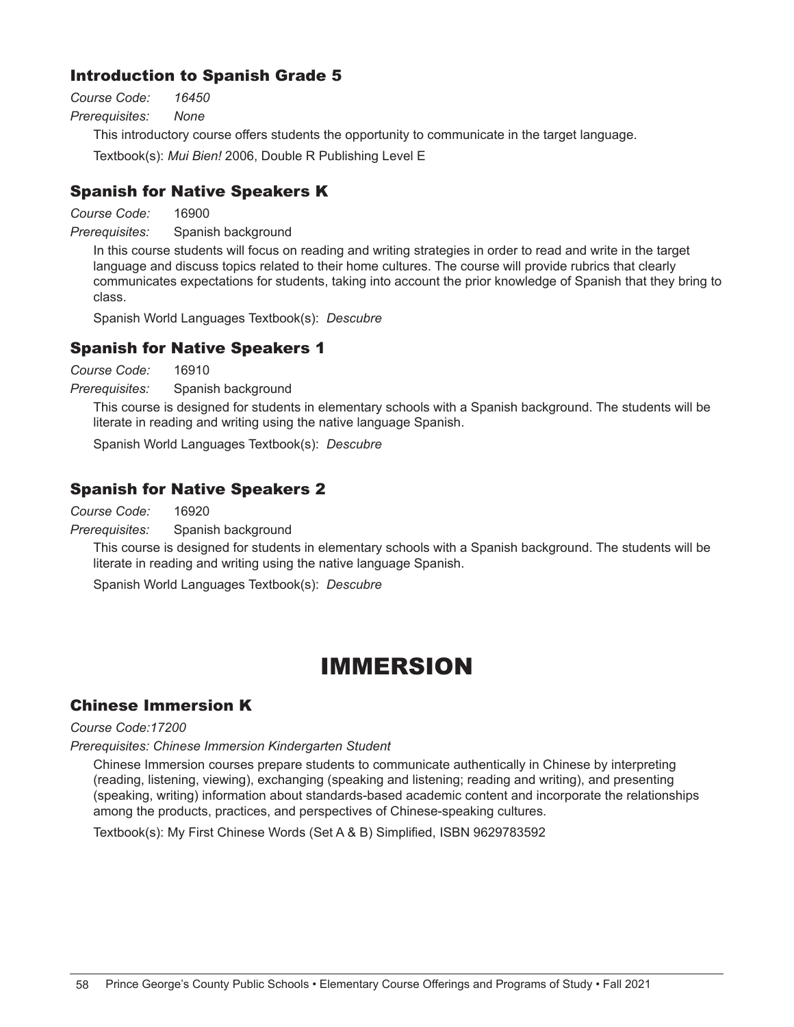### Introduction to Spanish Grade 5

*Course Code: 16450*

*Prerequisites: None*

This introductory course offers students the opportunity to communicate in the target language.

Textbook(s): *Mui Bien!* 2006, Double R Publishing Level E

### Spanish for Native Speakers K

*Course Code:* 16900

*Prerequisites:* Spanish background

In this course students will focus on reading and writing strategies in order to read and write in the target language and discuss topics related to their home cultures. The course will provide rubrics that clearly communicates expectations for students, taking into account the prior knowledge of Spanish that they bring to class.

Spanish World Languages Textbook(s): *Descubre*

### Spanish for Native Speakers 1

*Course Code:* 16910

*Prerequisites:* Spanish background

This course is designed for students in elementary schools with a Spanish background. The students will be literate in reading and writing using the native language Spanish.

Spanish World Languages Textbook(s): *Descubre*

### Spanish for Native Speakers 2

*Course Code:* 16920

*Prerequisites:* Spanish background

This course is designed for students in elementary schools with a Spanish background. The students will be literate in reading and writing using the native language Spanish.

Spanish World Languages Textbook(s): *Descubre*

# IMMERSION

### Chinese Immersion K

*Course Code:17200*

*Prerequisites: Chinese Immersion Kindergarten Student*

Chinese Immersion courses prepare students to communicate authentically in Chinese by interpreting (reading, listening, viewing), exchanging (speaking and listening; reading and writing), and presenting (speaking, writing) information about standards-based academic content and incorporate the relationships among the products, practices, and perspectives of Chinese-speaking cultures.

Textbook(s): My First Chinese Words (Set A & B) Simplified, ISBN 9629783592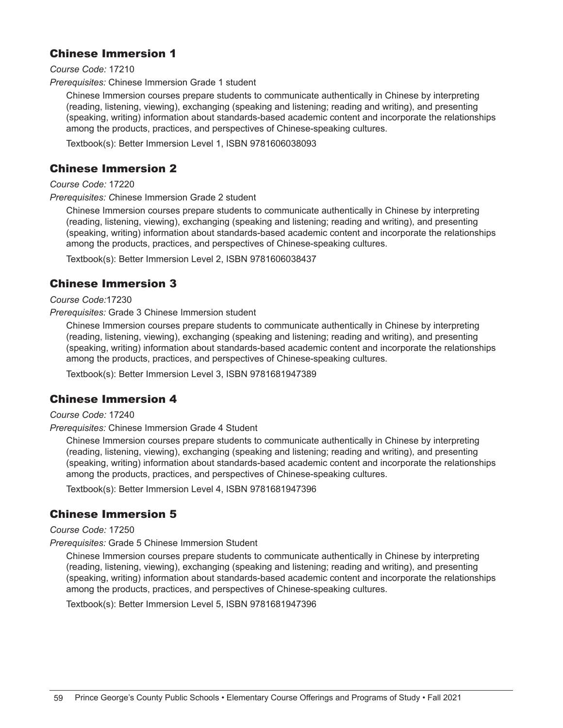## Chinese Immersion 1

*Course Code:* 17210

*Prerequisites:* Chinese Immersion Grade 1 student

Chinese Immersion courses prepare students to communicate authentically in Chinese by interpreting (reading, listening, viewing), exchanging (speaking and listening; reading and writing), and presenting (speaking, writing) information about standards-based academic content and incorporate the relationships among the products, practices, and perspectives of Chinese-speaking cultures.

Textbook(s): Better Immersion Level 1, ISBN 9781606038093

## Chinese Immersion 2

*Course Code:* 17220

*Prerequisites: C*hinese Immersion Grade 2 student

Chinese Immersion courses prepare students to communicate authentically in Chinese by interpreting (reading, listening, viewing), exchanging (speaking and listening; reading and writing), and presenting (speaking, writing) information about standards-based academic content and incorporate the relationships among the products, practices, and perspectives of Chinese-speaking cultures.

Textbook(s): Better Immersion Level 2, ISBN 9781606038437

## Chinese Immersion 3

*Course Code:*17230

*Prerequisites:* Grade 3 Chinese Immersion student

Chinese Immersion courses prepare students to communicate authentically in Chinese by interpreting (reading, listening, viewing), exchanging (speaking and listening; reading and writing), and presenting (speaking, writing) information about standards-based academic content and incorporate the relationships among the products, practices, and perspectives of Chinese-speaking cultures.

Textbook(s): Better Immersion Level 3, ISBN 9781681947389

## Chinese Immersion 4

*Course Code:* 17240

*Prerequisites:* Chinese Immersion Grade 4 Student

Chinese Immersion courses prepare students to communicate authentically in Chinese by interpreting (reading, listening, viewing), exchanging (speaking and listening; reading and writing), and presenting (speaking, writing) information about standards-based academic content and incorporate the relationships among the products, practices, and perspectives of Chinese-speaking cultures.

Textbook(s): Better Immersion Level 4, ISBN 9781681947396

## Chinese Immersion 5

*Course Code:* 17250

*Prerequisites:* Grade 5 Chinese Immersion Student

Chinese Immersion courses prepare students to communicate authentically in Chinese by interpreting (reading, listening, viewing), exchanging (speaking and listening; reading and writing), and presenting (speaking, writing) information about standards-based academic content and incorporate the relationships among the products, practices, and perspectives of Chinese-speaking cultures.

Textbook(s): Better Immersion Level 5, ISBN 9781681947396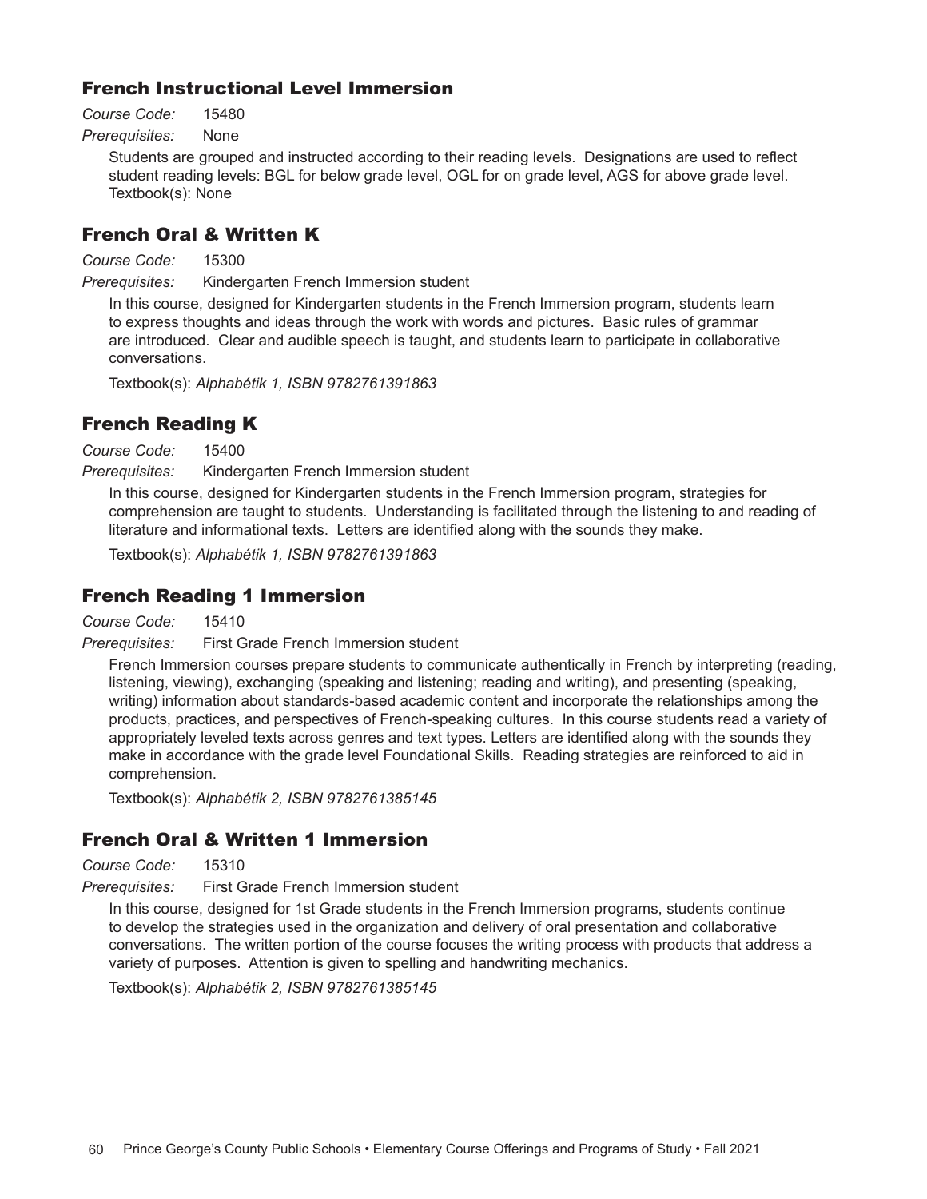## French Instructional Level Immersion

*Course Code:* 15480

*Prerequisites:* None

Students are grouped and instructed according to their reading levels. Designations are used to reflect student reading levels: BGL for below grade level, OGL for on grade level, AGS for above grade level. Textbook(s): None

## French Oral & Written K

*Course Code:* 15300

*Prerequisites:* Kindergarten French Immersion student

In this course, designed for Kindergarten students in the French Immersion program, students learn to express thoughts and ideas through the work with words and pictures. Basic rules of grammar are introduced. Clear and audible speech is taught, and students learn to participate in collaborative conversations.

Textbook(s): *Alphabétik 1, ISBN 9782761391863*

## French Reading K

*Course Code:* 15400

*Prerequisites:* Kindergarten French Immersion student

In this course, designed for Kindergarten students in the French Immersion program, strategies for comprehension are taught to students. Understanding is facilitated through the listening to and reading of literature and informational texts. Letters are identified along with the sounds they make.

Textbook(s): *Alphabétik 1, ISBN 9782761391863*

## French Reading 1 Immersion

*Course Code:* 15410

*Prerequisites:* First Grade French Immersion student

French Immersion courses prepare students to communicate authentically in French by interpreting (reading, listening, viewing), exchanging (speaking and listening; reading and writing), and presenting (speaking, writing) information about standards-based academic content and incorporate the relationships among the products, practices, and perspectives of French-speaking cultures. In this course students read a variety of appropriately leveled texts across genres and text types. Letters are identified along with the sounds they make in accordance with the grade level Foundational Skills. Reading strategies are reinforced to aid in comprehension.

Textbook(s): *Alphabétik 2, ISBN 9782761385145*

## French Oral & Written 1 Immersion

*Course Code:* 15310

*Prerequisites:* First Grade French Immersion student

In this course, designed for 1st Grade students in the French Immersion programs, students continue to develop the strategies used in the organization and delivery of oral presentation and collaborative conversations. The written portion of the course focuses the writing process with products that address a variety of purposes. Attention is given to spelling and handwriting mechanics.

Textbook(s): *Alphabétik 2, ISBN 9782761385145*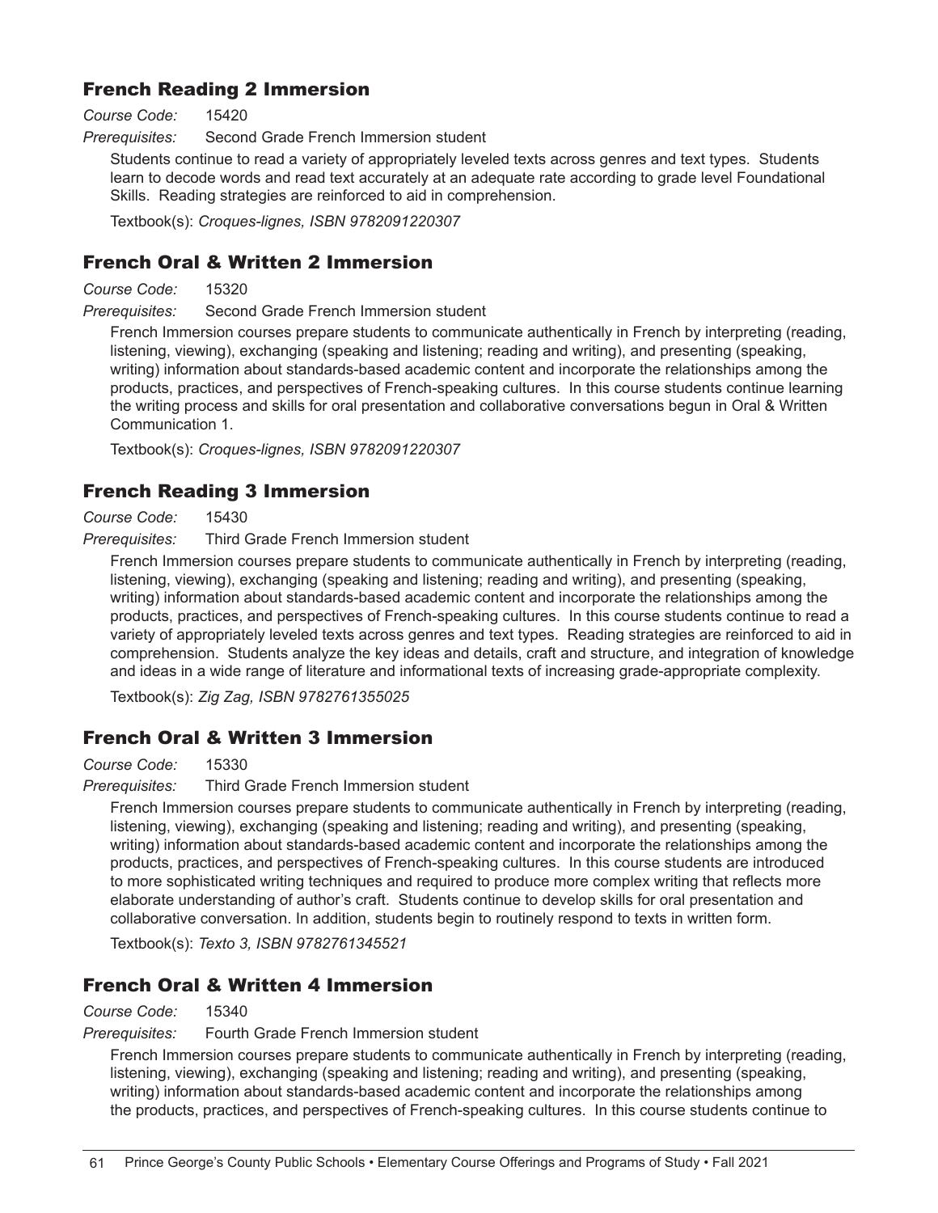## French Reading 2 Immersion

*Course Code:* 15420

*Prerequisites:* Second Grade French Immersion student

Students continue to read a variety of appropriately leveled texts across genres and text types. Students learn to decode words and read text accurately at an adequate rate according to grade level Foundational Skills. Reading strategies are reinforced to aid in comprehension.

Textbook(s): *Croques-lignes, ISBN 9782091220307*

## French Oral & Written 2 Immersion

*Course Code:* 15320

*Prerequisites:* Second Grade French Immersion student

French Immersion courses prepare students to communicate authentically in French by interpreting (reading, listening, viewing), exchanging (speaking and listening; reading and writing), and presenting (speaking, writing) information about standards-based academic content and incorporate the relationships among the products, practices, and perspectives of French-speaking cultures. In this course students continue learning the writing process and skills for oral presentation and collaborative conversations begun in Oral & Written Communication 1.

Textbook(s): *Croques-lignes, ISBN 9782091220307*

## French Reading 3 Immersion

*Course Code:* 15430

*Prerequisites:* Third Grade French Immersion student

French Immersion courses prepare students to communicate authentically in French by interpreting (reading, listening, viewing), exchanging (speaking and listening; reading and writing), and presenting (speaking, writing) information about standards-based academic content and incorporate the relationships among the products, practices, and perspectives of French-speaking cultures. In this course students continue to read a variety of appropriately leveled texts across genres and text types. Reading strategies are reinforced to aid in comprehension. Students analyze the key ideas and details, craft and structure, and integration of knowledge and ideas in a wide range of literature and informational texts of increasing grade-appropriate complexity.

Textbook(s): *Zig Zag, ISBN 9782761355025*

## French Oral & Written 3 Immersion

*Course Code:* 15330

*Prerequisites:* Third Grade French Immersion student

French Immersion courses prepare students to communicate authentically in French by interpreting (reading, listening, viewing), exchanging (speaking and listening; reading and writing), and presenting (speaking, writing) information about standards-based academic content and incorporate the relationships among the products, practices, and perspectives of French-speaking cultures. In this course students are introduced to more sophisticated writing techniques and required to produce more complex writing that reflects more elaborate understanding of author's craft. Students continue to develop skills for oral presentation and collaborative conversation. In addition, students begin to routinely respond to texts in written form.

Textbook(s): *Texto 3, ISBN 9782761345521*

## French Oral & Written 4 Immersion

*Course Code:* 15340

*Prerequisites:* Fourth Grade French Immersion student

French Immersion courses prepare students to communicate authentically in French by interpreting (reading, listening, viewing), exchanging (speaking and listening; reading and writing), and presenting (speaking, writing) information about standards-based academic content and incorporate the relationships among the products, practices, and perspectives of French-speaking cultures. In this course students continue to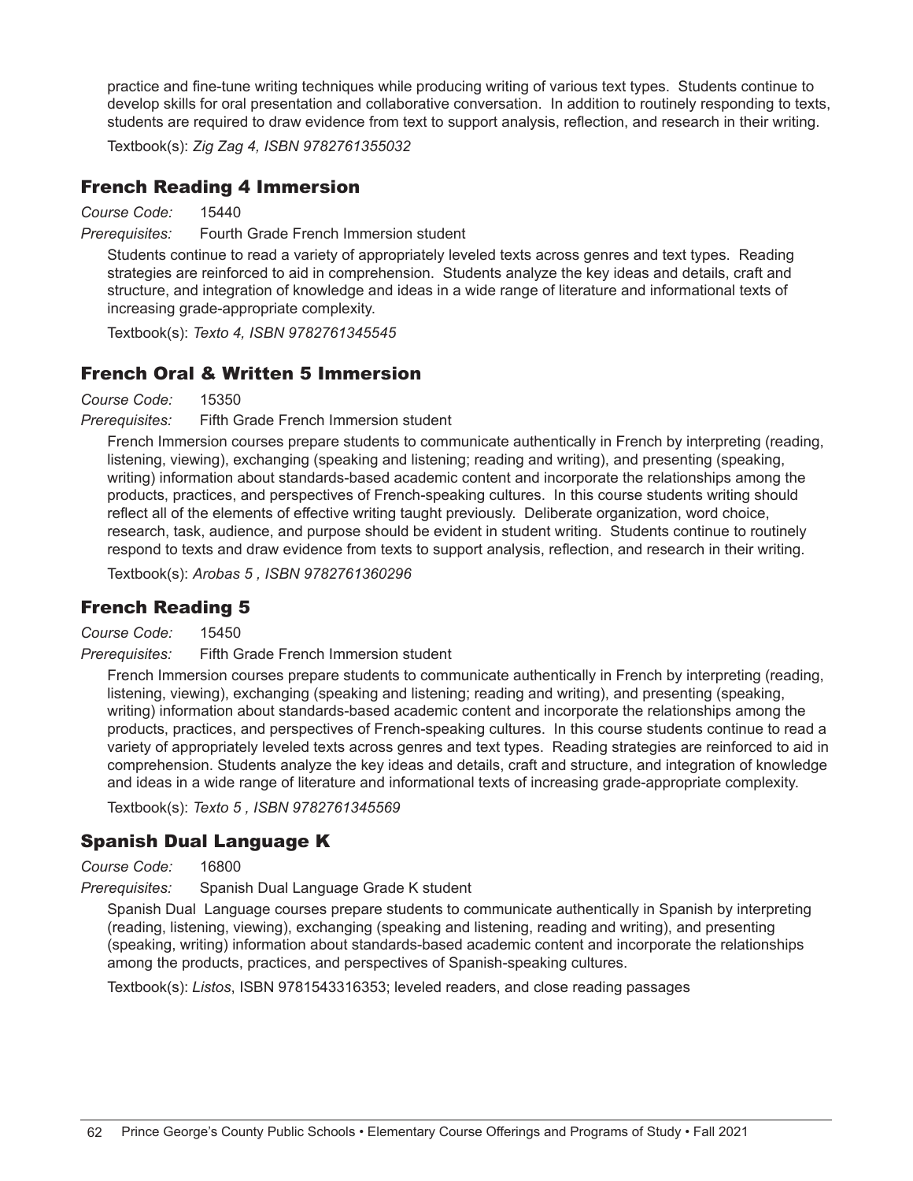practice and fine-tune writing techniques while producing writing of various text types. Students continue to develop skills for oral presentation and collaborative conversation. In addition to routinely responding to texts, students are required to draw evidence from text to support analysis, reflection, and research in their writing.

Textbook(s): *Zig Zag 4, ISBN 9782761355032*

## French Reading 4 Immersion

*Course Code:* 15440

*Prerequisites:* Fourth Grade French Immersion student

Students continue to read a variety of appropriately leveled texts across genres and text types. Reading strategies are reinforced to aid in comprehension. Students analyze the key ideas and details, craft and structure, and integration of knowledge and ideas in a wide range of literature and informational texts of increasing grade-appropriate complexity.

Textbook(s): *Texto 4, ISBN 9782761345545*

## French Oral & Written 5 Immersion

*Course Code:* 15350

*Prerequisites:* Fifth Grade French Immersion student

French Immersion courses prepare students to communicate authentically in French by interpreting (reading, listening, viewing), exchanging (speaking and listening; reading and writing), and presenting (speaking, writing) information about standards-based academic content and incorporate the relationships among the products, practices, and perspectives of French-speaking cultures. In this course students writing should reflect all of the elements of effective writing taught previously. Deliberate organization, word choice, research, task, audience, and purpose should be evident in student writing. Students continue to routinely respond to texts and draw evidence from texts to support analysis, reflection, and research in their writing.

Textbook(s): *Arobas 5 , ISBN 9782761360296*

## French Reading 5

*Course Code:* 15450

*Prerequisites:* Fifth Grade French Immersion student

French Immersion courses prepare students to communicate authentically in French by interpreting (reading, listening, viewing), exchanging (speaking and listening; reading and writing), and presenting (speaking, writing) information about standards-based academic content and incorporate the relationships among the products, practices, and perspectives of French-speaking cultures. In this course students continue to read a variety of appropriately leveled texts across genres and text types. Reading strategies are reinforced to aid in comprehension. Students analyze the key ideas and details, craft and structure, and integration of knowledge and ideas in a wide range of literature and informational texts of increasing grade-appropriate complexity.

Textbook(s): *Texto 5 , ISBN 9782761345569*

## Spanish Dual Language K

*Course Code:* 16800

*Prerequisites:* Spanish Dual Language Grade K student

Spanish Dual Language courses prepare students to communicate authentically in Spanish by interpreting (reading, listening, viewing), exchanging (speaking and listening, reading and writing), and presenting (speaking, writing) information about standards-based academic content and incorporate the relationships among the products, practices, and perspectives of Spanish-speaking cultures.

Textbook(s): *Listos*, ISBN 9781543316353; leveled readers, and close reading passages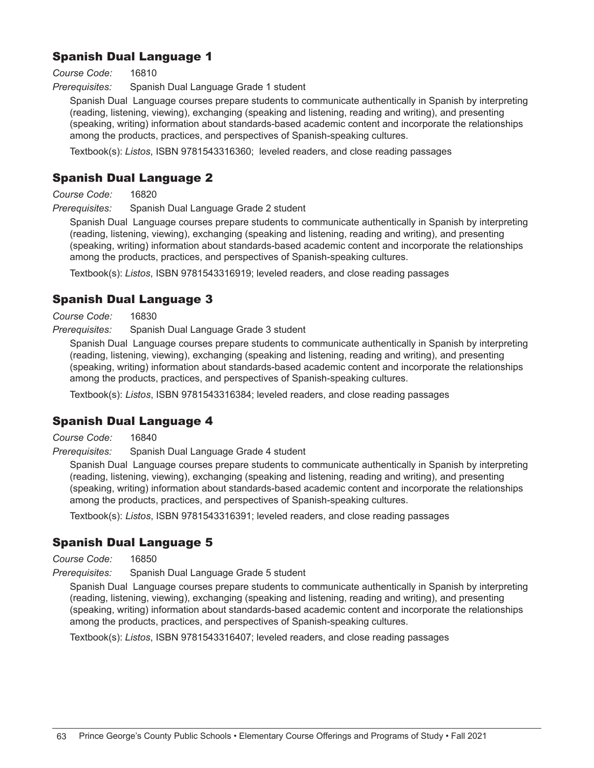## Spanish Dual Language 1

*Course Code:* 16810

*Prerequisites:* Spanish Dual Language Grade 1 student

Spanish Dual Language courses prepare students to communicate authentically in Spanish by interpreting (reading, listening, viewing), exchanging (speaking and listening, reading and writing), and presenting (speaking, writing) information about standards-based academic content and incorporate the relationships among the products, practices, and perspectives of Spanish-speaking cultures.

Textbook(s): *Listos*, ISBN 9781543316360; leveled readers, and close reading passages

## Spanish Dual Language 2

*Course Code:* 16820

*Prerequisites:* Spanish Dual Language Grade 2 student

Spanish Dual Language courses prepare students to communicate authentically in Spanish by interpreting (reading, listening, viewing), exchanging (speaking and listening, reading and writing), and presenting (speaking, writing) information about standards-based academic content and incorporate the relationships among the products, practices, and perspectives of Spanish-speaking cultures.

Textbook(s): *Listos*, ISBN 9781543316919; leveled readers, and close reading passages

## Spanish Dual Language 3

*Course Code:* 16830

*Prerequisites:* Spanish Dual Language Grade 3 student

Spanish Dual Language courses prepare students to communicate authentically in Spanish by interpreting (reading, listening, viewing), exchanging (speaking and listening, reading and writing), and presenting (speaking, writing) information about standards-based academic content and incorporate the relationships among the products, practices, and perspectives of Spanish-speaking cultures.

Textbook(s): *Listos*, ISBN 9781543316384; leveled readers, and close reading passages

## Spanish Dual Language 4

*Course Code:* 16840

*Prerequisites:* Spanish Dual Language Grade 4 student

Spanish Dual Language courses prepare students to communicate authentically in Spanish by interpreting (reading, listening, viewing), exchanging (speaking and listening, reading and writing), and presenting (speaking, writing) information about standards-based academic content and incorporate the relationships among the products, practices, and perspectives of Spanish-speaking cultures.

Textbook(s): *Listos*, ISBN 9781543316391; leveled readers, and close reading passages

## Spanish Dual Language 5

*Course Code:* 16850

*Prerequisites:* Spanish Dual Language Grade 5 student

Spanish Dual Language courses prepare students to communicate authentically in Spanish by interpreting (reading, listening, viewing), exchanging (speaking and listening, reading and writing), and presenting (speaking, writing) information about standards-based academic content and incorporate the relationships among the products, practices, and perspectives of Spanish-speaking cultures.

Textbook(s): *Listos*, ISBN 9781543316407; leveled readers, and close reading passages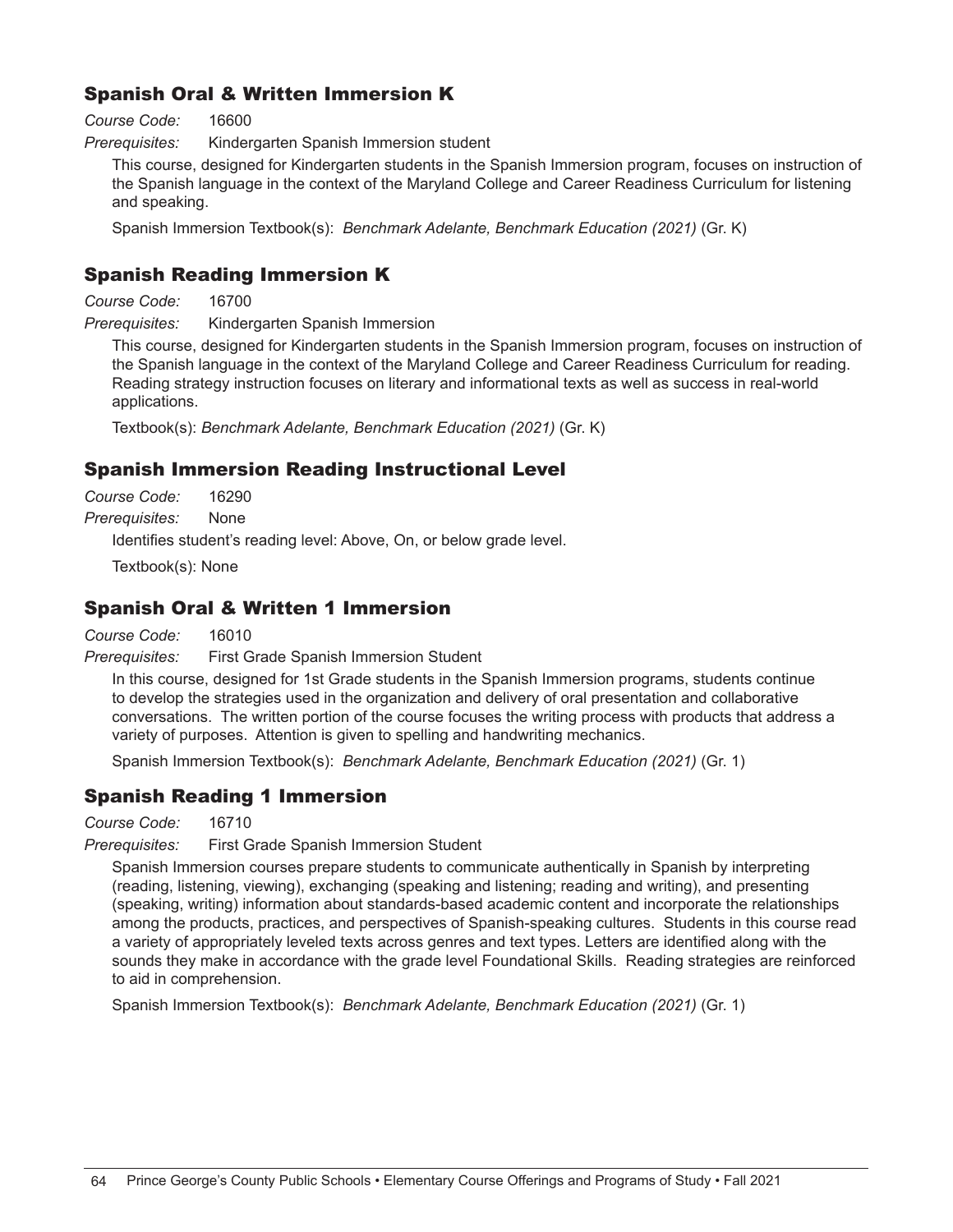## Spanish Oral & Written Immersion K

*Course Code:* 16600

*Prerequisites:* Kindergarten Spanish Immersion student

This course, designed for Kindergarten students in the Spanish Immersion program, focuses on instruction of the Spanish language in the context of the Maryland College and Career Readiness Curriculum for listening and speaking.

Spanish Immersion Textbook(s): *Benchmark Adelante, Benchmark Education (2021)* (Gr. K)

## Spanish Reading Immersion K

*Course Code:* 16700

*Prerequisites:* Kindergarten Spanish Immersion

This course, designed for Kindergarten students in the Spanish Immersion program, focuses on instruction of the Spanish language in the context of the Maryland College and Career Readiness Curriculum for reading. Reading strategy instruction focuses on literary and informational texts as well as success in real-world applications.

Textbook(s): *Benchmark Adelante, Benchmark Education (2021)* (Gr. K)

## Spanish Immersion Reading Instructional Level

*Course Code:* 16290

*Prerequisites:* None

Identifies student's reading level: Above, On, or below grade level.

Textbook(s): None

## Spanish Oral & Written 1 Immersion

*Course Code:* 16010

*Prerequisites:* First Grade Spanish Immersion Student

In this course, designed for 1st Grade students in the Spanish Immersion programs, students continue to develop the strategies used in the organization and delivery of oral presentation and collaborative conversations. The written portion of the course focuses the writing process with products that address a variety of purposes. Attention is given to spelling and handwriting mechanics.

Spanish Immersion Textbook(s): *Benchmark Adelante, Benchmark Education (2021)* (Gr. 1)

## Spanish Reading 1 Immersion

*Course Code:* 16710

*Prerequisites:* First Grade Spanish Immersion Student

Spanish Immersion courses prepare students to communicate authentically in Spanish by interpreting (reading, listening, viewing), exchanging (speaking and listening; reading and writing), and presenting (speaking, writing) information about standards-based academic content and incorporate the relationships among the products, practices, and perspectives of Spanish-speaking cultures. Students in this course read a variety of appropriately leveled texts across genres and text types. Letters are identified along with the sounds they make in accordance with the grade level Foundational Skills. Reading strategies are reinforced to aid in comprehension.

Spanish Immersion Textbook(s): *Benchmark Adelante, Benchmark Education (2021)* (Gr. 1)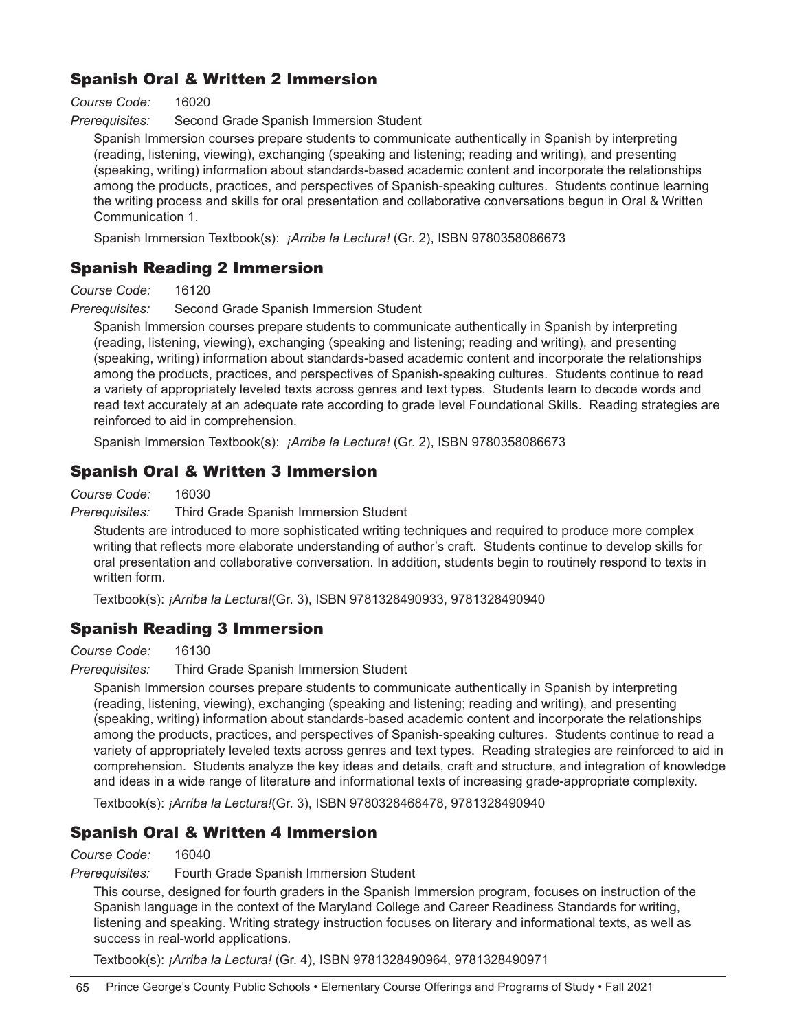## Spanish Oral & Written 2 Immersion

*Course Code:* 16020

*Prerequisites:* Second Grade Spanish Immersion Student

Spanish Immersion courses prepare students to communicate authentically in Spanish by interpreting (reading, listening, viewing), exchanging (speaking and listening; reading and writing), and presenting (speaking, writing) information about standards-based academic content and incorporate the relationships among the products, practices, and perspectives of Spanish-speaking cultures. Students continue learning the writing process and skills for oral presentation and collaborative conversations begun in Oral & Written Communication 1.

Spanish Immersion Textbook(s): *¡Arriba la Lectura!* (Gr. 2), ISBN 9780358086673

## Spanish Reading 2 Immersion

*Course Code:* 16120

*Prerequisites:* Second Grade Spanish Immersion Student

Spanish Immersion courses prepare students to communicate authentically in Spanish by interpreting (reading, listening, viewing), exchanging (speaking and listening; reading and writing), and presenting (speaking, writing) information about standards-based academic content and incorporate the relationships among the products, practices, and perspectives of Spanish-speaking cultures. Students continue to read a variety of appropriately leveled texts across genres and text types. Students learn to decode words and read text accurately at an adequate rate according to grade level Foundational Skills. Reading strategies are reinforced to aid in comprehension.

Spanish Immersion Textbook(s): *¡Arriba la Lectura!* (Gr. 2), ISBN 9780358086673

## Spanish Oral & Written 3 Immersion

*Course Code:* 16030

*Prerequisites:* Third Grade Spanish Immersion Student

Students are introduced to more sophisticated writing techniques and required to produce more complex writing that reflects more elaborate understanding of author's craft. Students continue to develop skills for oral presentation and collaborative conversation. In addition, students begin to routinely respond to texts in written form.

Textbook(s): *¡Arriba la Lectura!*(Gr. 3), ISBN 9781328490933, 9781328490940

## Spanish Reading 3 Immersion

*Course Code:* 16130

*Prerequisites:* Third Grade Spanish Immersion Student

Spanish Immersion courses prepare students to communicate authentically in Spanish by interpreting (reading, listening, viewing), exchanging (speaking and listening; reading and writing), and presenting (speaking, writing) information about standards-based academic content and incorporate the relationships among the products, practices, and perspectives of Spanish-speaking cultures. Students continue to read a variety of appropriately leveled texts across genres and text types. Reading strategies are reinforced to aid in comprehension. Students analyze the key ideas and details, craft and structure, and integration of knowledge and ideas in a wide range of literature and informational texts of increasing grade-appropriate complexity.

Textbook(s): *¡Arriba la Lectura!*(Gr. 3), ISBN 9780328468478, 9781328490940

## Spanish Oral & Written 4 Immersion

*Course Code:* 16040

*Prerequisites:* Fourth Grade Spanish Immersion Student

This course, designed for fourth graders in the Spanish Immersion program, focuses on instruction of the Spanish language in the context of the Maryland College and Career Readiness Standards for writing, listening and speaking. Writing strategy instruction focuses on literary and informational texts, as well as success in real-world applications.

Textbook(s): *¡Arriba la Lectura!* (Gr. 4), ISBN 9781328490964, 9781328490971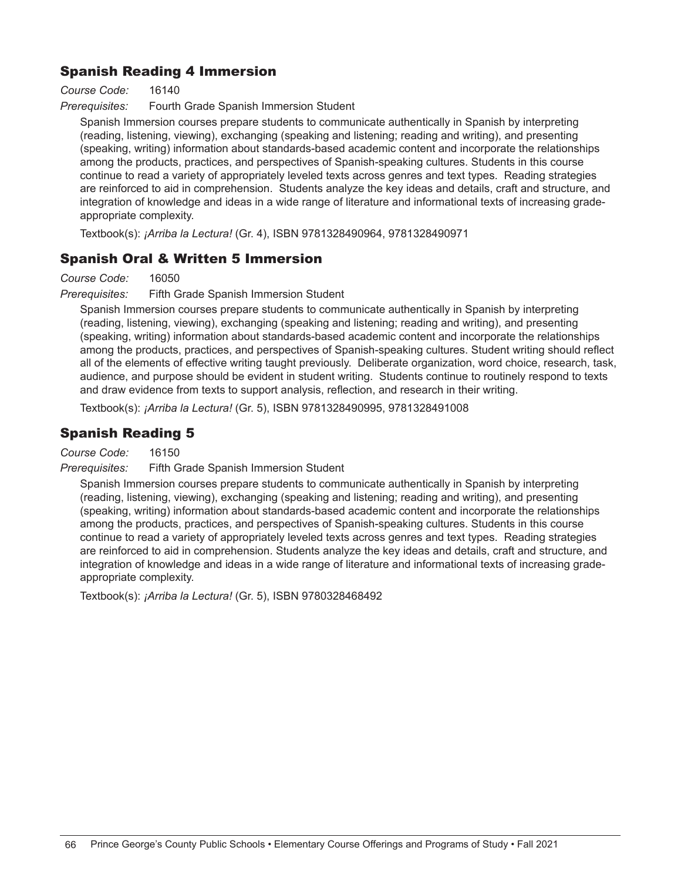## Spanish Reading 4 Immersion

*Course Code:* 16140

*Prerequisites:* Fourth Grade Spanish Immersion Student

Spanish Immersion courses prepare students to communicate authentically in Spanish by interpreting (reading, listening, viewing), exchanging (speaking and listening; reading and writing), and presenting (speaking, writing) information about standards-based academic content and incorporate the relationships among the products, practices, and perspectives of Spanish-speaking cultures. Students in this course continue to read a variety of appropriately leveled texts across genres and text types. Reading strategies are reinforced to aid in comprehension. Students analyze the key ideas and details, craft and structure, and integration of knowledge and ideas in a wide range of literature and informational texts of increasing grade-appropriate complexity.

Textbook(s): *¡Arriba la Lectura!* (Gr. 4), ISBN 9781328490964, 9781328490971

## Spanish Oral & Written 5 Immersion

*Course Code:* 16050

*Prerequisites:* Fifth Grade Spanish Immersion Student

Spanish Immersion courses prepare students to communicate authentically in Spanish by interpreting (reading, listening, viewing), exchanging (speaking and listening; reading and writing), and presenting (speaking, writing) information about standards-based academic content and incorporate the relationships among the products, practices, and perspectives of Spanish-speaking cultures. Student writing should reflect all of the elements of effective writing taught previously. Deliberate organization, word choice, research, task, audience, and purpose should be evident in student writing. Students continue to routinely respond to texts and draw evidence from texts to support analysis, reflection, and research in their writing.

Textbook(s): *¡Arriba la Lectura!* (Gr. 5), ISBN 9781328490995, 9781328491008

## Spanish Reading 5

*Course Code:* 16150

*Prerequisites:* Fifth Grade Spanish Immersion Student

Spanish Immersion courses prepare students to communicate authentically in Spanish by interpreting (reading, listening, viewing), exchanging (speaking and listening; reading and writing), and presenting (speaking, writing) information about standards-based academic content and incorporate the relationships among the products, practices, and perspectives of Spanish-speaking cultures. Students in this course continue to read a variety of appropriately leveled texts across genres and text types. Reading strategies are reinforced to aid in comprehension. Students analyze the key ideas and details, craft and structure, and integration of knowledge and ideas in a wide range of literature and informational texts of increasing grade-appropriate complexity.

Textbook(s): *¡Arriba la Lectura!* (Gr. 5), ISBN 9780328468492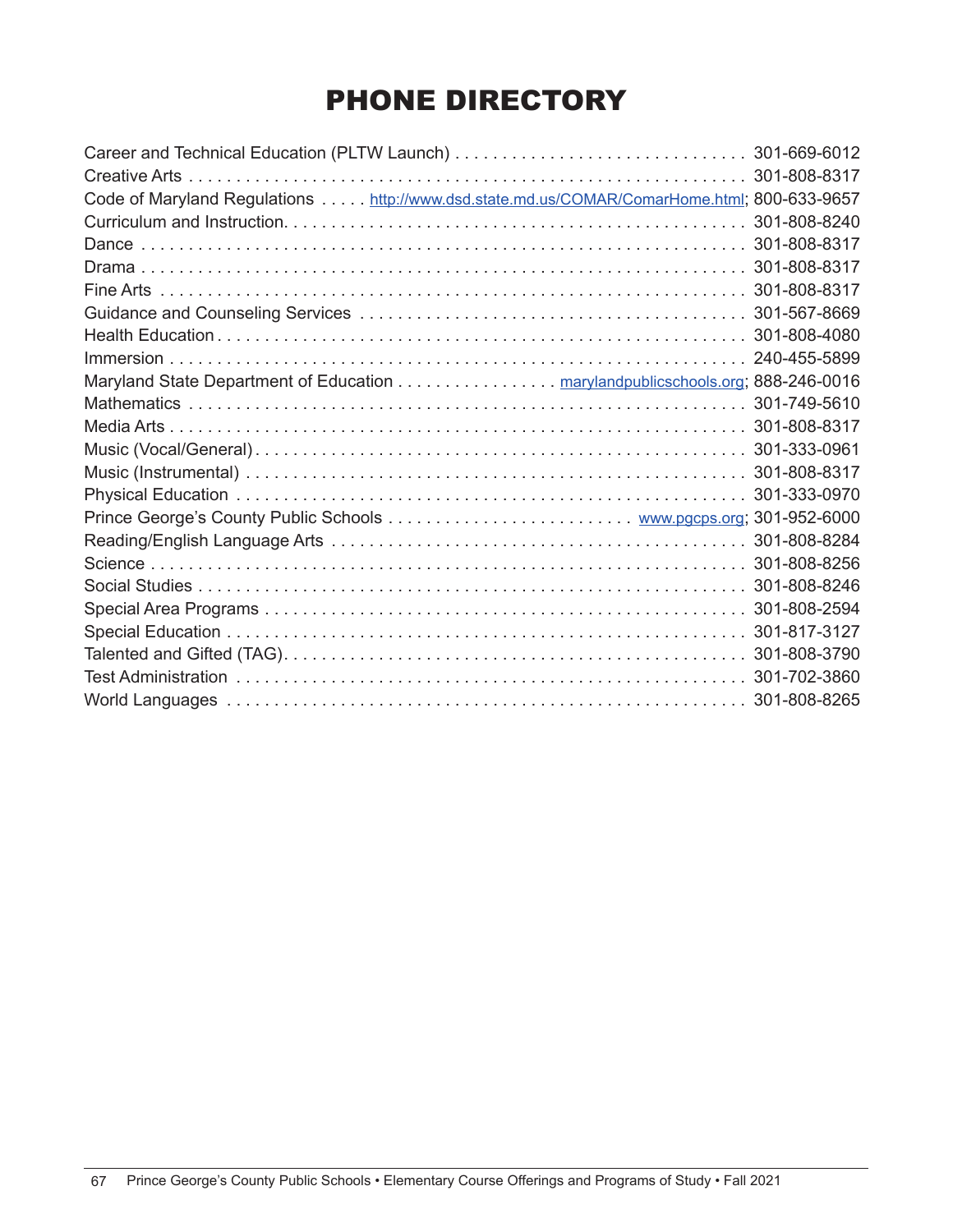# PHONE DIRECTORY

Career and Technical Education (PLTW Launch) . . . . . . . . . . . . . . . . . . . . . . . . . . . . . . 301-669-6012
Creative Arts . . . . . . . . . . . . . . . . . . . . . . . . . . . . . . . . . . . . . . . . . . . . . . . . . . . . . . . . 301-808-8317
Code of Maryland Regulations . . . . . http://www.dsd.state.md.us/COMAR/ComarHome.html; 800-633-9657
Curriculum and Instruction. . . . . . . . . . . . . . . . . . . . . . . . . . . . . . . . . . . . . . . . . . . . . . . . 301-808-8240
Dance . . . . . . . . . . . . . . . . . . . . . . . . . . . . . . . . . . . . . . . . . . . . . . . . . . . . . . . . . . . . 301-808-8317
Drama . . . . . . . . . . . . . . . . . . . . . . . . . . . . . . . . . . . . . . . . . . . . . . . . . . . . . . . . . . . . 301-808-8317
Fine Arts . . . . . . . . . . . . . . . . . . . . . . . . . . . . . . . . . . . . . . . . . . . . . . . . . . . . . . . . . . 301-808-8317
Guidance and Counseling Services . . . . . . . . . . . . . . . . . . . . . . . . . . . . . . . . . . . . . . . 301-567-8669
Health Education . . . . . . . . . . . . . . . . . . . . . . . . . . . . . . . . . . . . . . . . . . . . . . . . . . . . 301-808-4080
Immersion . . . . . . . . . . . . . . . . . . . . . . . . . . . . . . . . . . . . . . . . . . . . . . . . . . . . . . . . . 240-455-5899
Maryland State Department of Education . . . . . . . . . . . . . . . . . marylandpublicschools.org; 888-246-0016
Mathematics . . . . . . . . . . . . . . . . . . . . . . . . . . . . . . . . . . . . . . . . . . . . . . . . . . . . . . . . 301-749-5610
Media Arts . . . . . . . . . . . . . . . . . . . . . . . . . . . . . . . . . . . . . . . . . . . . . . . . . . . . . . . . . 301-808-8317
Music (Vocal/General) . . . . . . . . . . . . . . . . . . . . . . . . . . . . . . . . . . . . . . . . . . . . . . . . 301-333-0961
Music (Instrumental) . . . . . . . . . . . . . . . . . . . . . . . . . . . . . . . . . . . . . . . . . . . . . . . . . 301-808-8317
Physical Education . . . . . . . . . . . . . . . . . . . . . . . . . . . . . . . . . . . . . . . . . . . . . . . . . . 301-333-0970
Prince George's County Public Schools . . . . . . . . . . . . . . . . . . . . . . . . . www.pgcps.org; 301-952-6000
Reading/English Language Arts . . . . . . . . . . . . . . . . . . . . . . . . . . . . . . . . . . . . . . . . . 301-808-8284
Science . . . . . . . . . . . . . . . . . . . . . . . . . . . . . . . . . . . . . . . . . . . . . . . . . . . . . . . . . . . 301-808-8256
Social Studies . . . . . . . . . . . . . . . . . . . . . . . . . . . . . . . . . . . . . . . . . . . . . . . . . . . . . . 301-808-8246
Special Area Programs . . . . . . . . . . . . . . . . . . . . . . . . . . . . . . . . . . . . . . . . . . . . . . . . 301-808-2594
Special Education . . . . . . . . . . . . . . . . . . . . . . . . . . . . . . . . . . . . . . . . . . . . . . . . . . . 301-817-3127
Talented and Gifted (TAG). . . . . . . . . . . . . . . . . . . . . . . . . . . . . . . . . . . . . . . . . . . . . . 301-808-3790
Test Administration . . . . . . . . . . . . . . . . . . . . . . . . . . . . . . . . . . . . . . . . . . . . . . . . . . 301-702-3860
World Languages . . . . . . . . . . . . . . . . . . . . . . . . . . . . . . . . . . . . . . . . . . . . . . . . . . . 301-808-8265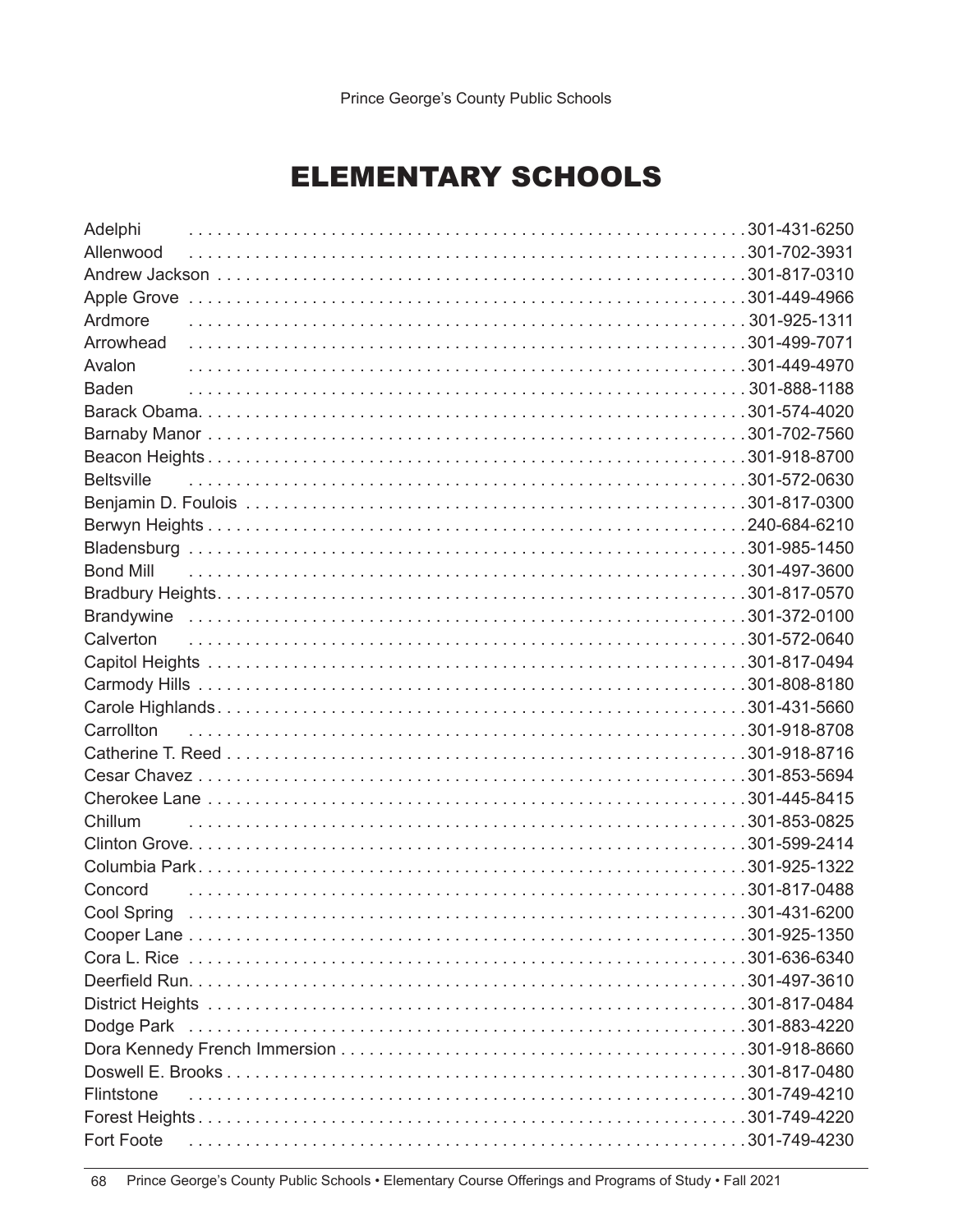# ELEMENTARY SCHOOLS

| School | Phone |
| --- | --- |
| Adelphi | 301-431-6250 |
| Allenwood | 301-702-3931 |
| Andrew Jackson | 301-817-0310 |
| Apple Grove | 301-449-4966 |
| Ardmore | 301-925-1311 |
| Arrowhead | 301-499-7071 |
| Avalon | 301-449-4970 |
| Baden | 301-888-1188 |
| Barack Obama | 301-574-4020 |
| Barnaby Manor | 301-702-7560 |
| Beacon Heights | 301-918-8700 |
| Beltsville | 301-572-0630 |
| Benjamin D. Foulois | 301-817-0300 |
| Berwyn Heights | 240-684-6210 |
| Bladensburg | 301-985-1450 |
| Bond Mill | 301-497-3600 |
| Bradbury Heights | 301-817-0570 |
| Brandywine | 301-372-0100 |
| Calverton | 301-572-0640 |
| Capitol Heights | 301-817-0494 |
| Carmody Hills | 301-808-8180 |
| Carole Highlands | 301-431-5660 |
| Carrollton | 301-918-8708 |
| Catherine T. Reed | 301-918-8716 |
| Cesar Chavez | 301-853-5694 |
| Cherokee Lane | 301-445-8415 |
| Chillum | 301-853-0825 |
| Clinton Grove | 301-599-2414 |
| Columbia Park | 301-925-1322 |
| Concord | 301-817-0488 |
| Cool Spring | 301-431-6200 |
| Cooper Lane | 301-925-1350 |
| Cora L. Rice | 301-636-6340 |
| Deerfield Run | 301-497-3610 |
| District Heights | 301-817-0484 |
| Dodge Park | 301-883-4220 |
| Dora Kennedy French Immersion | 301-918-8660 |
| Doswell E. Brooks | 301-817-0480 |
| Flintstone | 301-749-4210 |
| Forest Heights | 301-749-4220 |
| Fort Foote | 301-749-4230 |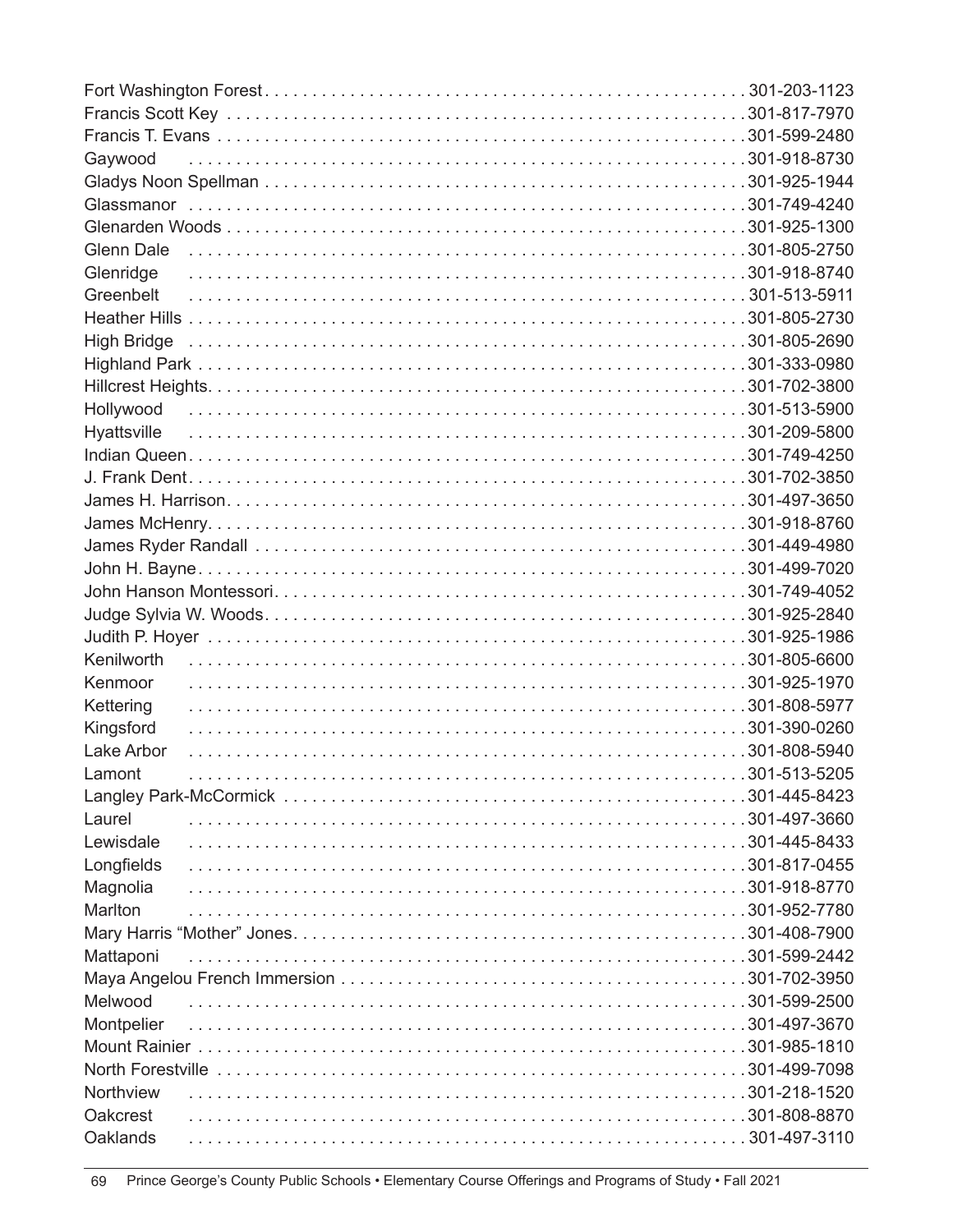Fort Washington Forest . . . . . . . . . . . . . . . . . . . . . . . . . . . . . . . . . . . . . . . . . . . . . . . . . . 301-203-1123
Francis Scott Key . . . . . . . . . . . . . . . . . . . . . . . . . . . . . . . . . . . . . . . . . . . . . . . . . . . . . 301-817-7970
Francis T. Evans . . . . . . . . . . . . . . . . . . . . . . . . . . . . . . . . . . . . . . . . . . . . . . . . . . . . . 301-599-2480
Gaywood . . . . . . . . . . . . . . . . . . . . . . . . . . . . . . . . . . . . . . . . . . . . . . . . . . . . . . 301-918-8730
Gladys Noon Spellman . . . . . . . . . . . . . . . . . . . . . . . . . . . . . . . . . . . . . . . . . . . . . . . . . 301-925-1944
Glassmanor . . . . . . . . . . . . . . . . . . . . . . . . . . . . . . . . . . . . . . . . . . . . . . . . . . . . . . 301-749-4240
Glenarden Woods . . . . . . . . . . . . . . . . . . . . . . . . . . . . . . . . . . . . . . . . . . . . . . . . . . . . 301-925-1300
Glenn Dale . . . . . . . . . . . . . . . . . . . . . . . . . . . . . . . . . . . . . . . . . . . . . . . . . . . . . . 301-805-2750
Glenridge . . . . . . . . . . . . . . . . . . . . . . . . . . . . . . . . . . . . . . . . . . . . . . . . . . . . . . 301-918-8740
Greenbelt . . . . . . . . . . . . . . . . . . . . . . . . . . . . . . . . . . . . . . . . . . . . . . . . . . . . . . 301-513-5911
Heather Hills . . . . . . . . . . . . . . . . . . . . . . . . . . . . . . . . . . . . . . . . . . . . . . . . . . . . . 301-805-2730
High Bridge . . . . . . . . . . . . . . . . . . . . . . . . . . . . . . . . . . . . . . . . . . . . . . . . . . . . . 301-805-2690
Highland Park . . . . . . . . . . . . . . . . . . . . . . . . . . . . . . . . . . . . . . . . . . . . . . . . . . . . 301-333-0980
Hillcrest Heights. . . . . . . . . . . . . . . . . . . . . . . . . . . . . . . . . . . . . . . . . . . . . . . . . . . . 301-702-3800
Hollywood . . . . . . . . . . . . . . . . . . . . . . . . . . . . . . . . . . . . . . . . . . . . . . . . . . . . . . 301-513-5900
Hyattsville . . . . . . . . . . . . . . . . . . . . . . . . . . . . . . . . . . . . . . . . . . . . . . . . . . . . . . 301-209-5800
Indian Queen. . . . . . . . . . . . . . . . . . . . . . . . . . . . . . . . . . . . . . . . . . . . . . . . . . . . . 301-749-4250
J. Frank Dent. . . . . . . . . . . . . . . . . . . . . . . . . . . . . . . . . . . . . . . . . . . . . . . . . . . . . 301-702-3850
James H. Harrison. . . . . . . . . . . . . . . . . . . . . . . . . . . . . . . . . . . . . . . . . . . . . . . . . . . 301-497-3650
James McHenry. . . . . . . . . . . . . . . . . . . . . . . . . . . . . . . . . . . . . . . . . . . . . . . . . . . . 301-918-8760
James Ryder Randall . . . . . . . . . . . . . . . . . . . . . . . . . . . . . . . . . . . . . . . . . . . . . . . . . 301-449-4980
John H. Bayne. . . . . . . . . . . . . . . . . . . . . . . . . . . . . . . . . . . . . . . . . . . . . . . . . . . . . 301-499-7020
John Hanson Montessori. . . . . . . . . . . . . . . . . . . . . . . . . . . . . . . . . . . . . . . . . . . . . . . . 301-749-4052
Judge Sylvia W. Woods. . . . . . . . . . . . . . . . . . . . . . . . . . . . . . . . . . . . . . . . . . . . . . . . 301-925-2840
Judith P. Hoyer . . . . . . . . . . . . . . . . . . . . . . . . . . . . . . . . . . . . . . . . . . . . . . . . . . . . 301-925-1986
Kenilworth . . . . . . . . . . . . . . . . . . . . . . . . . . . . . . . . . . . . . . . . . . . . . . . . . . . . . . 301-805-6600
Kenmoor . . . . . . . . . . . . . . . . . . . . . . . . . . . . . . . . . . . . . . . . . . . . . . . . . . . . . . . 301-925-1970
Kettering . . . . . . . . . . . . . . . . . . . . . . . . . . . . . . . . . . . . . . . . . . . . . . . . . . . . . . . 301-808-5977
Kingsford . . . . . . . . . . . . . . . . . . . . . . . . . . . . . . . . . . . . . . . . . . . . . . . . . . . . . . . 301-390-0260
Lake Arbor . . . . . . . . . . . . . . . . . . . . . . . . . . . . . . . . . . . . . . . . . . . . . . . . . . . . . . 301-808-5940
Lamont . . . . . . . . . . . . . . . . . . . . . . . . . . . . . . . . . . . . . . . . . . . . . . . . . . . . . . . . 301-513-5205
Langley Park-McCormick . . . . . . . . . . . . . . . . . . . . . . . . . . . . . . . . . . . . . . . . . . . . . . . 301-445-8423
Laurel . . . . . . . . . . . . . . . . . . . . . . . . . . . . . . . . . . . . . . . . . . . . . . . . . . . . . . . . 301-497-3660
Lewisdale . . . . . . . . . . . . . . . . . . . . . . . . . . . . . . . . . . . . . . . . . . . . . . . . . . . . . . 301-445-8433
Longfields . . . . . . . . . . . . . . . . . . . . . . . . . . . . . . . . . . . . . . . . . . . . . . . . . . . . . . 301-817-0455
Magnolia . . . . . . . . . . . . . . . . . . . . . . . . . . . . . . . . . . . . . . . . . . . . . . . . . . . . . . . 301-918-8770
Marlton . . . . . . . . . . . . . . . . . . . . . . . . . . . . . . . . . . . . . . . . . . . . . . . . . . . . . . . . 301-952-7780
Mary Harris "Mother" Jones. . . . . . . . . . . . . . . . . . . . . . . . . . . . . . . . . . . . . . . . . . . . . 301-408-7900
Mattaponi . . . . . . . . . . . . . . . . . . . . . . . . . . . . . . . . . . . . . . . . . . . . . . . . . . . . . . 301-599-2442
Maya Angelou French Immersion . . . . . . . . . . . . . . . . . . . . . . . . . . . . . . . . . . . . . . . . . . . 301-702-3950
Melwood . . . . . . . . . . . . . . . . . . . . . . . . . . . . . . . . . . . . . . . . . . . . . . . . . . . . . . . 301-599-2500
Montpelier . . . . . . . . . . . . . . . . . . . . . . . . . . . . . . . . . . . . . . . . . . . . . . . . . . . . . . 301-497-3670
Mount Rainier . . . . . . . . . . . . . . . . . . . . . . . . . . . . . . . . . . . . . . . . . . . . . . . . . . . . 301-985-1810
North Forestville . . . . . . . . . . . . . . . . . . . . . . . . . . . . . . . . . . . . . . . . . . . . . . . . . . . 301-499-7098
Northview . . . . . . . . . . . . . . . . . . . . . . . . . . . . . . . . . . . . . . . . . . . . . . . . . . . . . . 301-218-1520
Oakcrest . . . . . . . . . . . . . . . . . . . . . . . . . . . . . . . . . . . . . . . . . . . . . . . . . . . . . . . 301-808-8870
Oaklands . . . . . . . . . . . . . . . . . . . . . . . . . . . . . . . . . . . . . . . . . . . . . . . . . . . . . . . 301-497-3110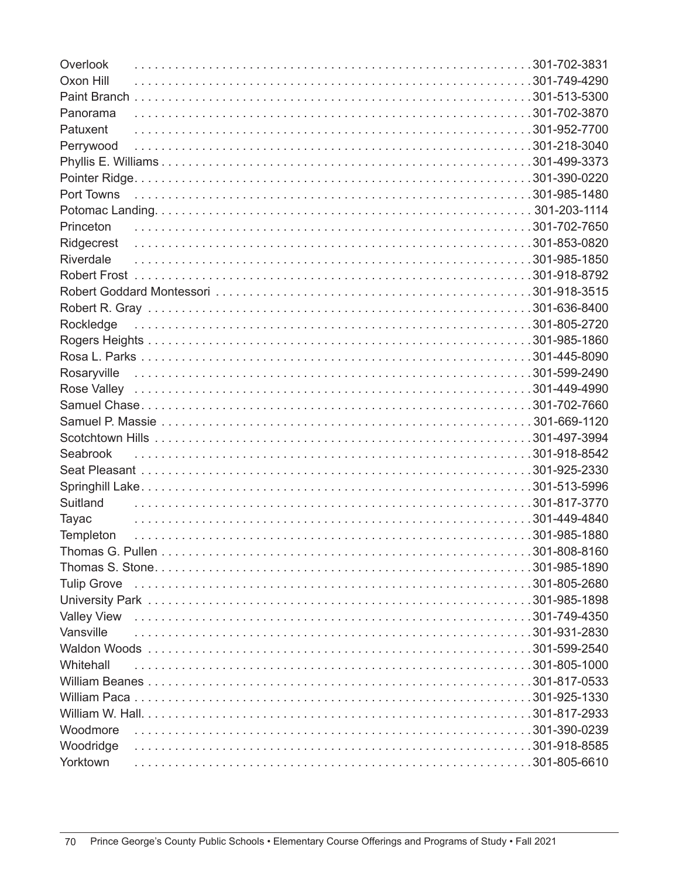| School | Phone |
|---|---|
| Overlook | 301-702-3831 |
| Oxon Hill | 301-749-4290 |
| Paint Branch | 301-513-5300 |
| Panorama | 301-702-3870 |
| Patuxent | 301-952-7700 |
| Perrywood | 301-218-3040 |
| Phyllis E. Williams | 301-499-3373 |
| Pointer Ridge | 301-390-0220 |
| Port Towns | 301-985-1480 |
| Potomac Landing | 301-203-1114 |
| Princeton | 301-702-7650 |
| Ridgecrest | 301-853-0820 |
| Riverdale | 301-985-1850 |
| Robert Frost | 301-918-8792 |
| Robert Goddard Montessori | 301-918-3515 |
| Robert R. Gray | 301-636-8400 |
| Rockledge | 301-805-2720 |
| Rogers Heights | 301-985-1860 |
| Rosa L. Parks | 301-445-8090 |
| Rosaryville | 301-599-2490 |
| Rose Valley | 301-449-4990 |
| Samuel Chase | 301-702-7660 |
| Samuel P. Massie | 301-669-1120 |
| Scotchtown Hills | 301-497-3994 |
| Seabrook | 301-918-8542 |
| Seat Pleasant | 301-925-2330 |
| Springhill Lake | 301-513-5996 |
| Suitland | 301-817-3770 |
| Tayac | 301-449-4840 |
| Templeton | 301-985-1880 |
| Thomas G. Pullen | 301-808-8160 |
| Thomas S. Stone | 301-985-1890 |
| Tulip Grove | 301-805-2680 |
| University Park | 301-985-1898 |
| Valley View | 301-749-4350 |
| Vansville | 301-931-2830 |
| Waldon Woods | 301-599-2540 |
| Whitehall | 301-805-1000 |
| William Beanes | 301-817-0533 |
| William Paca | 301-925-1330 |
| William W. Hall | 301-817-2933 |
| Woodmore | 301-390-0239 |
| Woodridge | 301-918-8585 |
| Yorktown | 301-805-6610 |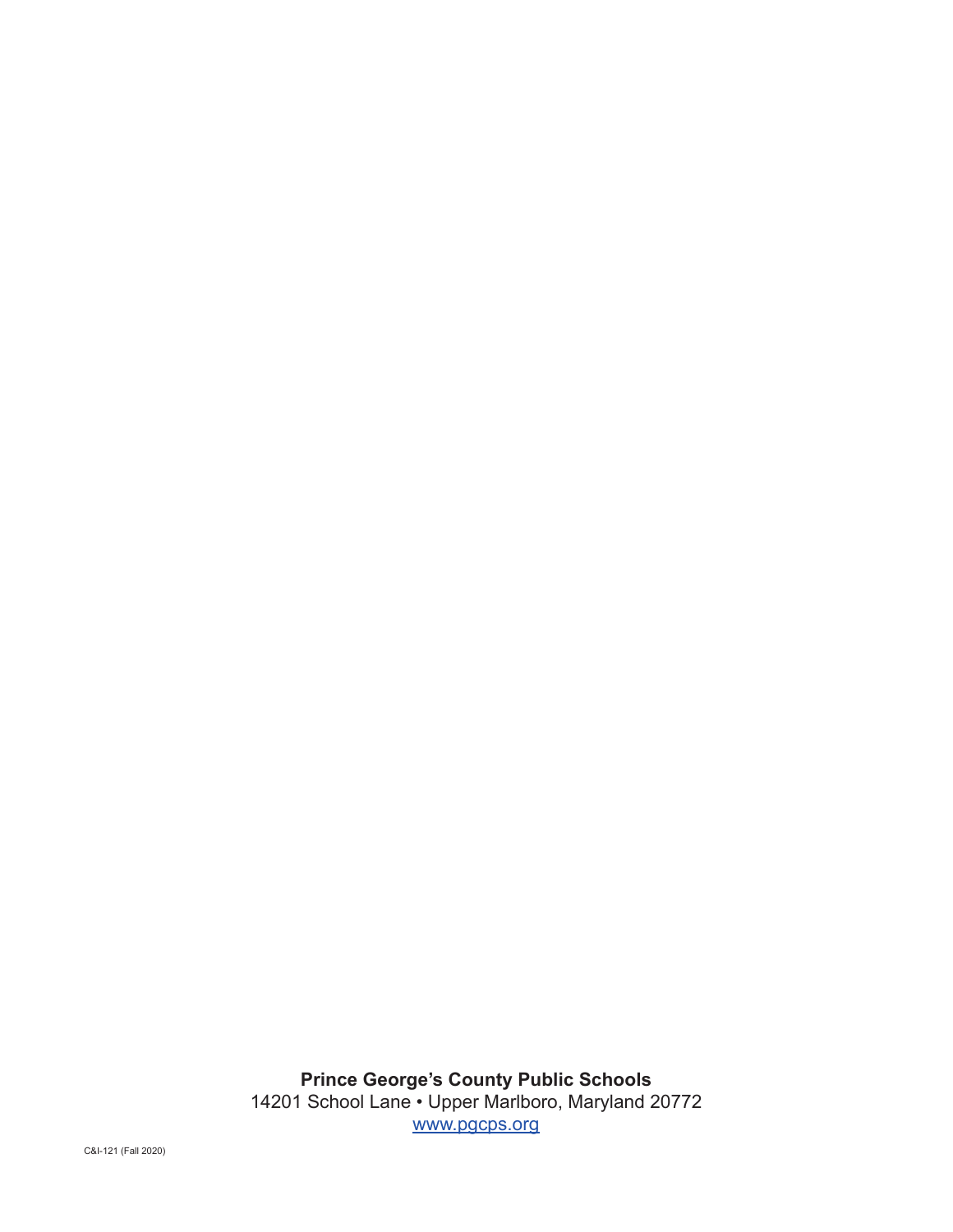**Prince George's County Public Schools**
14201 School Lane • Upper Marlboro, Maryland 20772
[www.pgcps.org](http://www.pgcps.org)

C&I-121 (Fall 2020)